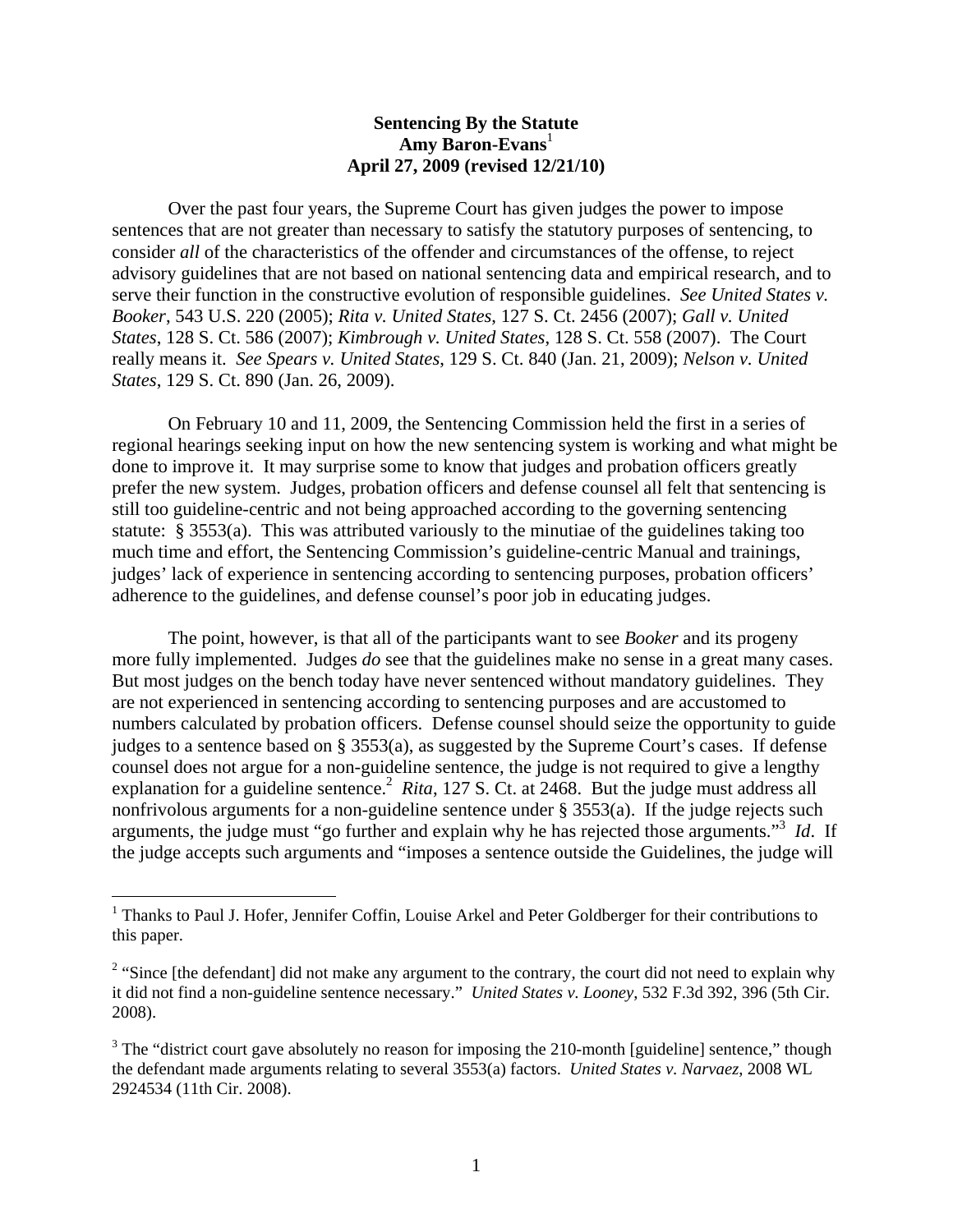**Sentencing By the Statute**
**Amy Baron-Evans**[1]
**April 27, 2009 (revised 12/21/10)**

Over the past four years, the Supreme Court has given judges the power to impose sentences that are not greater than necessary to satisfy the statutory purposes of sentencing, to consider *all* of the characteristics of the offender and circumstances of the offense, to reject advisory guidelines that are not based on national sentencing data and empirical research, and to serve their function in the constructive evolution of responsible guidelines. *See United States v. Booker*, 543 U.S. 220 (2005); *Rita v. United States*, 127 S. Ct. 2456 (2007); *Gall v. United States*, 128 S. Ct. 586 (2007); *Kimbrough v. United States*, 128 S. Ct. 558 (2007). The Court really means it. *See Spears v. United States*, 129 S. Ct. 840 (Jan. 21, 2009); *Nelson v. United States*, 129 S. Ct. 890 (Jan. 26, 2009).

On February 10 and 11, 2009, the Sentencing Commission held the first in a series of regional hearings seeking input on how the new sentencing system is working and what might be done to improve it. It may surprise some to know that judges and probation officers greatly prefer the new system. Judges, probation officers and defense counsel all felt that sentencing is still too guideline-centric and not being approached according to the governing sentencing statute: § 3553(a). This was attributed variously to the minutiae of the guidelines taking too much time and effort, the Sentencing Commission's guideline-centric Manual and trainings, judges' lack of experience in sentencing according to sentencing purposes, probation officers' adherence to the guidelines, and defense counsel's poor job in educating judges.

The point, however, is that all of the participants want to see *Booker* and its progeny more fully implemented. Judges *do* see that the guidelines make no sense in a great many cases. But most judges on the bench today have never sentenced without mandatory guidelines. They are not experienced in sentencing according to sentencing purposes and are accustomed to numbers calculated by probation officers. Defense counsel should seize the opportunity to guide judges to a sentence based on § 3553(a), as suggested by the Supreme Court's cases. If defense counsel does not argue for a non-guideline sentence, the judge is not required to give a lengthy explanation for a guideline sentence.[2] *Rita*, 127 S. Ct. at 2468. But the judge must address all nonfrivolous arguments for a non-guideline sentence under § 3553(a). If the judge rejects such arguments, the judge must "go further and explain why he has rejected those arguments."[3] *Id*. If the judge accepts such arguments and "imposes a sentence outside the Guidelines, the judge will

[1] Thanks to Paul J. Hofer, Jennifer Coffin, Louise Arkel and Peter Goldberger for their contributions to this paper.

[2] "Since [the defendant] did not make any argument to the contrary, the court did not need to explain why it did not find a non-guideline sentence necessary." *United States v. Looney*, 532 F.3d 392, 396 (5th Cir. 2008).

[3] The "district court gave absolutely no reason for imposing the 210-month [guideline] sentence," though the defendant made arguments relating to several 3553(a) factors. *United States v. Narvaez*, 2008 WL 2924534 (11th Cir. 2008).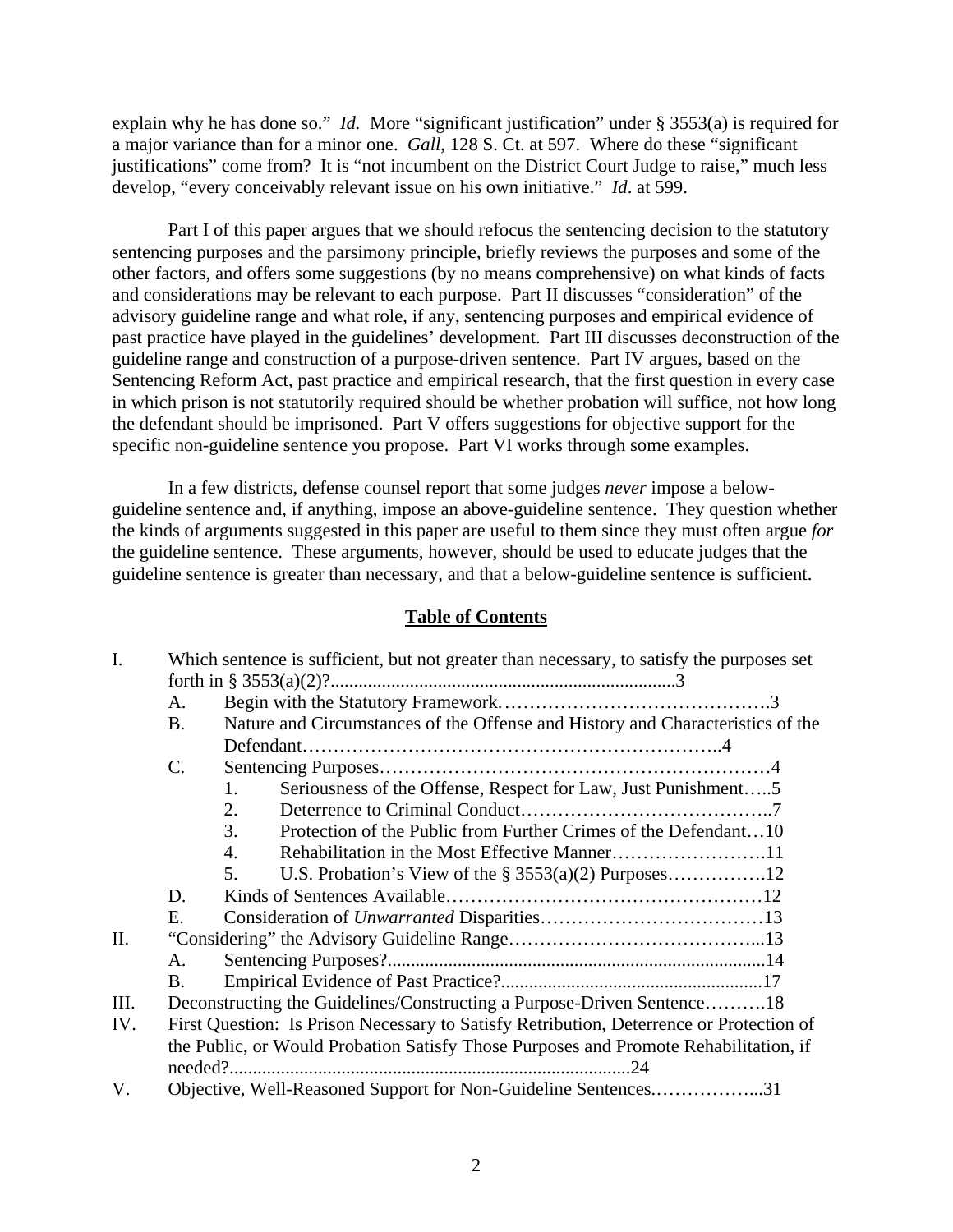explain why he has done so." *Id.* More "significant justification" under § 3553(a) is required for a major variance than for a minor one. *Gall*, 128 S. Ct. at 597. Where do these "significant justifications" come from? It is "not incumbent on the District Court Judge to raise," much less develop, "every conceivably relevant issue on his own initiative." *Id*. at 599.

Part I of this paper argues that we should refocus the sentencing decision to the statutory sentencing purposes and the parsimony principle, briefly reviews the purposes and some of the other factors, and offers some suggestions (by no means comprehensive) on what kinds of facts and considerations may be relevant to each purpose. Part II discusses "consideration" of the advisory guideline range and what role, if any, sentencing purposes and empirical evidence of past practice have played in the guidelines' development. Part III discusses deconstruction of the guideline range and construction of a purpose-driven sentence. Part IV argues, based on the Sentencing Reform Act, past practice and empirical research, that the first question in every case in which prison is not statutorily required should be whether probation will suffice, not how long the defendant should be imprisoned. Part V offers suggestions for objective support for the specific non-guideline sentence you propose. Part VI works through some examples.

In a few districts, defense counsel report that some judges *never* impose a below-guideline sentence and, if anything, impose an above-guideline sentence. They question whether the kinds of arguments suggested in this paper are useful to them since they must often argue *for* the guideline sentence. These arguments, however, should be used to educate judges that the guideline sentence is greater than necessary, and that a below-guideline sentence is sufficient.

## Table of Contents

I. Which sentence is sufficient, but not greater than necessary, to satisfy the purposes set forth in § 3553(a)(2)?.........................................................................3
  - A. Begin with the Statutory Framework……………………………………3
  - B. Nature and Circumstances of the Offense and History and Characteristics of the Defendant………………………………………………………..4
  - C. Sentencing Purposes……………………………………………………4
    1. Seriousness of the Offense, Respect for Law, Just Punishment…..5
    2. Deterrence to Criminal Conduct…………………………………..7
    3. Protection of the Public from Further Crimes of the Defendant…10
    4. Rehabilitation in the Most Effective Manner…………………….11
    5. U.S. Probation's View of the § 3553(a)(2) Purposes…………….12
  - D. Kinds of Sentences Available……………………………………………12
  - E. Consideration of *Unwarranted* Disparities………………………………13

II. "Considering" the Advisory Guideline Range…………………………………...13
  - A. Sentencing Purposes?................................................................................14
  - B. Empirical Evidence of Past Practice?........................................................17

III. Deconstructing the Guidelines/Constructing a Purpose-Driven Sentence……….18

IV. First Question: Is Prison Necessary to Satisfy Retribution, Deterrence or Protection of the Public, or Would Probation Satisfy Those Purposes and Promote Rehabilitation, if needed?.....................................................................................24

V. Objective, Well-Reasoned Support for Non-Guideline Sentences……………...31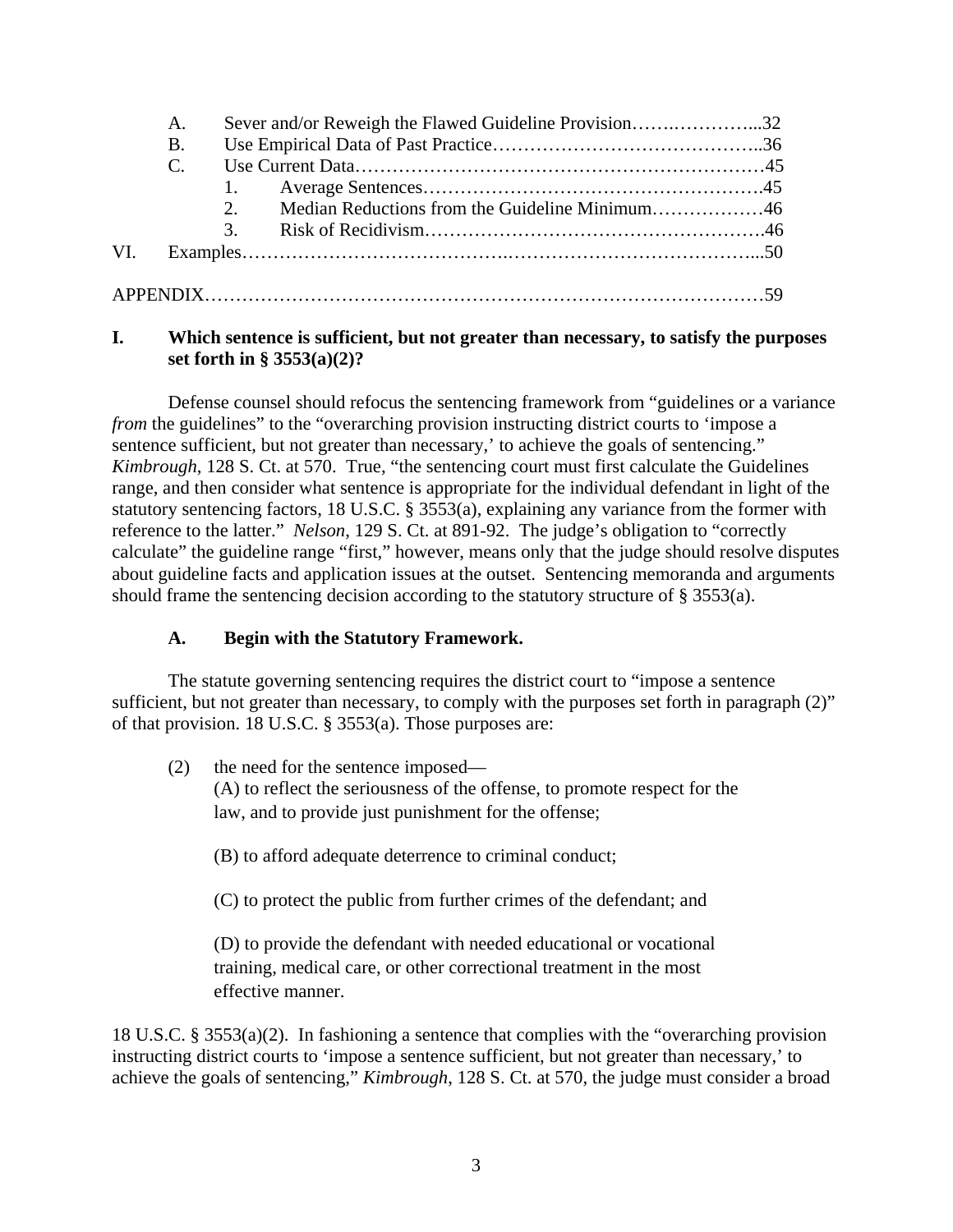A. Sever and/or Reweigh the Flawed Guideline Provision…….…………...32
B. Use Empirical Data of Past Practice……………………………………..36
C. Use Current Data…………………………………………………………45
1. Average Sentences………………………………………………45
2. Median Reductions from the Guideline Minimum………………46
3. Risk of Recidivism………………………………………………46

VI. Examples……………………………………………………………………...50

APPENDIX……………………………………………………………………………59

## I. Which sentence is sufficient, but not greater than necessary, to satisfy the purposes set forth in § 3553(a)(2)?

Defense counsel should refocus the sentencing framework from "guidelines or a variance *from* the guidelines" to the "overarching provision instructing district courts to 'impose a sentence sufficient, but not greater than necessary,' to achieve the goals of sentencing." *Kimbrough*, 128 S. Ct. at 570. True, "the sentencing court must first calculate the Guidelines range, and then consider what sentence is appropriate for the individual defendant in light of the statutory sentencing factors, 18 U.S.C. § 3553(a), explaining any variance from the former with reference to the latter." *Nelson*, 129 S. Ct. at 891-92. The judge's obligation to "correctly calculate" the guideline range "first," however, means only that the judge should resolve disputes about guideline facts and application issues at the outset. Sentencing memoranda and arguments should frame the sentencing decision according to the statutory structure of § 3553(a).

### A. Begin with the Statutory Framework.

The statute governing sentencing requires the district court to "impose a sentence sufficient, but not greater than necessary, to comply with the purposes set forth in paragraph (2)" of that provision. 18 U.S.C. § 3553(a). Those purposes are:

(2) the need for the sentence imposed—

(A) to reflect the seriousness of the offense, to promote respect for the law, and to provide just punishment for the offense;

(B) to afford adequate deterrence to criminal conduct;

(C) to protect the public from further crimes of the defendant; and

(D) to provide the defendant with needed educational or vocational training, medical care, or other correctional treatment in the most effective manner.

18 U.S.C. § 3553(a)(2). In fashioning a sentence that complies with the "overarching provision instructing district courts to 'impose a sentence sufficient, but not greater than necessary,' to achieve the goals of sentencing," *Kimbrough*, 128 S. Ct. at 570, the judge must consider a broad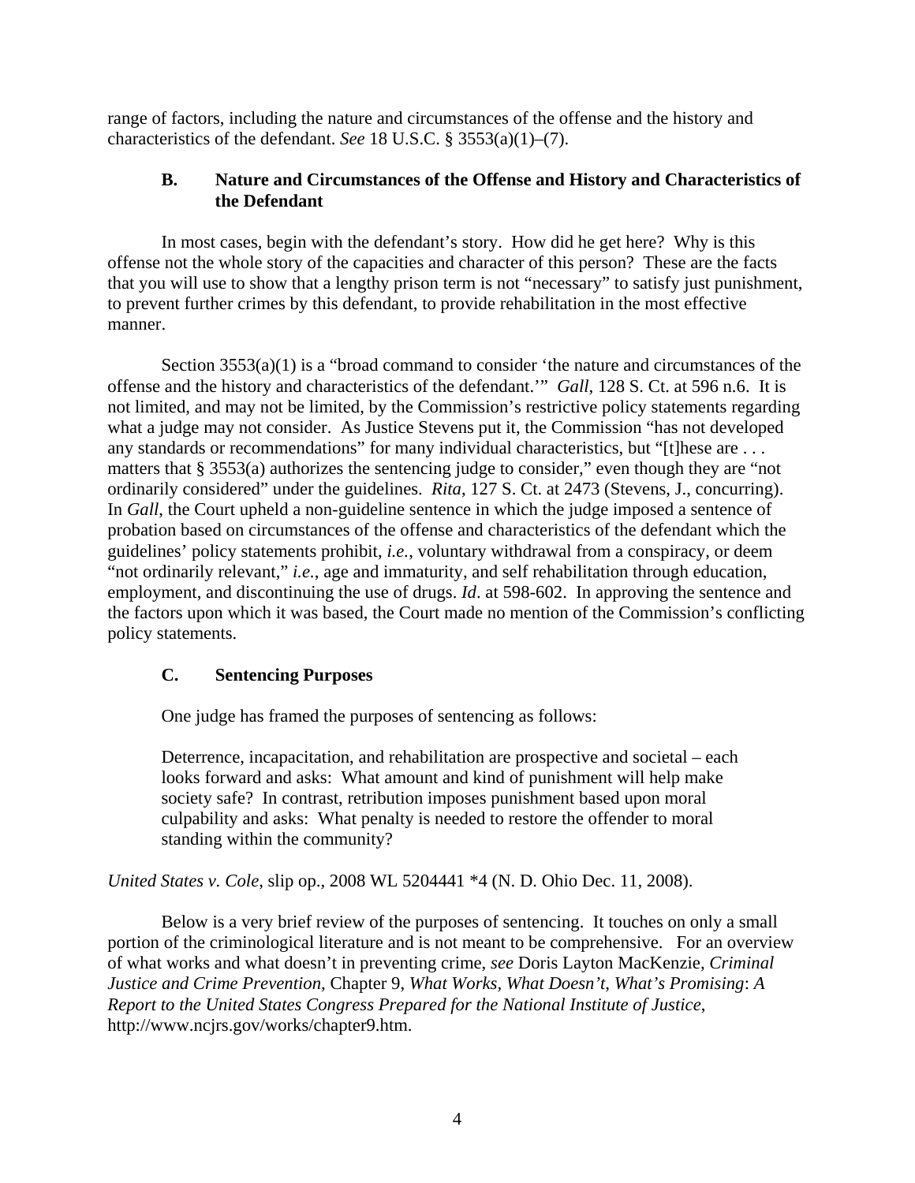range of factors, including the nature and circumstances of the offense and the history and characteristics of the defendant. *See* 18 U.S.C. § 3553(a)(1)–(7).

### B. Nature and Circumstances of the Offense and History and Characteristics of the Defendant

In most cases, begin with the defendant's story. How did he get here? Why is this offense not the whole story of the capacities and character of this person? These are the facts that you will use to show that a lengthy prison term is not "necessary" to satisfy just punishment, to prevent further crimes by this defendant, to provide rehabilitation in the most effective manner.

Section 3553(a)(1) is a "broad command to consider 'the nature and circumstances of the offense and the history and characteristics of the defendant.'" *Gall*, 128 S. Ct. at 596 n.6. It is not limited, and may not be limited, by the Commission's restrictive policy statements regarding what a judge may not consider. As Justice Stevens put it, the Commission "has not developed any standards or recommendations" for many individual characteristics, but "[t]hese are . . . matters that § 3553(a) authorizes the sentencing judge to consider," even though they are "not ordinarily considered" under the guidelines. *Rita*, 127 S. Ct. at 2473 (Stevens, J., concurring). In *Gall*, the Court upheld a non-guideline sentence in which the judge imposed a sentence of probation based on circumstances of the offense and characteristics of the defendant which the guidelines' policy statements prohibit, *i.e.*, voluntary withdrawal from a conspiracy, or deem "not ordinarily relevant," *i.e.*, age and immaturity, and self rehabilitation through education, employment, and discontinuing the use of drugs. *Id*. at 598-602. In approving the sentence and the factors upon which it was based, the Court made no mention of the Commission's conflicting policy statements.

### C. Sentencing Purposes

One judge has framed the purposes of sentencing as follows:

> Deterrence, incapacitation, and rehabilitation are prospective and societal – each looks forward and asks: What amount and kind of punishment will help make society safe? In contrast, retribution imposes punishment based upon moral culpability and asks: What penalty is needed to restore the offender to moral standing within the community?

*United States v. Cole*, slip op., 2008 WL 5204441 *4 (N. D. Ohio Dec. 11, 2008).

Below is a very brief review of the purposes of sentencing. It touches on only a small portion of the criminological literature and is not meant to be comprehensive. For an overview of what works and what doesn't in preventing crime, *see* Doris Layton MacKenzie, *Criminal Justice and Crime Prevention*, Chapter 9, *What Works, What Doesn't, What's Promising*: *A Report to the United States Congress Prepared for the National Institute of Justice*, http://www.ncjrs.gov/works/chapter9.htm.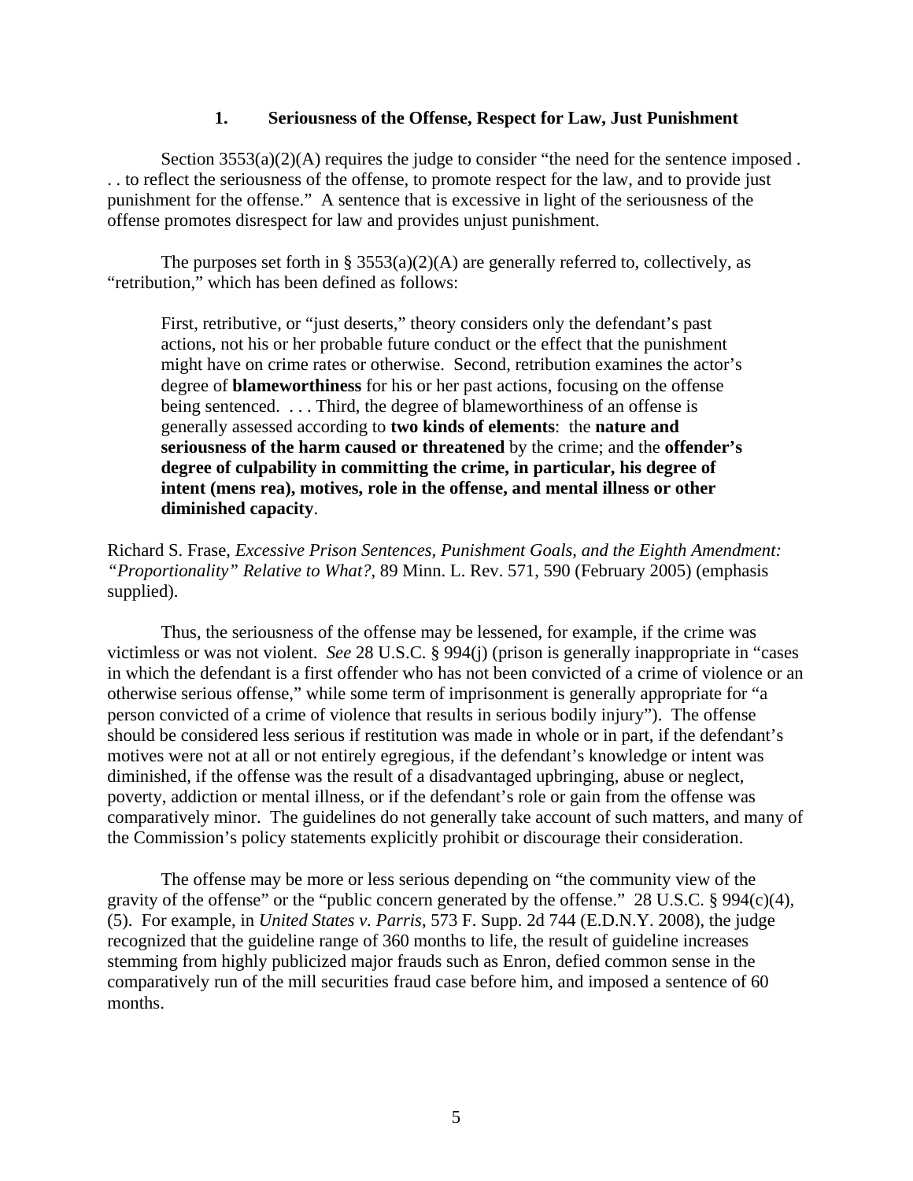### 1. Seriousness of the Offense, Respect for Law, Just Punishment

Section 3553(a)(2)(A) requires the judge to consider "the need for the sentence imposed . . . to reflect the seriousness of the offense, to promote respect for the law, and to provide just punishment for the offense." A sentence that is excessive in light of the seriousness of the offense promotes disrespect for law and provides unjust punishment.

The purposes set forth in § 3553(a)(2)(A) are generally referred to, collectively, as "retribution," which has been defined as follows:

> First, retributive, or "just deserts," theory considers only the defendant's past actions, not his or her probable future conduct or the effect that the punishment might have on crime rates or otherwise. Second, retribution examines the actor's degree of **blameworthiness** for his or her past actions, focusing on the offense being sentenced. . . . Third, the degree of blameworthiness of an offense is generally assessed according to **two kinds of elements**: the **nature and seriousness of the harm caused or threatened** by the crime; and the **offender's degree of culpability in committing the crime, in particular, his degree of intent (mens rea), motives, role in the offense, and mental illness or other diminished capacity**.

Richard S. Frase, *Excessive Prison Sentences, Punishment Goals, and the Eighth Amendment: "Proportionality" Relative to What?*, 89 Minn. L. Rev. 571, 590 (February 2005) (emphasis supplied).

Thus, the seriousness of the offense may be lessened, for example, if the crime was victimless or was not violent. *See* 28 U.S.C. § 994(j) (prison is generally inappropriate in "cases in which the defendant is a first offender who has not been convicted of a crime of violence or an otherwise serious offense," while some term of imprisonment is generally appropriate for "a person convicted of a crime of violence that results in serious bodily injury"). The offense should be considered less serious if restitution was made in whole or in part, if the defendant's motives were not at all or not entirely egregious, if the defendant's knowledge or intent was diminished, if the offense was the result of a disadvantaged upbringing, abuse or neglect, poverty, addiction or mental illness, or if the defendant's role or gain from the offense was comparatively minor. The guidelines do not generally take account of such matters, and many of the Commission's policy statements explicitly prohibit or discourage their consideration.

The offense may be more or less serious depending on "the community view of the gravity of the offense" or the "public concern generated by the offense." 28 U.S.C. § 994(c)(4), (5). For example, in *United States v. Parris*, 573 F. Supp. 2d 744 (E.D.N.Y. 2008), the judge recognized that the guideline range of 360 months to life, the result of guideline increases stemming from highly publicized major frauds such as Enron, defied common sense in the comparatively run of the mill securities fraud case before him, and imposed a sentence of 60 months.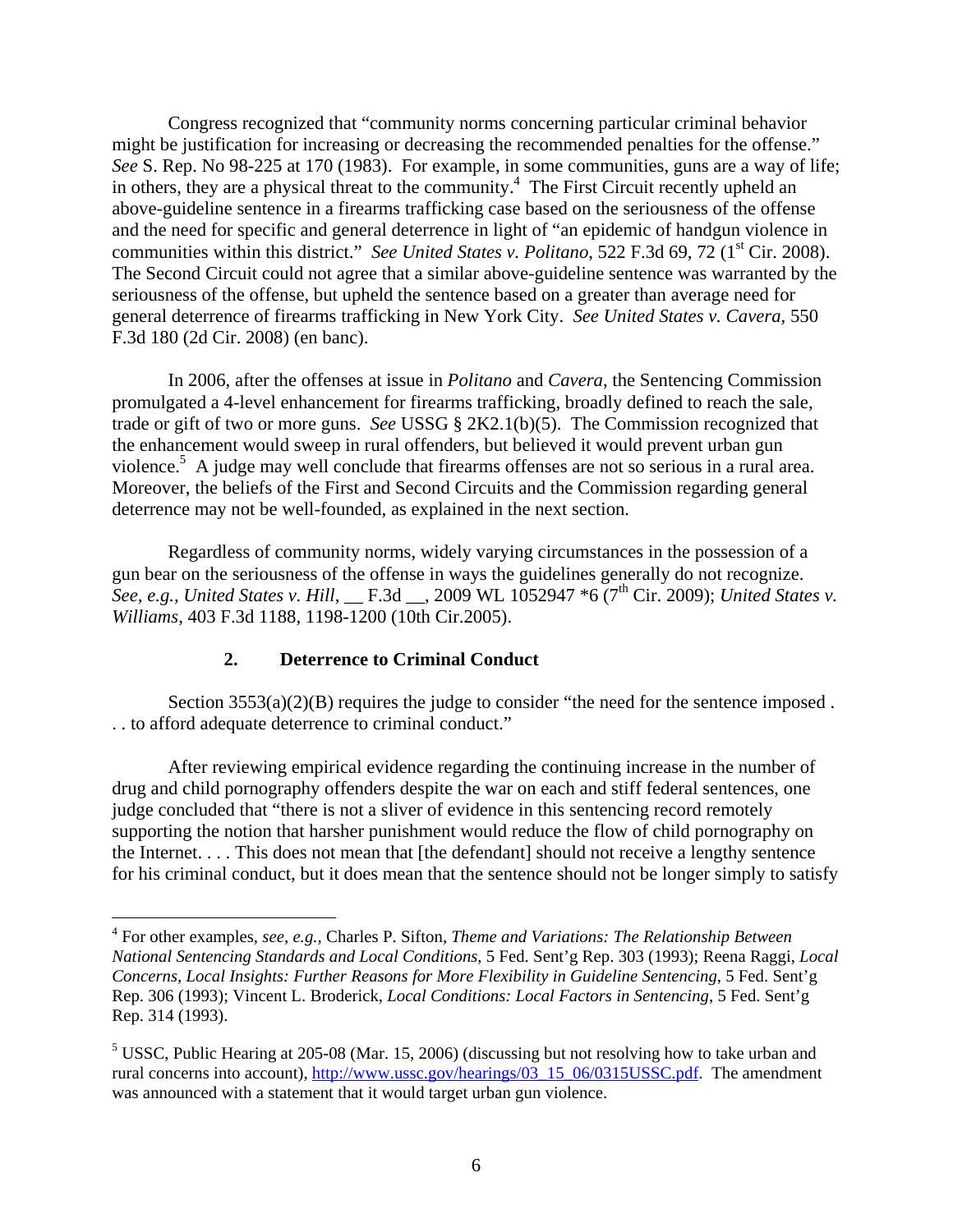Congress recognized that "community norms concerning particular criminal behavior might be justification for increasing or decreasing the recommended penalties for the offense." *See* S. Rep. No 98-225 at 170 (1983). For example, in some communities, guns are a way of life; in others, they are a physical threat to the community.[4] The First Circuit recently upheld an above-guideline sentence in a firearms trafficking case based on the seriousness of the offense and the need for specific and general deterrence in light of "an epidemic of handgun violence in communities within this district." *See United States v. Politano*, 522 F.3d 69, 72 (1st Cir. 2008). The Second Circuit could not agree that a similar above-guideline sentence was warranted by the seriousness of the offense, but upheld the sentence based on a greater than average need for general deterrence of firearms trafficking in New York City. *See United States v. Cavera*, 550 F.3d 180 (2d Cir. 2008) (en banc).

In 2006, after the offenses at issue in *Politano* and *Cavera*, the Sentencing Commission promulgated a 4-level enhancement for firearms trafficking, broadly defined to reach the sale, trade or gift of two or more guns. *See* USSG § 2K2.1(b)(5). The Commission recognized that the enhancement would sweep in rural offenders, but believed it would prevent urban gun violence.[5] A judge may well conclude that firearms offenses are not so serious in a rural area. Moreover, the beliefs of the First and Second Circuits and the Commission regarding general deterrence may not be well-founded, as explained in the next section.

Regardless of community norms, widely varying circumstances in the possession of a gun bear on the seriousness of the offense in ways the guidelines generally do not recognize. *See, e.g., United States v. Hill*, __ F.3d __, 2009 WL 1052947 *6 (7th Cir. 2009); *United States v. Williams*, 403 F.3d 1188, 1198-1200 (10th Cir.2005).

### 2. Deterrence to Criminal Conduct

Section 3553(a)(2)(B) requires the judge to consider "the need for the sentence imposed . . . to afford adequate deterrence to criminal conduct."

After reviewing empirical evidence regarding the continuing increase in the number of drug and child pornography offenders despite the war on each and stiff federal sentences, one judge concluded that "there is not a sliver of evidence in this sentencing record remotely supporting the notion that harsher punishment would reduce the flow of child pornography on the Internet. . . . This does not mean that [the defendant] should not receive a lengthy sentence for his criminal conduct, but it does mean that the sentence should not be longer simply to satisfy

---

[4] For other examples, *see, e.g.*, Charles P. Sifton, *Theme and Variations: The Relationship Between National Sentencing Standards and Local Conditions*, 5 Fed. Sent'g Rep. 303 (1993); Reena Raggi, *Local Concerns, Local Insights: Further Reasons for More Flexibility in Guideline Sentencing*, 5 Fed. Sent'g Rep. 306 (1993); Vincent L. Broderick, *Local Conditions: Local Factors in Sentencing*, 5 Fed. Sent'g Rep. 314 (1993).

[5] USSC, Public Hearing at 205-08 (Mar. 15, 2006) (discussing but not resolving how to take urban and rural concerns into account), http://www.ussc.gov/hearings/03_15_06/0315USSC.pdf. The amendment was announced with a statement that it would target urban gun violence.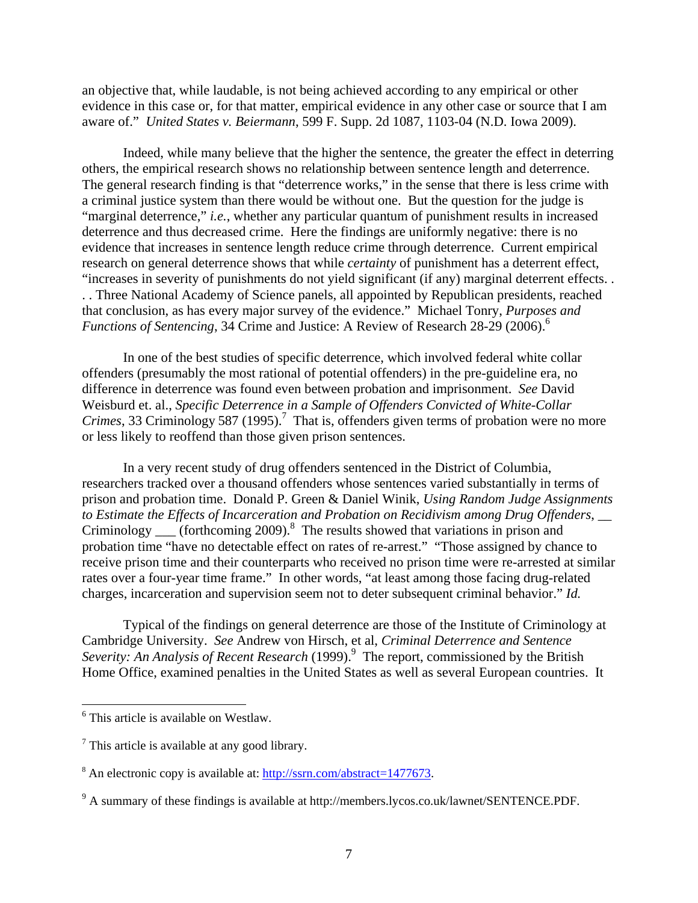an objective that, while laudable, is not being achieved according to any empirical or other evidence in this case or, for that matter, empirical evidence in any other case or source that I am aware of." *United States v. Beiermann*, 599 F. Supp. 2d 1087, 1103-04 (N.D. Iowa 2009).

Indeed, while many believe that the higher the sentence, the greater the effect in deterring others, the empirical research shows no relationship between sentence length and deterrence. The general research finding is that "deterrence works," in the sense that there is less crime with a criminal justice system than there would be without one. But the question for the judge is "marginal deterrence," *i.e.*, whether any particular quantum of punishment results in increased deterrence and thus decreased crime. Here the findings are uniformly negative: there is no evidence that increases in sentence length reduce crime through deterrence. Current empirical research on general deterrence shows that while *certainty* of punishment has a deterrent effect, "increases in severity of punishments do not yield significant (if any) marginal deterrent effects. . . . Three National Academy of Science panels, all appointed by Republican presidents, reached that conclusion, as has every major survey of the evidence." Michael Tonry, *Purposes and Functions of Sentencing*, 34 Crime and Justice: A Review of Research 28-29 (2006).[6]

In one of the best studies of specific deterrence, which involved federal white collar offenders (presumably the most rational of potential offenders) in the pre-guideline era, no difference in deterrence was found even between probation and imprisonment. *See* David Weisburd et. al., *Specific Deterrence in a Sample of Offenders Convicted of White-Collar Crimes*, 33 Criminology 587 (1995).[7] That is, offenders given terms of probation were no more or less likely to reoffend than those given prison sentences.

In a very recent study of drug offenders sentenced in the District of Columbia, researchers tracked over a thousand offenders whose sentences varied substantially in terms of prison and probation time. Donald P. Green & Daniel Winik, *Using Random Judge Assignments to Estimate the Effects of Incarceration and Probation on Recidivism among Drug Offenders*, __ Criminology ___ (forthcoming 2009).[8] The results showed that variations in prison and probation time "have no detectable effect on rates of re-arrest." "Those assigned by chance to receive prison time and their counterparts who received no prison time were re-arrested at similar rates over a four-year time frame." In other words, "at least among those facing drug-related charges, incarceration and supervision seem not to deter subsequent criminal behavior." *Id.*

Typical of the findings on general deterrence are those of the Institute of Criminology at Cambridge University. *See* Andrew von Hirsch, et al, *Criminal Deterrence and Sentence Severity: An Analysis of Recent Research* (1999).[9] The report, commissioned by the British Home Office, examined penalties in the United States as well as several European countries. It

---

[6] This article is available on Westlaw.

[7] This article is available at any good library.

[8] An electronic copy is available at: http://ssrn.com/abstract=1477673.

[9] A summary of these findings is available at http://members.lycos.co.uk/lawnet/SENTENCE.PDF.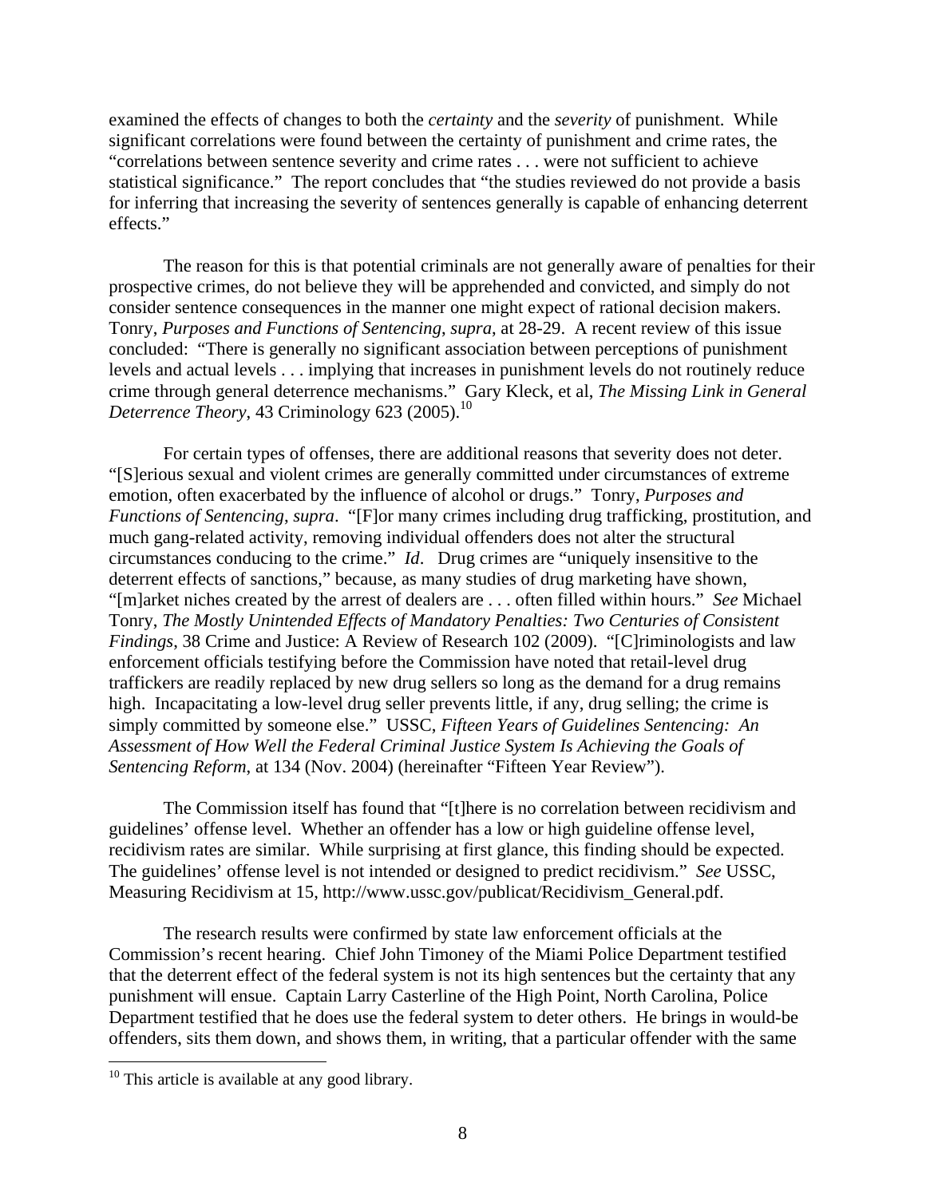examined the effects of changes to both the *certainty* and the *severity* of punishment. While significant correlations were found between the certainty of punishment and crime rates, the "correlations between sentence severity and crime rates . . . were not sufficient to achieve statistical significance." The report concludes that "the studies reviewed do not provide a basis for inferring that increasing the severity of sentences generally is capable of enhancing deterrent effects."

The reason for this is that potential criminals are not generally aware of penalties for their prospective crimes, do not believe they will be apprehended and convicted, and simply do not consider sentence consequences in the manner one might expect of rational decision makers. Tonry, *Purposes and Functions of Sentencing*, *supra*, at 28-29. A recent review of this issue concluded: "There is generally no significant association between perceptions of punishment levels and actual levels . . . implying that increases in punishment levels do not routinely reduce crime through general deterrence mechanisms." Gary Kleck, et al, *The Missing Link in General Deterrence Theory*, 43 Criminology 623 (2005).[10]

For certain types of offenses, there are additional reasons that severity does not deter. "[S]erious sexual and violent crimes are generally committed under circumstances of extreme emotion, often exacerbated by the influence of alcohol or drugs." Tonry, *Purposes and Functions of Sentencing*, *supra*. "[F]or many crimes including drug trafficking, prostitution, and much gang-related activity, removing individual offenders does not alter the structural circumstances conducing to the crime." *Id*. Drug crimes are "uniquely insensitive to the deterrent effects of sanctions," because, as many studies of drug marketing have shown, "[m]arket niches created by the arrest of dealers are . . . often filled within hours." *See* Michael Tonry, *The Mostly Unintended Effects of Mandatory Penalties: Two Centuries of Consistent Findings*, 38 Crime and Justice: A Review of Research 102 (2009). "[C]riminologists and law enforcement officials testifying before the Commission have noted that retail-level drug traffickers are readily replaced by new drug sellers so long as the demand for a drug remains high. Incapacitating a low-level drug seller prevents little, if any, drug selling; the crime is simply committed by someone else." USSC, *Fifteen Years of Guidelines Sentencing: An Assessment of How Well the Federal Criminal Justice System Is Achieving the Goals of Sentencing Reform*, at 134 (Nov. 2004) (hereinafter "Fifteen Year Review").

The Commission itself has found that "[t]here is no correlation between recidivism and guidelines' offense level. Whether an offender has a low or high guideline offense level, recidivism rates are similar. While surprising at first glance, this finding should be expected. The guidelines' offense level is not intended or designed to predict recidivism." *See* USSC, Measuring Recidivism at 15, http://www.ussc.gov/publicat/Recidivism_General.pdf.

The research results were confirmed by state law enforcement officials at the Commission's recent hearing. Chief John Timoney of the Miami Police Department testified that the deterrent effect of the federal system is not its high sentences but the certainty that any punishment will ensue. Captain Larry Casterline of the High Point, North Carolina, Police Department testified that he does use the federal system to deter others. He brings in would-be offenders, sits them down, and shows them, in writing, that a particular offender with the same

[10] This article is available at any good library.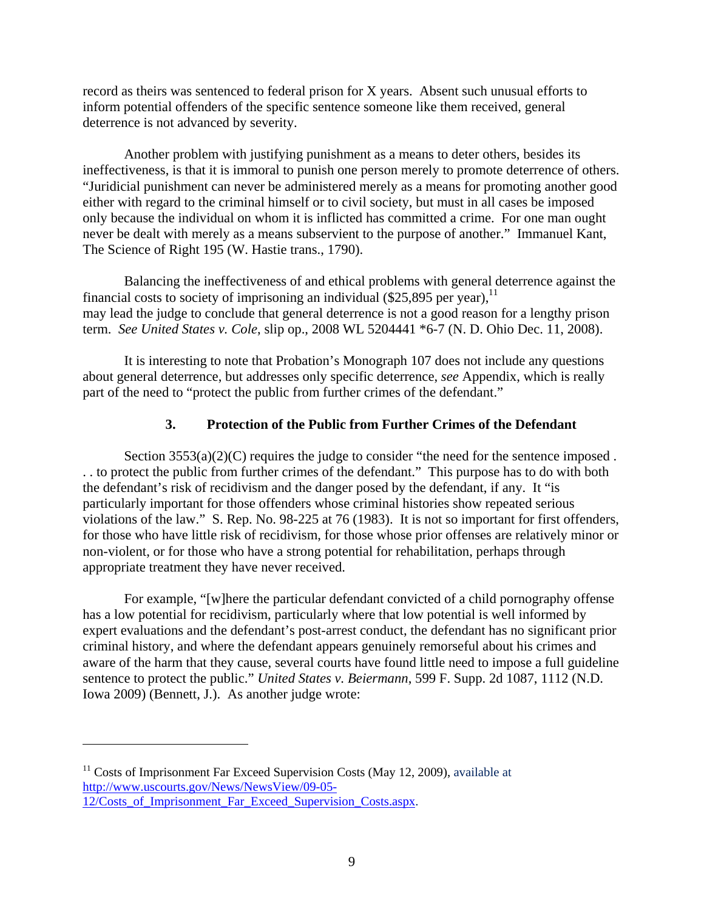record as theirs was sentenced to federal prison for X years. Absent such unusual efforts to inform potential offenders of the specific sentence someone like them received, general deterrence is not advanced by severity.

Another problem with justifying punishment as a means to deter others, besides its ineffectiveness, is that it is immoral to punish one person merely to promote deterrence of others. "Juridicial punishment can never be administered merely as a means for promoting another good either with regard to the criminal himself or to civil society, but must in all cases be imposed only because the individual on whom it is inflicted has committed a crime. For one man ought never be dealt with merely as a means subservient to the purpose of another." Immanuel Kant, The Science of Right 195 (W. Hastie trans., 1790).

Balancing the ineffectiveness of and ethical problems with general deterrence against the financial costs to society of imprisoning an individual ($25,895 per year),[11] may lead the judge to conclude that general deterrence is not a good reason for a lengthy prison term. *See United States v. Cole*, slip op., 2008 WL 5204441 *6-7 (N. D. Ohio Dec. 11, 2008).

It is interesting to note that Probation's Monograph 107 does not include any questions about general deterrence, but addresses only specific deterrence, *see* Appendix, which is really part of the need to "protect the public from further crimes of the defendant."

### 3. Protection of the Public from Further Crimes of the Defendant

Section 3553(a)(2)(C) requires the judge to consider "the need for the sentence imposed . . . to protect the public from further crimes of the defendant." This purpose has to do with both the defendant's risk of recidivism and the danger posed by the defendant, if any. It "is particularly important for those offenders whose criminal histories show repeated serious violations of the law." S. Rep. No. 98-225 at 76 (1983). It is not so important for first offenders, for those who have little risk of recidivism, for those whose prior offenses are relatively minor or non-violent, or for those who have a strong potential for rehabilitation, perhaps through appropriate treatment they have never received.

For example, "[w]here the particular defendant convicted of a child pornography offense has a low potential for recidivism, particularly where that low potential is well informed by expert evaluations and the defendant's post-arrest conduct, the defendant has no significant prior criminal history, and where the defendant appears genuinely remorseful about his crimes and aware of the harm that they cause, several courts have found little need to impose a full guideline sentence to protect the public." *United States v. Beiermann*, 599 F. Supp. 2d 1087, 1112 (N.D. Iowa 2009) (Bennett, J.). As another judge wrote:

---

[11] Costs of Imprisonment Far Exceed Supervision Costs (May 12, 2009), available at http://www.uscourts.gov/News/NewsView/09-05-12/Costs_of_Imprisonment_Far_Exceed_Supervision_Costs.aspx.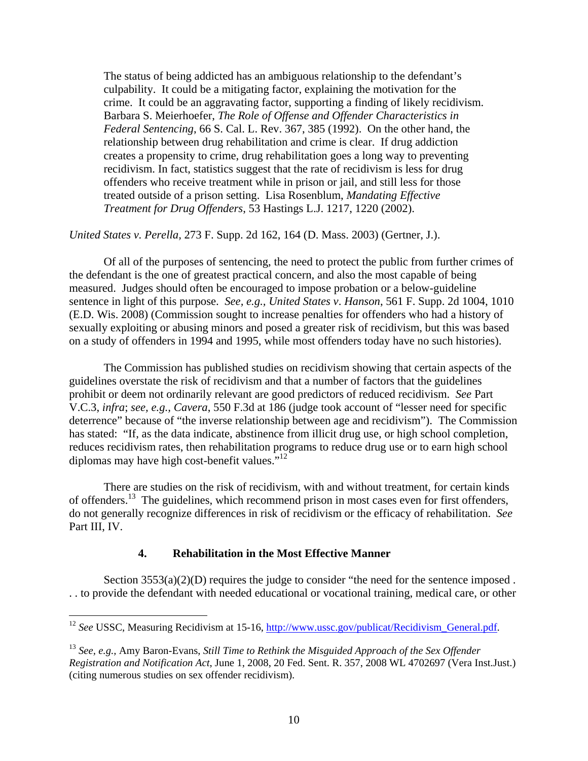> The status of being addicted has an ambiguous relationship to the defendant's culpability. It could be a mitigating factor, explaining the motivation for the crime. It could be an aggravating factor, supporting a finding of likely recidivism. Barbara S. Meierhoefer, *The Role of Offense and Offender Characteristics in Federal Sentencing*, 66 S. Cal. L. Rev. 367, 385 (1992). On the other hand, the relationship between drug rehabilitation and crime is clear. If drug addiction creates a propensity to crime, drug rehabilitation goes a long way to preventing recidivism. In fact, statistics suggest that the rate of recidivism is less for drug offenders who receive treatment while in prison or jail, and still less for those treated outside of a prison setting. Lisa Rosenblum, *Mandating Effective Treatment for Drug Offenders*, 53 Hastings L.J. 1217, 1220 (2002).

*United States v. Perella*, 273 F. Supp. 2d 162, 164 (D. Mass. 2003) (Gertner, J.).

Of all of the purposes of sentencing, the need to protect the public from further crimes of the defendant is the one of greatest practical concern, and also the most capable of being measured. Judges should often be encouraged to impose probation or a below-guideline sentence in light of this purpose. *See, e.g.*, *United States v. Hanson*, 561 F. Supp. 2d 1004, 1010 (E.D. Wis. 2008) (Commission sought to increase penalties for offenders who had a history of sexually exploiting or abusing minors and posed a greater risk of recidivism, but this was based on a study of offenders in 1994 and 1995, while most offenders today have no such histories).

The Commission has published studies on recidivism showing that certain aspects of the guidelines overstate the risk of recidivism and that a number of factors that the guidelines prohibit or deem not ordinarily relevant are good predictors of reduced recidivism. *See* Part V.C.3, *infra*; *see, e.g., Cavera*, 550 F.3d at 186 (judge took account of "lesser need for specific deterrence" because of "the inverse relationship between age and recidivism"). The Commission has stated: "If, as the data indicate, abstinence from illicit drug use, or high school completion, reduces recidivism rates, then rehabilitation programs to reduce drug use or to earn high school diplomas may have high cost-benefit values."[12]

There are studies on the risk of recidivism, with and without treatment, for certain kinds of offenders.[13] The guidelines, which recommend prison in most cases even for first offenders, do not generally recognize differences in risk of recidivism or the efficacy of rehabilitation. *See* Part III, IV.

#### 4. Rehabilitation in the Most Effective Manner

Section 3553(a)(2)(D) requires the judge to consider "the need for the sentence imposed . . . to provide the defendant with needed educational or vocational training, medical care, or other

---

[12] *See* USSC, Measuring Recidivism at 15-16, http://www.ussc.gov/publicat/Recidivism_General.pdf.

[13] *See, e.g.,* Amy Baron-Evans, *Still Time to Rethink the Misguided Approach of the Sex Offender Registration and Notification Act*, June 1, 2008, 20 Fed. Sent. R. 357, 2008 WL 4702697 (Vera Inst.Just.) (citing numerous studies on sex offender recidivism).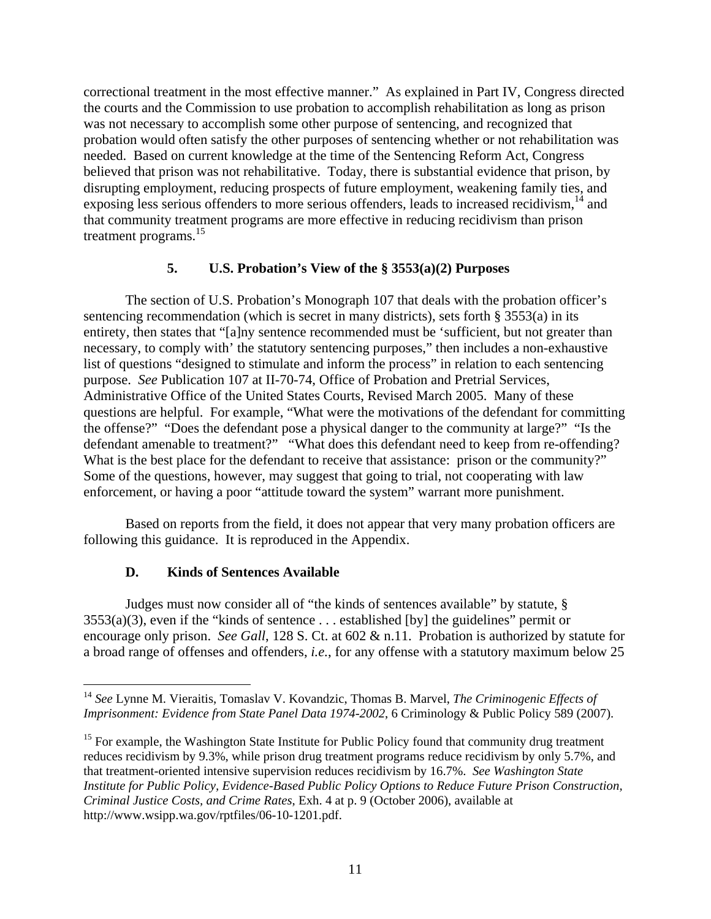correctional treatment in the most effective manner." As explained in Part IV, Congress directed the courts and the Commission to use probation to accomplish rehabilitation as long as prison was not necessary to accomplish some other purpose of sentencing, and recognized that probation would often satisfy the other purposes of sentencing whether or not rehabilitation was needed. Based on current knowledge at the time of the Sentencing Reform Act, Congress believed that prison was not rehabilitative. Today, there is substantial evidence that prison, by disrupting employment, reducing prospects of future employment, weakening family ties, and exposing less serious offenders to more serious offenders, leads to increased recidivism,[14] and that community treatment programs are more effective in reducing recidivism than prison treatment programs.[15]

### 5. U.S. Probation's View of the § 3553(a)(2) Purposes

The section of U.S. Probation's Monograph 107 that deals with the probation officer's sentencing recommendation (which is secret in many districts), sets forth § 3553(a) in its entirety, then states that "[a]ny sentence recommended must be 'sufficient, but not greater than necessary, to comply with' the statutory sentencing purposes," then includes a non-exhaustive list of questions "designed to stimulate and inform the process" in relation to each sentencing purpose. *See* Publication 107 at II-70-74, Office of Probation and Pretrial Services, Administrative Office of the United States Courts, Revised March 2005. Many of these questions are helpful. For example, "What were the motivations of the defendant for committing the offense?" "Does the defendant pose a physical danger to the community at large?" "Is the defendant amenable to treatment?" "What does this defendant need to keep from re-offending? What is the best place for the defendant to receive that assistance: prison or the community?" Some of the questions, however, may suggest that going to trial, not cooperating with law enforcement, or having a poor "attitude toward the system" warrant more punishment.

Based on reports from the field, it does not appear that very many probation officers are following this guidance. It is reproduced in the Appendix.

## D. Kinds of Sentences Available

Judges must now consider all of "the kinds of sentences available" by statute, § 3553(a)(3), even if the "kinds of sentence . . . established [by] the guidelines" permit or encourage only prison. *See Gall*, 128 S. Ct. at 602 & n.11. Probation is authorized by statute for a broad range of offenses and offenders, *i.e.*, for any offense with a statutory maximum below 25

---

[14] *See* Lynne M. Vieraitis, Tomaslav V. Kovandzic, Thomas B. Marvel, *The Criminogenic Effects of Imprisonment: Evidence from State Panel Data 1974-2002*, 6 Criminology & Public Policy 589 (2007).

[15] For example, the Washington State Institute for Public Policy found that community drug treatment reduces recidivism by 9.3%, while prison drug treatment programs reduce recidivism by only 5.7%, and that treatment-oriented intensive supervision reduces recidivism by 16.7%. *See Washington State Institute for Public Policy, Evidence-Based Public Policy Options to Reduce Future Prison Construction, Criminal Justice Costs, and Crime Rates*, Exh. 4 at p. 9 (October 2006), available at http://www.wsipp.wa.gov/rptfiles/06-10-1201.pdf.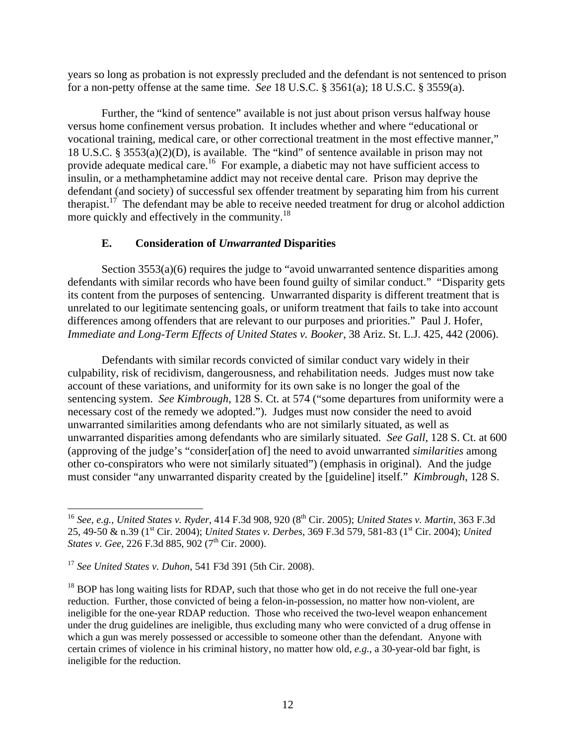years so long as probation is not expressly precluded and the defendant is not sentenced to prison for a non-petty offense at the same time. *See* 18 U.S.C. § 3561(a); 18 U.S.C. § 3559(a).

Further, the "kind of sentence" available is not just about prison versus halfway house versus home confinement versus probation. It includes whether and where "educational or vocational training, medical care, or other correctional treatment in the most effective manner," 18 U.S.C. § 3553(a)(2)(D), is available. The "kind" of sentence available in prison may not provide adequate medical care.[16] For example, a diabetic may not have sufficient access to insulin, or a methamphetamine addict may not receive dental care. Prison may deprive the defendant (and society) of successful sex offender treatment by separating him from his current therapist.[17] The defendant may be able to receive needed treatment for drug or alcohol addiction more quickly and effectively in the community.[18]

### E. Consideration of *Unwarranted* Disparities

Section 3553(a)(6) requires the judge to "avoid unwarranted sentence disparities among defendants with similar records who have been found guilty of similar conduct." "Disparity gets its content from the purposes of sentencing. Unwarranted disparity is different treatment that is unrelated to our legitimate sentencing goals, or uniform treatment that fails to take into account differences among offenders that are relevant to our purposes and priorities." Paul J. Hofer, *Immediate and Long-Term Effects of United States v. Booker*, 38 Ariz. St. L.J. 425, 442 (2006).

Defendants with similar records convicted of similar conduct vary widely in their culpability, risk of recidivism, dangerousness, and rehabilitation needs. Judges must now take account of these variations, and uniformity for its own sake is no longer the goal of the sentencing system. *See Kimbrough*, 128 S. Ct. at 574 ("some departures from uniformity were a necessary cost of the remedy we adopted."). Judges must now consider the need to avoid unwarranted similarities among defendants who are not similarly situated, as well as unwarranted disparities among defendants who are similarly situated. *See Gall*, 128 S. Ct. at 600 (approving of the judge's "consider[ation of] the need to avoid unwarranted *similarities* among other co-conspirators who were not similarly situated") (emphasis in original). And the judge must consider "any unwarranted disparity created by the [guideline] itself." *Kimbrough*, 128 S.

---

[16] *See, e.g., United States v. Ryder*, 414 F.3d 908, 920 (8th Cir. 2005); *United States v. Martin*, 363 F.3d 25, 49-50 & n.39 (1st Cir. 2004); *United States v. Derbes*, 369 F.3d 579, 581-83 (1st Cir. 2004); *United States v. Gee*, 226 F.3d 885, 902 (7th Cir. 2000).

[17] *See United States v. Duhon*, 541 F3d 391 (5th Cir. 2008).

[18] BOP has long waiting lists for RDAP, such that those who get in do not receive the full one-year reduction. Further, those convicted of being a felon-in-possession, no matter how non-violent, are ineligible for the one-year RDAP reduction. Those who received the two-level weapon enhancement under the drug guidelines are ineligible, thus excluding many who were convicted of a drug offense in which a gun was merely possessed or accessible to someone other than the defendant. Anyone with certain crimes of violence in his criminal history, no matter how old, *e.g.*, a 30-year-old bar fight, is ineligible for the reduction.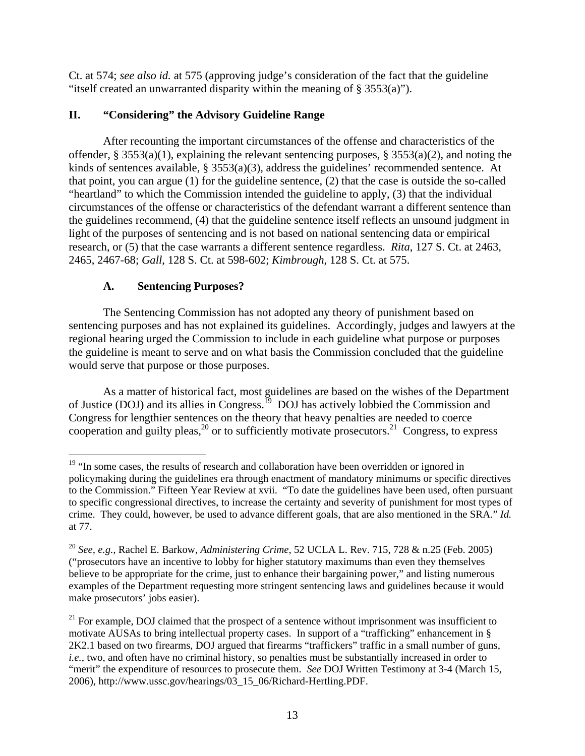Ct. at 574; *see also id.* at 575 (approving judge's consideration of the fact that the guideline "itself created an unwarranted disparity within the meaning of § 3553(a)").

## II. "Considering" the Advisory Guideline Range

After recounting the important circumstances of the offense and characteristics of the offender, § 3553(a)(1), explaining the relevant sentencing purposes, § 3553(a)(2), and noting the kinds of sentences available, § 3553(a)(3), address the guidelines' recommended sentence. At that point, you can argue (1) for the guideline sentence, (2) that the case is outside the so-called "heartland" to which the Commission intended the guideline to apply, (3) that the individual circumstances of the offense or characteristics of the defendant warrant a different sentence than the guidelines recommend, (4) that the guideline sentence itself reflects an unsound judgment in light of the purposes of sentencing and is not based on national sentencing data or empirical research, or (5) that the case warrants a different sentence regardless. *Rita*, 127 S. Ct. at 2463, 2465, 2467-68; *Gall*, 128 S. Ct. at 598-602; *Kimbrough*, 128 S. Ct. at 575.

### A. Sentencing Purposes?

The Sentencing Commission has not adopted any theory of punishment based on sentencing purposes and has not explained its guidelines. Accordingly, judges and lawyers at the regional hearing urged the Commission to include in each guideline what purpose or purposes the guideline is meant to serve and on what basis the Commission concluded that the guideline would serve that purpose or those purposes.

As a matter of historical fact, most guidelines are based on the wishes of the Department of Justice (DOJ) and its allies in Congress.[19] DOJ has actively lobbied the Commission and Congress for lengthier sentences on the theory that heavy penalties are needed to coerce cooperation and guilty pleas,[20] or to sufficiently motivate prosecutors.[21] Congress, to express

---

[19] "In some cases, the results of research and collaboration have been overridden or ignored in policymaking during the guidelines era through enactment of mandatory minimums or specific directives to the Commission." Fifteen Year Review at xvii. "To date the guidelines have been used, often pursuant to specific congressional directives, to increase the certainty and severity of punishment for most types of crime. They could, however, be used to advance different goals, that are also mentioned in the SRA." *Id.* at 77.

[20] *See, e.g.,* Rachel E. Barkow, *Administering Crime*, 52 UCLA L. Rev. 715, 728 & n.25 (Feb. 2005) ("prosecutors have an incentive to lobby for higher statutory maximums than even they themselves believe to be appropriate for the crime, just to enhance their bargaining power," and listing numerous examples of the Department requesting more stringent sentencing laws and guidelines because it would make prosecutors' jobs easier).

[21] For example, DOJ claimed that the prospect of a sentence without imprisonment was insufficient to motivate AUSAs to bring intellectual property cases. In support of a "trafficking" enhancement in § 2K2.1 based on two firearms, DOJ argued that firearms "traffickers" traffic in a small number of guns, *i.e.*, two, and often have no criminal history, so penalties must be substantially increased in order to "merit" the expenditure of resources to prosecute them. *See* DOJ Written Testimony at 3-4 (March 15, 2006), http://www.ussc.gov/hearings/03_15_06/Richard-Hertling.PDF.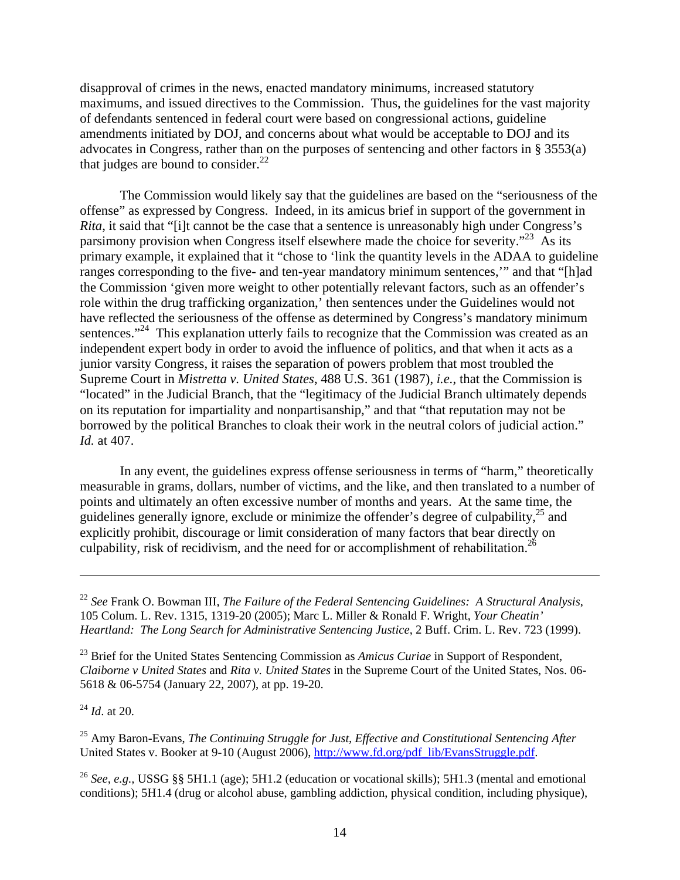disapproval of crimes in the news, enacted mandatory minimums, increased statutory maximums, and issued directives to the Commission. Thus, the guidelines for the vast majority of defendants sentenced in federal court were based on congressional actions, guideline amendments initiated by DOJ, and concerns about what would be acceptable to DOJ and its advocates in Congress, rather than on the purposes of sentencing and other factors in § 3553(a) that judges are bound to consider.[22]

The Commission would likely say that the guidelines are based on the "seriousness of the offense" as expressed by Congress. Indeed, in its amicus brief in support of the government in *Rita*, it said that "[i]t cannot be the case that a sentence is unreasonably high under Congress's parsimony provision when Congress itself elsewhere made the choice for severity."[23] As its primary example, it explained that it "chose to 'link the quantity levels in the ADAA to guideline ranges corresponding to the five- and ten-year mandatory minimum sentences,'" and that "[h]ad the Commission 'given more weight to other potentially relevant factors, such as an offender's role within the drug trafficking organization,' then sentences under the Guidelines would not have reflected the seriousness of the offense as determined by Congress's mandatory minimum sentences."[24] This explanation utterly fails to recognize that the Commission was created as an independent expert body in order to avoid the influence of politics, and that when it acts as a junior varsity Congress, it raises the separation of powers problem that most troubled the Supreme Court in *Mistretta v. United States*, 488 U.S. 361 (1987), *i.e.*, that the Commission is "located" in the Judicial Branch, that the "legitimacy of the Judicial Branch ultimately depends on its reputation for impartiality and nonpartisanship," and that "that reputation may not be borrowed by the political Branches to cloak their work in the neutral colors of judicial action." *Id.* at 407.

In any event, the guidelines express offense seriousness in terms of "harm," theoretically measurable in grams, dollars, number of victims, and the like, and then translated to a number of points and ultimately an often excessive number of months and years. At the same time, the guidelines generally ignore, exclude or minimize the offender's degree of culpability,[25] and explicitly prohibit, discourage or limit consideration of many factors that bear directly on culpability, risk of recidivism, and the need for or accomplishment of rehabilitation.[26]

---

[22] *See* Frank O. Bowman III, *The Failure of the Federal Sentencing Guidelines: A Structural Analysis*, 105 Colum. L. Rev. 1315, 1319-20 (2005); Marc L. Miller & Ronald F. Wright, *Your Cheatin' Heartland: The Long Search for Administrative Sentencing Justice*, 2 Buff. Crim. L. Rev. 723 (1999).

[23] Brief for the United States Sentencing Commission as *Amicus Curiae* in Support of Respondent, *Claiborne v United States* and *Rita v. United States* in the Supreme Court of the United States, Nos. 06-5618 & 06-5754 (January 22, 2007), at pp. 19-20.

[24] *Id*. at 20.

[25] Amy Baron-Evans, *The Continuing Struggle for Just, Effective and Constitutional Sentencing After* United States v. Booker at 9-10 (August 2006), http://www.fd.org/pdf_lib/EvansStruggle.pdf.

[26] *See, e.g.,* USSG §§ 5H1.1 (age); 5H1.2 (education or vocational skills); 5H1.3 (mental and emotional conditions); 5H1.4 (drug or alcohol abuse, gambling addiction, physical condition, including physique),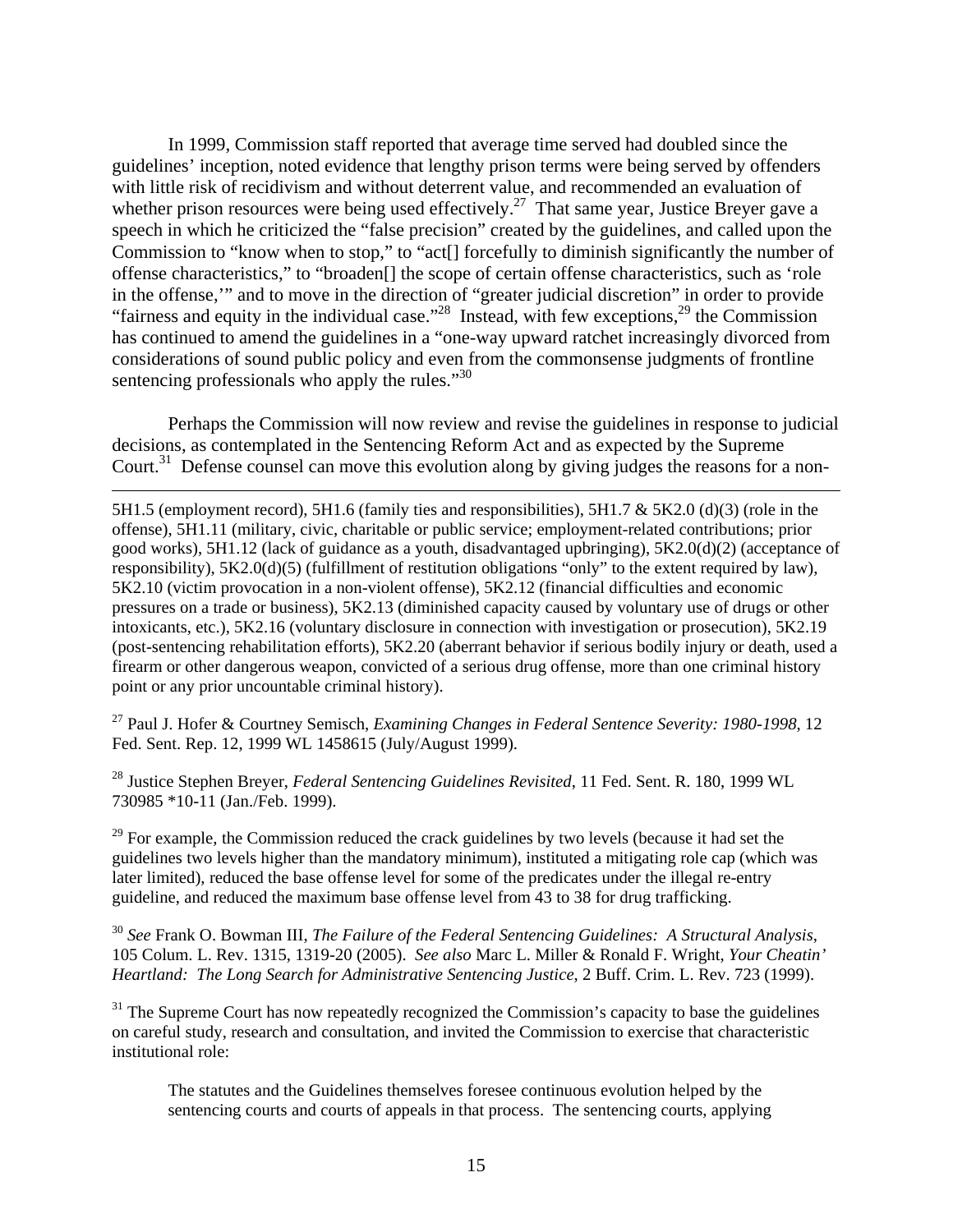In 1999, Commission staff reported that average time served had doubled since the guidelines' inception, noted evidence that lengthy prison terms were being served by offenders with little risk of recidivism and without deterrent value, and recommended an evaluation of whether prison resources were being used effectively.[27] That same year, Justice Breyer gave a speech in which he criticized the "false precision" created by the guidelines, and called upon the Commission to "know when to stop," to "act[] forcefully to diminish significantly the number of offense characteristics," to "broaden[] the scope of certain offense characteristics, such as 'role in the offense,'" and to move in the direction of "greater judicial discretion" in order to provide "fairness and equity in the individual case."[28] Instead, with few exceptions,[29] the Commission has continued to amend the guidelines in a "one-way upward ratchet increasingly divorced from considerations of sound public policy and even from the commonsense judgments of frontline sentencing professionals who apply the rules."[30]

Perhaps the Commission will now review and revise the guidelines in response to judicial decisions, as contemplated in the Sentencing Reform Act and as expected by the Supreme Court.[31] Defense counsel can move this evolution along by giving judges the reasons for a non-

---

5H1.5 (employment record), 5H1.6 (family ties and responsibilities), 5H1.7 & 5K2.0 (d)(3) (role in the offense), 5H1.11 (military, civic, charitable or public service; employment-related contributions; prior good works), 5H1.12 (lack of guidance as a youth, disadvantaged upbringing), 5K2.0(d)(2) (acceptance of responsibility), 5K2.0(d)(5) (fulfillment of restitution obligations "only" to the extent required by law), 5K2.10 (victim provocation in a non-violent offense), 5K2.12 (financial difficulties and economic pressures on a trade or business), 5K2.13 (diminished capacity caused by voluntary use of drugs or other intoxicants, etc.), 5K2.16 (voluntary disclosure in connection with investigation or prosecution), 5K2.19 (post-sentencing rehabilitation efforts), 5K2.20 (aberrant behavior if serious bodily injury or death, used a firearm or other dangerous weapon, convicted of a serious drug offense, more than one criminal history point or any prior uncountable criminal history).

[27] Paul J. Hofer & Courtney Semisch, *Examining Changes in Federal Sentence Severity: 1980-1998*, 12 Fed. Sent. Rep. 12, 1999 WL 1458615 (July/August 1999).

[28] Justice Stephen Breyer, *Federal Sentencing Guidelines Revisited*, 11 Fed. Sent. R. 180, 1999 WL 730985 *10-11 (Jan./Feb. 1999).

[29] For example, the Commission reduced the crack guidelines by two levels (because it had set the guidelines two levels higher than the mandatory minimum), instituted a mitigating role cap (which was later limited), reduced the base offense level for some of the predicates under the illegal re-entry guideline, and reduced the maximum base offense level from 43 to 38 for drug trafficking.

[30] *See* Frank O. Bowman III, *The Failure of the Federal Sentencing Guidelines: A Structural Analysis*, 105 Colum. L. Rev. 1315, 1319-20 (2005). *See also* Marc L. Miller & Ronald F. Wright, *Your Cheatin' Heartland: The Long Search for Administrative Sentencing Justice*, 2 Buff. Crim. L. Rev. 723 (1999).

[31] The Supreme Court has now repeatedly recognized the Commission's capacity to base the guidelines on careful study, research and consultation, and invited the Commission to exercise that characteristic institutional role:

> The statutes and the Guidelines themselves foresee continuous evolution helped by the sentencing courts and courts of appeals in that process. The sentencing courts, applying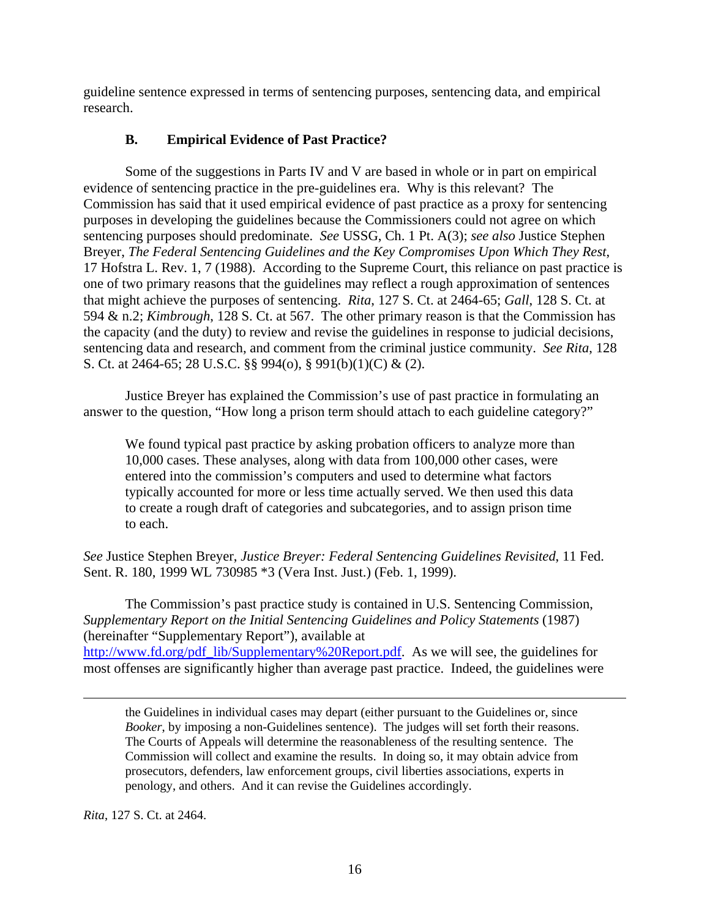guideline sentence expressed in terms of sentencing purposes, sentencing data, and empirical research.

### B. Empirical Evidence of Past Practice?

Some of the suggestions in Parts IV and V are based in whole or in part on empirical evidence of sentencing practice in the pre-guidelines era. Why is this relevant? The Commission has said that it used empirical evidence of past practice as a proxy for sentencing purposes in developing the guidelines because the Commissioners could not agree on which sentencing purposes should predominate. *See* USSG, Ch. 1 Pt. A(3); *see also* Justice Stephen Breyer, *The Federal Sentencing Guidelines and the Key Compromises Upon Which They Rest*, 17 Hofstra L. Rev. 1, 7 (1988). According to the Supreme Court, this reliance on past practice is one of two primary reasons that the guidelines may reflect a rough approximation of sentences that might achieve the purposes of sentencing. *Rita*, 127 S. Ct. at 2464-65; *Gall*, 128 S. Ct. at 594 & n.2; *Kimbrough*, 128 S. Ct. at 567. The other primary reason is that the Commission has the capacity (and the duty) to review and revise the guidelines in response to judicial decisions, sentencing data and research, and comment from the criminal justice community. *See Rita*, 128 S. Ct. at 2464-65; 28 U.S.C. §§ 994(o), § 991(b)(1)(C) & (2).

Justice Breyer has explained the Commission's use of past practice in formulating an answer to the question, "How long a prison term should attach to each guideline category?"

> We found typical past practice by asking probation officers to analyze more than 10,000 cases. These analyses, along with data from 100,000 other cases, were entered into the commission's computers and used to determine what factors typically accounted for more or less time actually served. We then used this data to create a rough draft of categories and subcategories, and to assign prison time to each.

*See* Justice Stephen Breyer, *Justice Breyer: Federal Sentencing Guidelines Revisited*, 11 Fed. Sent. R. 180, 1999 WL 730985 *3 (Vera Inst. Just.) (Feb. 1, 1999).

The Commission's past practice study is contained in U.S. Sentencing Commission, *Supplementary Report on the Initial Sentencing Guidelines and Policy Statements* (1987) (hereinafter "Supplementary Report"), available at http://www.fd.org/pdf_lib/Supplementary%20Report.pdf. As we will see, the guidelines for most offenses are significantly higher than average past practice. Indeed, the guidelines were

---

> the Guidelines in individual cases may depart (either pursuant to the Guidelines or, since *Booker*, by imposing a non-Guidelines sentence). The judges will set forth their reasons. The Courts of Appeals will determine the reasonableness of the resulting sentence. The Commission will collect and examine the results. In doing so, it may obtain advice from prosecutors, defenders, law enforcement groups, civil liberties associations, experts in penology, and others. And it can revise the Guidelines accordingly.

*Rita*, 127 S. Ct. at 2464.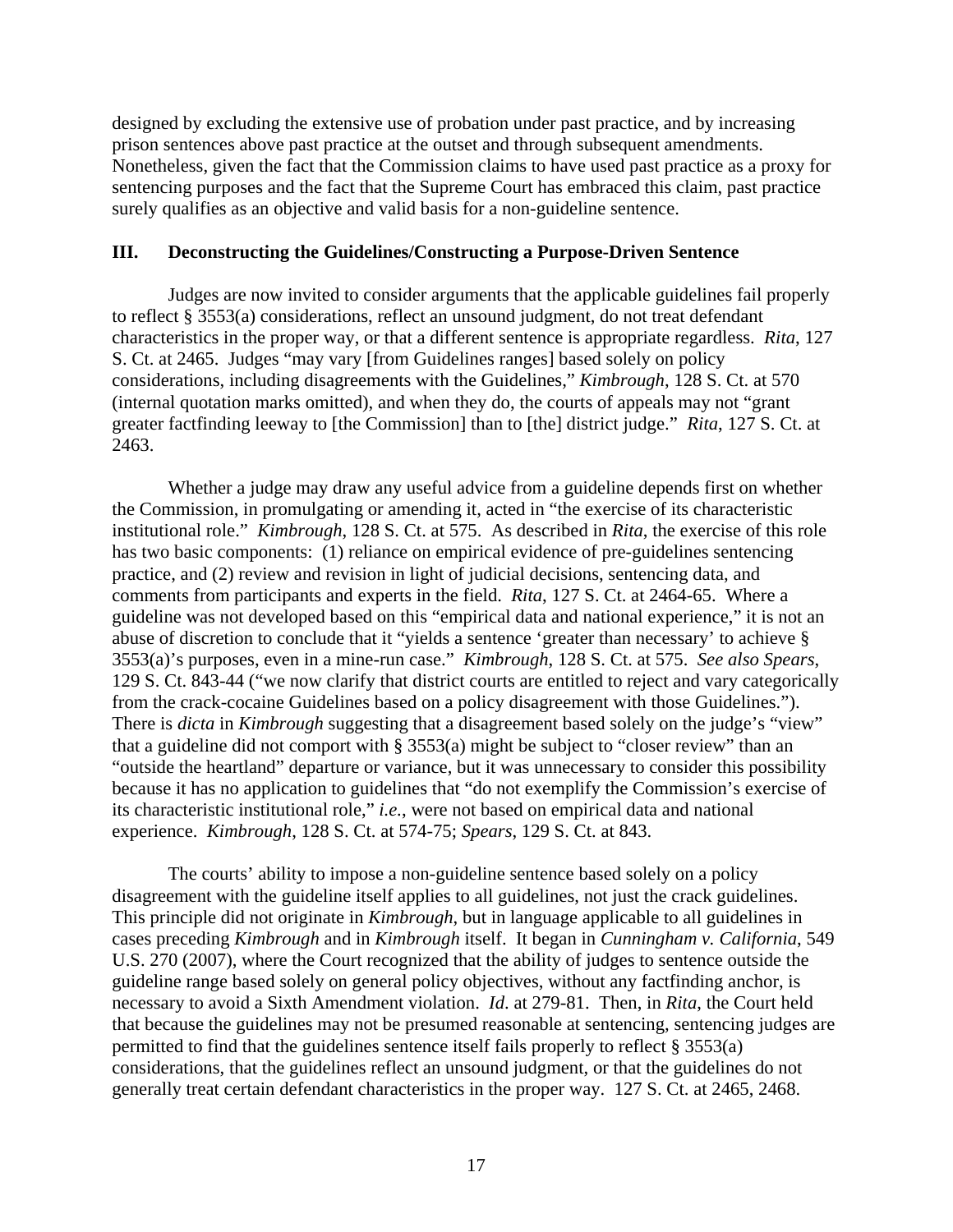designed by excluding the extensive use of probation under past practice, and by increasing prison sentences above past practice at the outset and through subsequent amendments. Nonetheless, given the fact that the Commission claims to have used past practice as a proxy for sentencing purposes and the fact that the Supreme Court has embraced this claim, past practice surely qualifies as an objective and valid basis for a non-guideline sentence.

## III. Deconstructing the Guidelines/Constructing a Purpose-Driven Sentence

Judges are now invited to consider arguments that the applicable guidelines fail properly to reflect § 3553(a) considerations, reflect an unsound judgment, do not treat defendant characteristics in the proper way, or that a different sentence is appropriate regardless. *Rita*, 127 S. Ct. at 2465. Judges "may vary [from Guidelines ranges] based solely on policy considerations, including disagreements with the Guidelines," *Kimbrough*, 128 S. Ct. at 570 (internal quotation marks omitted), and when they do, the courts of appeals may not "grant greater factfinding leeway to [the Commission] than to [the] district judge." *Rita*, 127 S. Ct. at 2463.

Whether a judge may draw any useful advice from a guideline depends first on whether the Commission, in promulgating or amending it, acted in "the exercise of its characteristic institutional role." *Kimbrough*, 128 S. Ct. at 575. As described in *Rita*, the exercise of this role has two basic components: (1) reliance on empirical evidence of pre-guidelines sentencing practice, and (2) review and revision in light of judicial decisions, sentencing data, and comments from participants and experts in the field. *Rita*, 127 S. Ct. at 2464-65. Where a guideline was not developed based on this "empirical data and national experience," it is not an abuse of discretion to conclude that it "yields a sentence 'greater than necessary' to achieve § 3553(a)'s purposes, even in a mine-run case." *Kimbrough*, 128 S. Ct. at 575. *See also Spears*, 129 S. Ct. 843-44 ("we now clarify that district courts are entitled to reject and vary categorically from the crack-cocaine Guidelines based on a policy disagreement with those Guidelines."). There is *dicta* in *Kimbrough* suggesting that a disagreement based solely on the judge's "view" that a guideline did not comport with § 3553(a) might be subject to "closer review" than an "outside the heartland" departure or variance, but it was unnecessary to consider this possibility because it has no application to guidelines that "do not exemplify the Commission's exercise of its characteristic institutional role," *i.e.*, were not based on empirical data and national experience. *Kimbrough*, 128 S. Ct. at 574-75; *Spears*, 129 S. Ct. at 843.

The courts' ability to impose a non-guideline sentence based solely on a policy disagreement with the guideline itself applies to all guidelines, not just the crack guidelines. This principle did not originate in *Kimbrough*, but in language applicable to all guidelines in cases preceding *Kimbrough* and in *Kimbrough* itself. It began in *Cunningham v. California*, 549 U.S. 270 (2007), where the Court recognized that the ability of judges to sentence outside the guideline range based solely on general policy objectives, without any factfinding anchor, is necessary to avoid a Sixth Amendment violation. *Id*. at 279-81. Then, in *Rita*, the Court held that because the guidelines may not be presumed reasonable at sentencing, sentencing judges are permitted to find that the guidelines sentence itself fails properly to reflect § 3553(a) considerations, that the guidelines reflect an unsound judgment, or that the guidelines do not generally treat certain defendant characteristics in the proper way. 127 S. Ct. at 2465, 2468.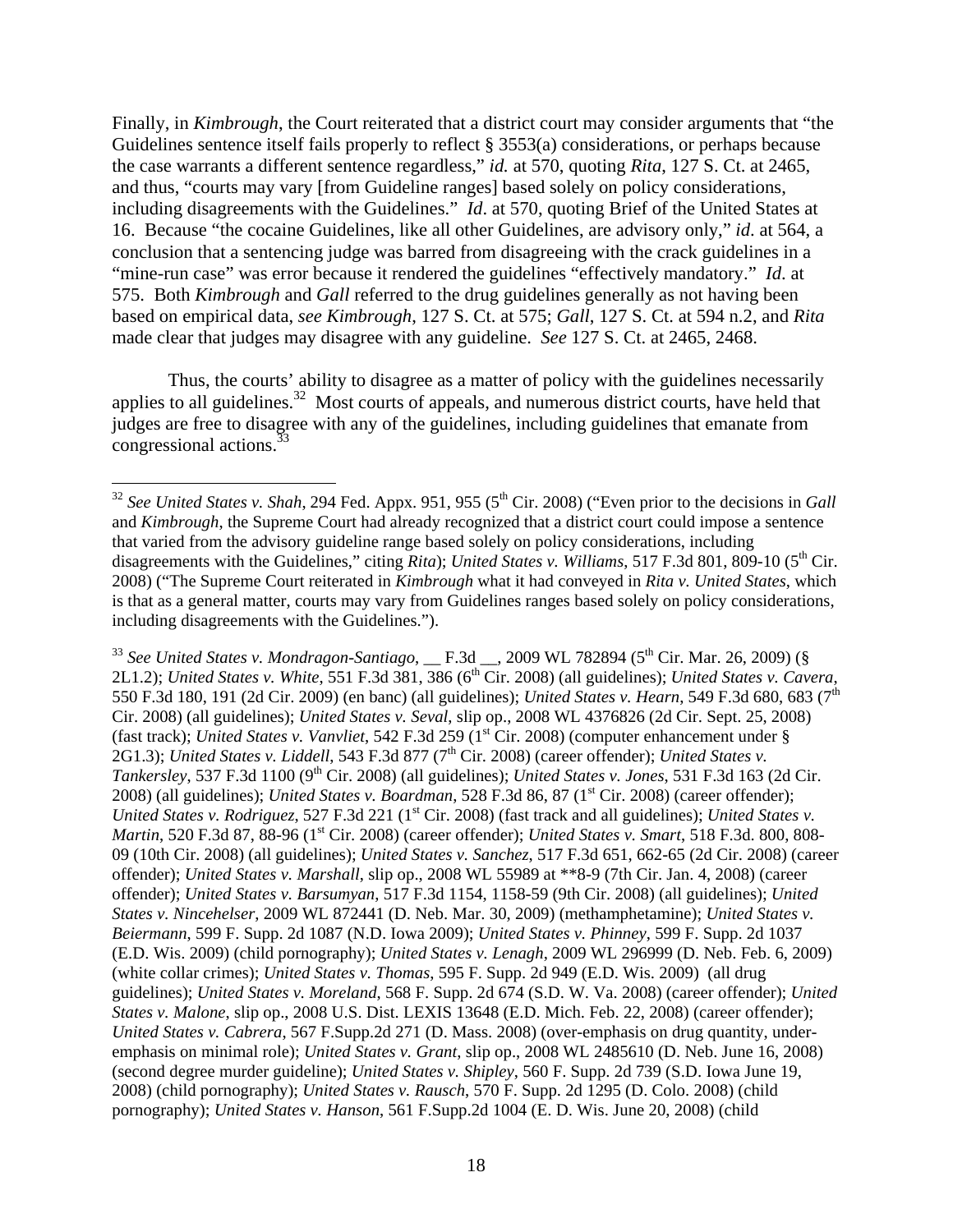Finally, in *Kimbrough*, the Court reiterated that a district court may consider arguments that "the Guidelines sentence itself fails properly to reflect § 3553(a) considerations, or perhaps because the case warrants a different sentence regardless," *id.* at 570, quoting *Rita*, 127 S. Ct. at 2465, and thus, "courts may vary [from Guideline ranges] based solely on policy considerations, including disagreements with the Guidelines." *Id*. at 570, quoting Brief of the United States at 16. Because "the cocaine Guidelines, like all other Guidelines, are advisory only," *id*. at 564, a conclusion that a sentencing judge was barred from disagreeing with the crack guidelines in a "mine-run case" was error because it rendered the guidelines "effectively mandatory." *Id*. at 575. Both *Kimbrough* and *Gall* referred to the drug guidelines generally as not having been based on empirical data, *see Kimbrough*, 127 S. Ct. at 575; *Gall*, 127 S. Ct. at 594 n.2, and *Rita* made clear that judges may disagree with any guideline. *See* 127 S. Ct. at 2465, 2468.

Thus, the courts' ability to disagree as a matter of policy with the guidelines necessarily applies to all guidelines.[32] Most courts of appeals, and numerous district courts, have held that judges are free to disagree with any of the guidelines, including guidelines that emanate from congressional actions.[33]

---

[32] *See United States v. Shah*, 294 Fed. Appx. 951, 955 (5th Cir. 2008) ("Even prior to the decisions in *Gall* and *Kimbrough*, the Supreme Court had already recognized that a district court could impose a sentence that varied from the advisory guideline range based solely on policy considerations, including disagreements with the Guidelines," citing *Rita*); *United States v. Williams*, 517 F.3d 801, 809-10 (5th Cir. 2008) ("The Supreme Court reiterated in *Kimbrough* what it had conveyed in *Rita v. United States*, which is that as a general matter, courts may vary from Guidelines ranges based solely on policy considerations, including disagreements with the Guidelines.").

[33] *See United States v. Mondragon-Santiago*, __ F.3d __, 2009 WL 782894 (5th Cir. Mar. 26, 2009) (§ 2L1.2); *United States v. White*, 551 F.3d 381, 386 (6th Cir. 2008) (all guidelines); *United States v. Cavera*, 550 F.3d 180, 191 (2d Cir. 2009) (en banc) (all guidelines); *United States v. Hearn*, 549 F.3d 680, 683 (7th Cir. 2008) (all guidelines); *United States v. Seval*, slip op., 2008 WL 4376826 (2d Cir. Sept. 25, 2008) (fast track); *United States v. Vanvliet*, 542 F.3d 259 (1st Cir. 2008) (computer enhancement under § 2G1.3); *United States v. Liddell*, 543 F.3d 877 (7th Cir. 2008) (career offender); *United States v. Tankersley*, 537 F.3d 1100 (9th Cir. 2008) (all guidelines); *United States v. Jones*, 531 F.3d 163 (2d Cir. 2008) (all guidelines); *United States v. Boardman*, 528 F.3d 86, 87 (1st Cir. 2008) (career offender); *United States v. Rodriguez*, 527 F.3d 221 (1st Cir. 2008) (fast track and all guidelines); *United States v. Martin*, 520 F.3d 87, 88-96 (1st Cir. 2008) (career offender); *United States v. Smart*, 518 F.3d. 800, 808-09 (10th Cir. 2008) (all guidelines); *United States v. Sanchez*, 517 F.3d 651, 662-65 (2d Cir. 2008) (career offender); *United States v. Marshall*, slip op., 2008 WL 55989 at **8-9 (7th Cir. Jan. 4, 2008) (career offender); *United States v. Barsumyan*, 517 F.3d 1154, 1158-59 (9th Cir. 2008) (all guidelines); *United States v. Nincehelser*, 2009 WL 872441 (D. Neb. Mar. 30, 2009) (methamphetamine); *United States v. Beiermann*, 599 F. Supp. 2d 1087 (N.D. Iowa 2009); *United States v. Phinney*, 599 F. Supp. 2d 1037 (E.D. Wis. 2009) (child pornography); *United States v. Lenagh*, 2009 WL 296999 (D. Neb. Feb. 6, 2009) (white collar crimes); *United States v. Thomas*, 595 F. Supp. 2d 949 (E.D. Wis. 2009) (all drug guidelines); *United States v. Moreland*, 568 F. Supp. 2d 674 (S.D. W. Va. 2008) (career offender); *United States v. Malone*, slip op., 2008 U.S. Dist. LEXIS 13648 (E.D. Mich. Feb. 22, 2008) (career offender); *United States v. Cabrera*, 567 F.Supp.2d 271 (D. Mass. 2008) (over-emphasis on drug quantity, under-emphasis on minimal role); *United States v. Grant*, slip op., 2008 WL 2485610 (D. Neb. June 16, 2008) (second degree murder guideline); *United States v. Shipley*, 560 F. Supp. 2d 739 (S.D. Iowa June 19, 2008) (child pornography); *United States v. Rausch*, 570 F. Supp. 2d 1295 (D. Colo. 2008) (child pornography); *United States v. Hanson*, 561 F.Supp.2d 1004 (E. D. Wis. June 20, 2008) (child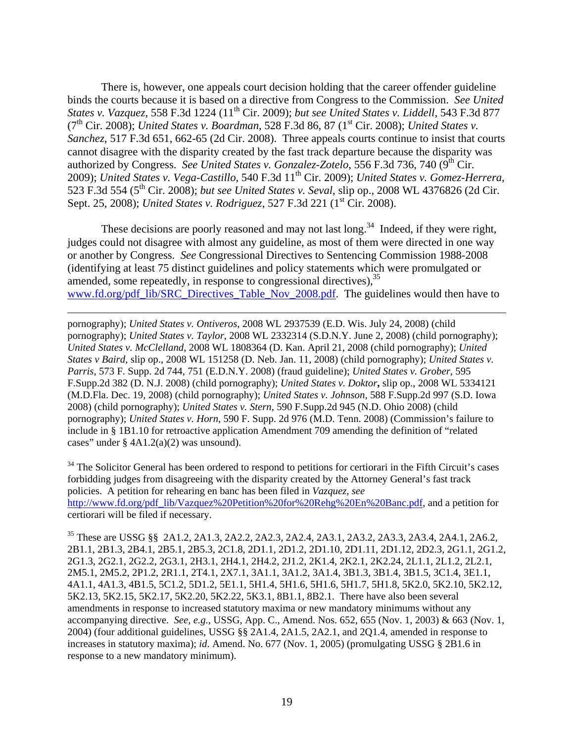There is, however, one appeals court decision holding that the career offender guideline binds the courts because it is based on a directive from Congress to the Commission. *See United States v. Vazquez*, 558 F.3d 1224 (11th Cir. 2009); *but see United States v. Liddell*, 543 F.3d 877 (7th Cir. 2008); *United States v. Boardman*, 528 F.3d 86, 87 (1st Cir. 2008); *United States v. Sanchez*, 517 F.3d 651, 662-65 (2d Cir. 2008). Three appeals courts continue to insist that courts cannot disagree with the disparity created by the fast track departure because the disparity was authorized by Congress. *See United States v. Gonzalez-Zotelo*, 556 F.3d 736, 740 (9th Cir. 2009); *United States v. Vega-Castillo*, 540 F.3d 11th Cir. 2009); *United States v. Gomez-Herrera*, 523 F.3d 554 (5th Cir. 2008); *but see United States v. Seval*, slip op., 2008 WL 4376826 (2d Cir. Sept. 25, 2008); *United States v. Rodriguez*, 527 F.3d 221 (1st Cir. 2008).

These decisions are poorly reasoned and may not last long.[34] Indeed, if they were right, judges could not disagree with almost any guideline, as most of them were directed in one way or another by Congress. *See* Congressional Directives to Sentencing Commission 1988-2008 (identifying at least 75 distinct guidelines and policy statements which were promulgated or amended, some repeatedly, in response to congressional directives),[35] www.fd.org/pdf_lib/SRC_Directives_Table_Nov_2008.pdf. The guidelines would then have to

---

pornography); *United States v. Ontiveros*, 2008 WL 2937539 (E.D. Wis. July 24, 2008) (child pornography); *United States v. Taylor*, 2008 WL 2332314 (S.D.N.Y. June 2, 2008) (child pornography); *United States v. McClelland*, 2008 WL 1808364 (D. Kan. April 21, 2008 (child pornography); *United States v Baird*, slip op., 2008 WL 151258 (D. Neb. Jan. 11, 2008) (child pornography); *United States v. Parris*, 573 F. Supp. 2d 744, 751 (E.D.N.Y. 2008) (fraud guideline); *United States v. Grober*, 595 F.Supp.2d 382 (D. N.J. 2008) (child pornography); *United States v. Doktor*, slip op., 2008 WL 5334121 (M.D.Fla. Dec. 19, 2008) (child pornography); *United States v. Johnson*, 588 F.Supp.2d 997 (S.D. Iowa 2008) (child pornography); *United States v. Stern*, 590 F.Supp.2d 945 (N.D. Ohio 2008) (child pornography); *United States v. Horn*, 590 F. Supp. 2d 976 (M.D. Tenn. 2008) (Commission's failure to include in § 1B1.10 for retroactive application Amendment 709 amending the definition of "related cases" under § 4A1.2(a)(2) was unsound).

[34] The Solicitor General has been ordered to respond to petitions for certiorari in the Fifth Circuit's cases forbidding judges from disagreeing with the disparity created by the Attorney General's fast track policies. A petition for rehearing en banc has been filed in *Vazquez*, *see* http://www.fd.org/pdf_lib/Vazquez%20Petition%20for%20Rehg%20En%20Banc.pdf, and a petition for certiorari will be filed if necessary.

[35] These are USSG §§ 2A1.2, 2A1.3, 2A2.2, 2A2.3, 2A2.4, 2A3.1, 2A3.2, 2A3.3, 2A3.4, 2A4.1, 2A6.2, 2B1.1, 2B1.3, 2B4.1, 2B5.1, 2B5.3, 2C1.8, 2D1.1, 2D1.2, 2D1.10, 2D1.11, 2D1.12, 2D2.3, 2G1.1, 2G1.2, 2G1.3, 2G2.1, 2G2.2, 2G3.1, 2H3.1, 2H4.1, 2H4.2, 2J1.2, 2K1.4, 2K2.1, 2K2.24, 2L1.1, 2L1.2, 2L2.1, 2M5.1, 2M5.2, 2P1.2, 2R1.1, 2T4.1, 2X7.1, 3A1.1, 3A1.2, 3A1.4, 3B1.3, 3B1.4, 3B1.5, 3C1.4, 3E1.1, 4A1.1, 4A1.3, 4B1.5, 5C1.2, 5D1.2, 5E1.1, 5H1.4, 5H1.6, 5H1.6, 5H1.7, 5H1.8, 5K2.0, 5K2.10, 5K2.12, 5K2.13, 5K2.15, 5K2.17, 5K2.20, 5K2.22, 5K3.1, 8B1.1, 8B2.1. There have also been several amendments in response to increased statutory maxima or new mandatory minimums without any accompanying directive. *See, e.g.*, USSG, App. C., Amend. Nos. 652, 655 (Nov. 1, 2003) & 663 (Nov. 1, 2004) (four additional guidelines, USSG §§ 2A1.4, 2A1.5, 2A2.1, and 2Q1.4, amended in response to increases in statutory maxima); *id*. Amend. No. 677 (Nov. 1, 2005) (promulgating USSG § 2B1.6 in response to a new mandatory minimum).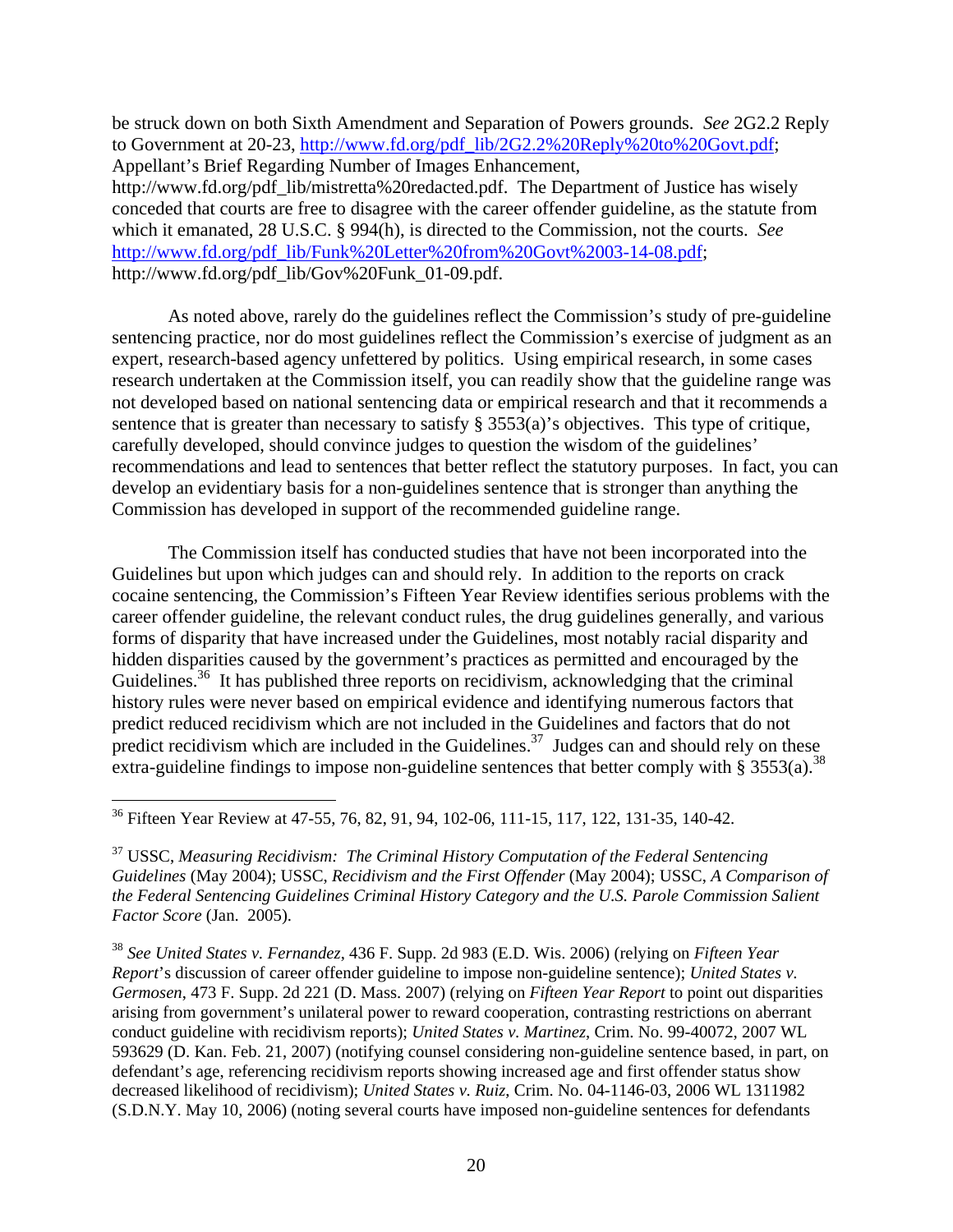be struck down on both Sixth Amendment and Separation of Powers grounds. *See* 2G2.2 Reply to Government at 20-23, http://www.fd.org/pdf_lib/2G2.2%20Reply%20to%20Govt.pdf; Appellant's Brief Regarding Number of Images Enhancement, http://www.fd.org/pdf_lib/mistretta%20redacted.pdf. The Department of Justice has wisely conceded that courts are free to disagree with the career offender guideline, as the statute from which it emanated, 28 U.S.C. § 994(h), is directed to the Commission, not the courts. *See* http://www.fd.org/pdf_lib/Funk%20Letter%20from%20Govt%2003-14-08.pdf; http://www.fd.org/pdf_lib/Gov%20Funk_01-09.pdf.

As noted above, rarely do the guidelines reflect the Commission's study of pre-guideline sentencing practice, nor do most guidelines reflect the Commission's exercise of judgment as an expert, research-based agency unfettered by politics. Using empirical research, in some cases research undertaken at the Commission itself, you can readily show that the guideline range was not developed based on national sentencing data or empirical research and that it recommends a sentence that is greater than necessary to satisfy § 3553(a)'s objectives. This type of critique, carefully developed, should convince judges to question the wisdom of the guidelines' recommendations and lead to sentences that better reflect the statutory purposes. In fact, you can develop an evidentiary basis for a non-guidelines sentence that is stronger than anything the Commission has developed in support of the recommended guideline range.

The Commission itself has conducted studies that have not been incorporated into the Guidelines but upon which judges can and should rely. In addition to the reports on crack cocaine sentencing, the Commission's Fifteen Year Review identifies serious problems with the career offender guideline, the relevant conduct rules, the drug guidelines generally, and various forms of disparity that have increased under the Guidelines, most notably racial disparity and hidden disparities caused by the government's practices as permitted and encouraged by the Guidelines.[36] It has published three reports on recidivism, acknowledging that the criminal history rules were never based on empirical evidence and identifying numerous factors that predict reduced recidivism which are not included in the Guidelines and factors that do not predict recidivism which are included in the Guidelines.[37] Judges can and should rely on these extra-guideline findings to impose non-guideline sentences that better comply with § 3553(a).[38]

---

[36] Fifteen Year Review at 47-55, 76, 82, 91, 94, 102-06, 111-15, 117, 122, 131-35, 140-42.

[37] USSC, *Measuring Recidivism: The Criminal History Computation of the Federal Sentencing Guidelines* (May 2004); USSC, *Recidivism and the First Offender* (May 2004); USSC, *A Comparison of the Federal Sentencing Guidelines Criminal History Category and the U.S. Parole Commission Salient Factor Score* (Jan. 2005).

[38] *See United States v. Fernandez*, 436 F. Supp. 2d 983 (E.D. Wis. 2006) (relying on *Fifteen Year Report*'s discussion of career offender guideline to impose non-guideline sentence); *United States v. Germosen*, 473 F. Supp. 2d 221 (D. Mass. 2007) (relying on *Fifteen Year Report* to point out disparities arising from government's unilateral power to reward cooperation, contrasting restrictions on aberrant conduct guideline with recidivism reports); *United States v. Martinez*, Crim. No. 99-40072, 2007 WL 593629 (D. Kan. Feb. 21, 2007) (notifying counsel considering non-guideline sentence based, in part, on defendant's age, referencing recidivism reports showing increased age and first offender status show decreased likelihood of recidivism); *United States v. Ruiz*, Crim. No. 04-1146-03, 2006 WL 1311982 (S.D.N.Y. May 10, 2006) (noting several courts have imposed non-guideline sentences for defendants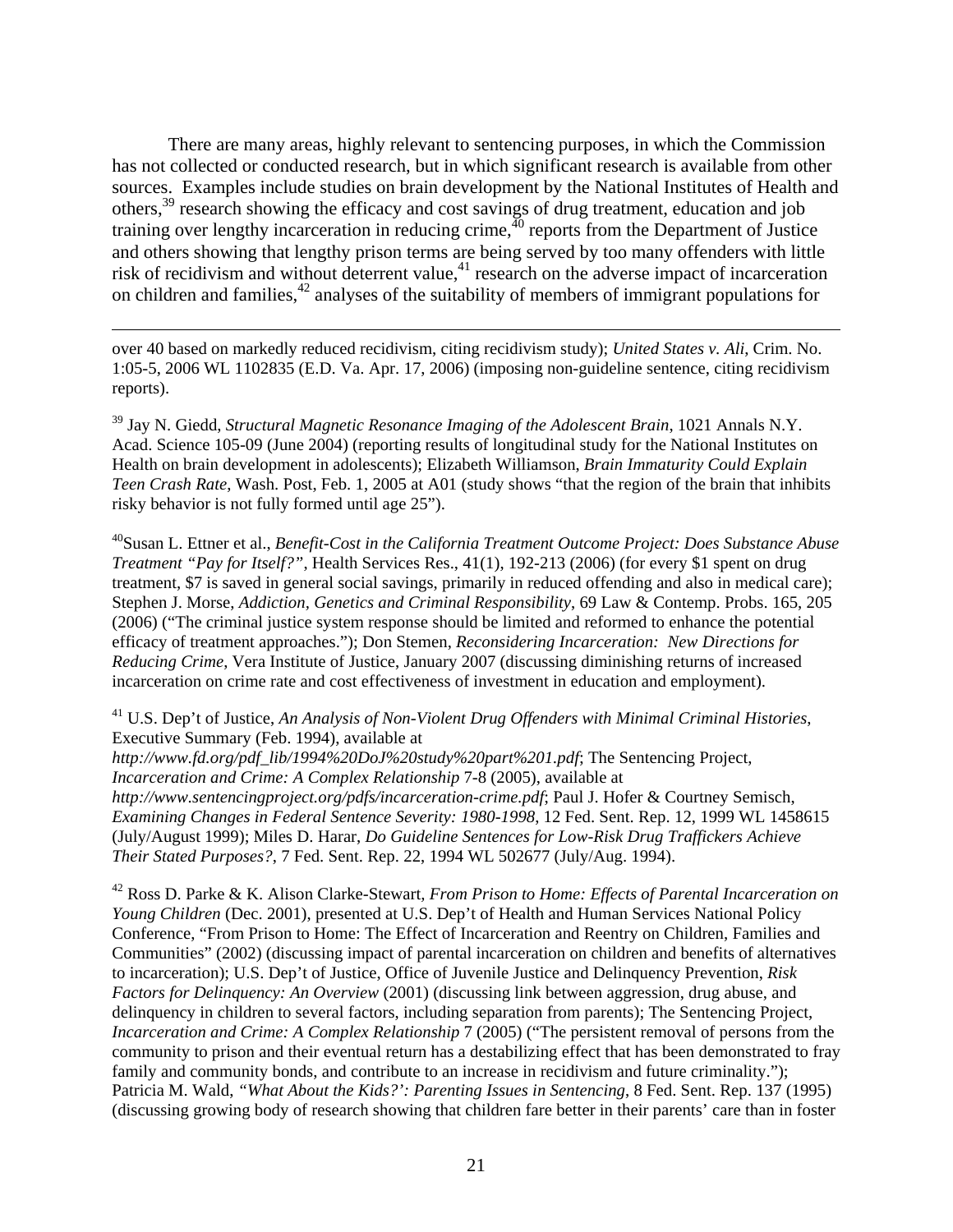There are many areas, highly relevant to sentencing purposes, in which the Commission has not collected or conducted research, but in which significant research is available from other sources. Examples include studies on brain development by the National Institutes of Health and others,[39] research showing the efficacy and cost savings of drug treatment, education and job training over lengthy incarceration in reducing crime,[40] reports from the Department of Justice and others showing that lengthy prison terms are being served by too many offenders with little risk of recidivism and without deterrent value,[41] research on the adverse impact of incarceration on children and families,[42] analyses of the suitability of members of immigrant populations for

---

over 40 based on markedly reduced recidivism, citing recidivism study); *United States v. Ali*, Crim. No. 1:05-5, 2006 WL 1102835 (E.D. Va. Apr. 17, 2006) (imposing non-guideline sentence, citing recidivism reports).

[39] Jay N. Giedd, *Structural Magnetic Resonance Imaging of the Adolescent Brain*, 1021 Annals N.Y. Acad. Science 105-09 (June 2004) (reporting results of longitudinal study for the National Institutes on Health on brain development in adolescents); Elizabeth Williamson, *Brain Immaturity Could Explain Teen Crash Rate*, Wash. Post, Feb. 1, 2005 at A01 (study shows "that the region of the brain that inhibits risky behavior is not fully formed until age 25").

[40] Susan L. Ettner et al., *Benefit-Cost in the California Treatment Outcome Project: Does Substance Abuse Treatment "Pay for Itself?"*, Health Services Res., 41(1), 192-213 (2006) (for every $1 spent on drug treatment, $7 is saved in general social savings, primarily in reduced offending and also in medical care); Stephen J. Morse, *Addiction, Genetics and Criminal Responsibility*, 69 Law & Contemp. Probs. 165, 205 (2006) ("The criminal justice system response should be limited and reformed to enhance the potential efficacy of treatment approaches."); Don Stemen, *Reconsidering Incarceration: New Directions for Reducing Crime*, Vera Institute of Justice, January 2007 (discussing diminishing returns of increased incarceration on crime rate and cost effectiveness of investment in education and employment).

[41] U.S. Dep't of Justice, *An Analysis of Non-Violent Drug Offenders with Minimal Criminal Histories*, Executive Summary (Feb. 1994), available at *http://www.fd.org/pdf_lib/1994%20DoJ%20study%20part%201.pdf*; The Sentencing Project, *Incarceration and Crime: A Complex Relationship* 7-8 (2005), available at *http://www.sentencingproject.org/pdfs/incarceration-crime.pdf*; Paul J. Hofer & Courtney Semisch, *Examining Changes in Federal Sentence Severity: 1980-1998*, 12 Fed. Sent. Rep. 12, 1999 WL 1458615 (July/August 1999); Miles D. Harar, *Do Guideline Sentences for Low-Risk Drug Traffickers Achieve Their Stated Purposes?*, 7 Fed. Sent. Rep. 22, 1994 WL 502677 (July/Aug. 1994).

[42] Ross D. Parke & K. Alison Clarke-Stewart, *From Prison to Home: Effects of Parental Incarceration on Young Children* (Dec. 2001), presented at U.S. Dep't of Health and Human Services National Policy Conference, "From Prison to Home: The Effect of Incarceration and Reentry on Children, Families and Communities" (2002) (discussing impact of parental incarceration on children and benefits of alternatives to incarceration); U.S. Dep't of Justice, Office of Juvenile Justice and Delinquency Prevention, *Risk Factors for Delinquency: An Overview* (2001) (discussing link between aggression, drug abuse, and delinquency in children to several factors, including separation from parents); The Sentencing Project, *Incarceration and Crime: A Complex Relationship* 7 (2005) ("The persistent removal of persons from the community to prison and their eventual return has a destabilizing effect that has been demonstrated to fray family and community bonds, and contribute to an increase in recidivism and future criminality."); Patricia M. Wald, *"What About the Kids?': Parenting Issues in Sentencing*, 8 Fed. Sent. Rep. 137 (1995) (discussing growing body of research showing that children fare better in their parents' care than in foster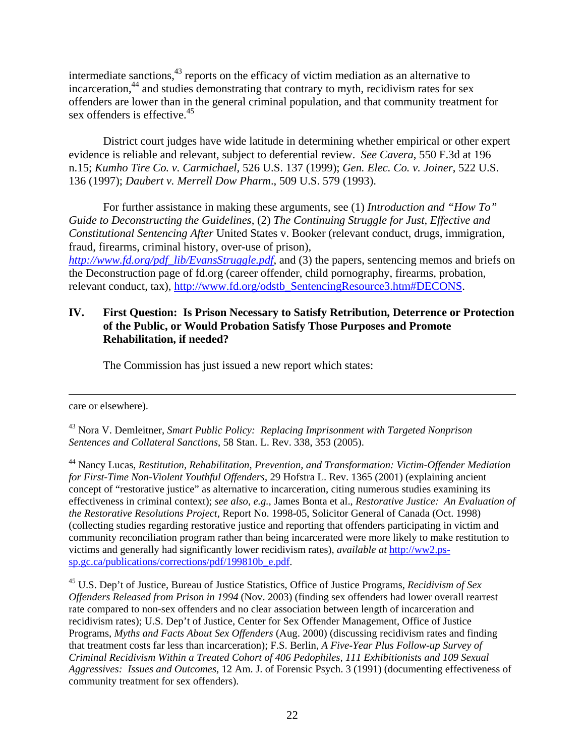intermediate sanctions,[43] reports on the efficacy of victim mediation as an alternative to incarceration,[44] and studies demonstrating that contrary to myth, recidivism rates for sex offenders are lower than in the general criminal population, and that community treatment for sex offenders is effective.[45]

District court judges have wide latitude in determining whether empirical or other expert evidence is reliable and relevant, subject to deferential review. *See Cavera*, 550 F.3d at 196 n.15; *Kumho Tire Co. v. Carmichael*, 526 U.S. 137 (1999); *Gen. Elec. Co. v. Joiner*, 522 U.S. 136 (1997); *Daubert v. Merrell Dow Pharm*., 509 U.S. 579 (1993).

For further assistance in making these arguments, see (1) *Introduction and "How To" Guide to Deconstructing the Guidelines*, (2) *The Continuing Struggle for Just, Effective and Constitutional Sentencing After* United States v. Booker (relevant conduct, drugs, immigration, fraud, firearms, criminal history, over-use of prison), *http://www.fd.org/pdf_lib/EvansStruggle.pdf*, and (3) the papers, sentencing memos and briefs on the Deconstruction page of fd.org (career offender, child pornography, firearms, probation, relevant conduct, tax), http://www.fd.org/odstb_SentencingResource3.htm#DECONS.

## IV. First Question: Is Prison Necessary to Satisfy Retribution, Deterrence or Protection of the Public, or Would Probation Satisfy Those Purposes and Promote Rehabilitation, if needed?

The Commission has just issued a new report which states:

---

care or elsewhere).

[43] Nora V. Demleitner, *Smart Public Policy: Replacing Imprisonment with Targeted Nonprison Sentences and Collateral Sanctions*, 58 Stan. L. Rev. 338, 353 (2005).

[44] Nancy Lucas, *Restitution, Rehabilitation, Prevention, and Transformation: Victim-Offender Mediation for First-Time Non-Violent Youthful Offenders*, 29 Hofstra L. Rev. 1365 (2001) (explaining ancient concept of "restorative justice" as alternative to incarceration, citing numerous studies examining its effectiveness in criminal context); *see also*, *e.g.*, James Bonta et al., *Restorative Justice: An Evaluation of the Restorative Resolutions Project*, Report No. 1998-05, Solicitor General of Canada (Oct. 1998) (collecting studies regarding restorative justice and reporting that offenders participating in victim and community reconciliation program rather than being incarcerated were more likely to make restitution to victims and generally had significantly lower recidivism rates), *available at* http://ww2.ps-sp.gc.ca/publications/corrections/pdf/199810b_e.pdf.

[45] U.S. Dep't of Justice, Bureau of Justice Statistics, Office of Justice Programs, *Recidivism of Sex Offenders Released from Prison in 1994* (Nov. 2003) (finding sex offenders had lower overall rearrest rate compared to non-sex offenders and no clear association between length of incarceration and recidivism rates); U.S. Dep't of Justice, Center for Sex Offender Management, Office of Justice Programs, *Myths and Facts About Sex Offenders* (Aug. 2000) (discussing recidivism rates and finding that treatment costs far less than incarceration); F.S. Berlin, *A Five-Year Plus Follow-up Survey of Criminal Recidivism Within a Treated Cohort of 406 Pedophiles, 111 Exhibitionists and 109 Sexual Aggressives: Issues and Outcomes*, 12 Am. J. of Forensic Psych. 3 (1991) (documenting effectiveness of community treatment for sex offenders).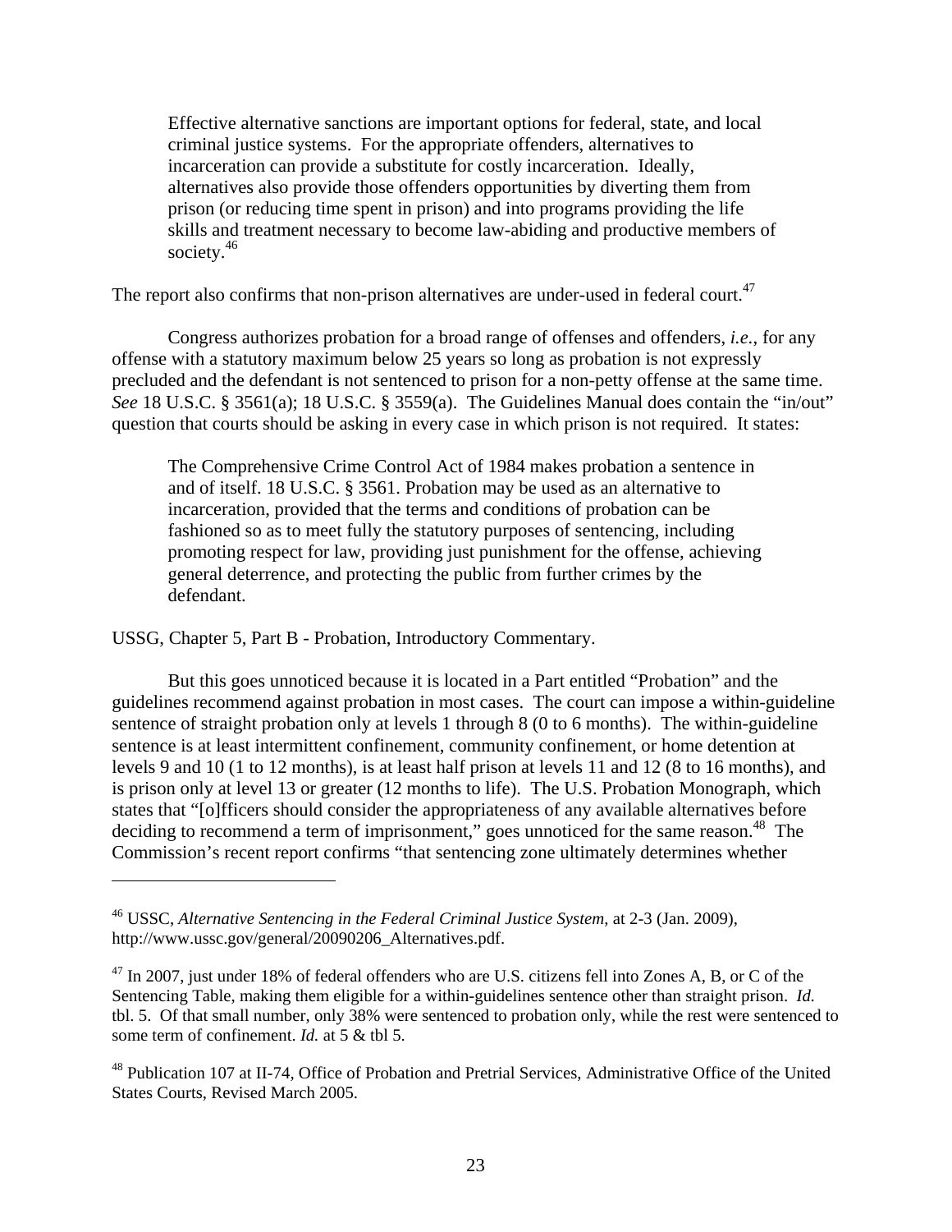> Effective alternative sanctions are important options for federal, state, and local criminal justice systems. For the appropriate offenders, alternatives to incarceration can provide a substitute for costly incarceration. Ideally, alternatives also provide those offenders opportunities by diverting them from prison (or reducing time spent in prison) and into programs providing the life skills and treatment necessary to become law-abiding and productive members of society.[46]

The report also confirms that non-prison alternatives are under-used in federal court.[47]

Congress authorizes probation for a broad range of offenses and offenders, *i.e.*, for any offense with a statutory maximum below 25 years so long as probation is not expressly precluded and the defendant is not sentenced to prison for a non-petty offense at the same time. *See* 18 U.S.C. § 3561(a); 18 U.S.C. § 3559(a). The Guidelines Manual does contain the "in/out" question that courts should be asking in every case in which prison is not required. It states:

> The Comprehensive Crime Control Act of 1984 makes probation a sentence in and of itself. 18 U.S.C. § 3561. Probation may be used as an alternative to incarceration, provided that the terms and conditions of probation can be fashioned so as to meet fully the statutory purposes of sentencing, including promoting respect for law, providing just punishment for the offense, achieving general deterrence, and protecting the public from further crimes by the defendant.

USSG, Chapter 5, Part B - Probation, Introductory Commentary.

But this goes unnoticed because it is located in a Part entitled "Probation" and the guidelines recommend against probation in most cases. The court can impose a within-guideline sentence of straight probation only at levels 1 through 8 (0 to 6 months). The within-guideline sentence is at least intermittent confinement, community confinement, or home detention at levels 9 and 10 (1 to 12 months), is at least half prison at levels 11 and 12 (8 to 16 months), and is prison only at level 13 or greater (12 months to life). The U.S. Probation Monograph, which states that "[o]fficers should consider the appropriateness of any available alternatives before deciding to recommend a term of imprisonment," goes unnoticed for the same reason.[48] The Commission's recent report confirms "that sentencing zone ultimately determines whether

---

[46] USSC, *Alternative Sentencing in the Federal Criminal Justice System*, at 2-3 (Jan. 2009), http://www.ussc.gov/general/20090206_Alternatives.pdf.

[47] In 2007, just under 18% of federal offenders who are U.S. citizens fell into Zones A, B, or C of the Sentencing Table, making them eligible for a within-guidelines sentence other than straight prison. *Id.* tbl. 5. Of that small number, only 38% were sentenced to probation only, while the rest were sentenced to some term of confinement. *Id.* at 5 & tbl 5.

[48] Publication 107 at II-74, Office of Probation and Pretrial Services, Administrative Office of the United States Courts, Revised March 2005.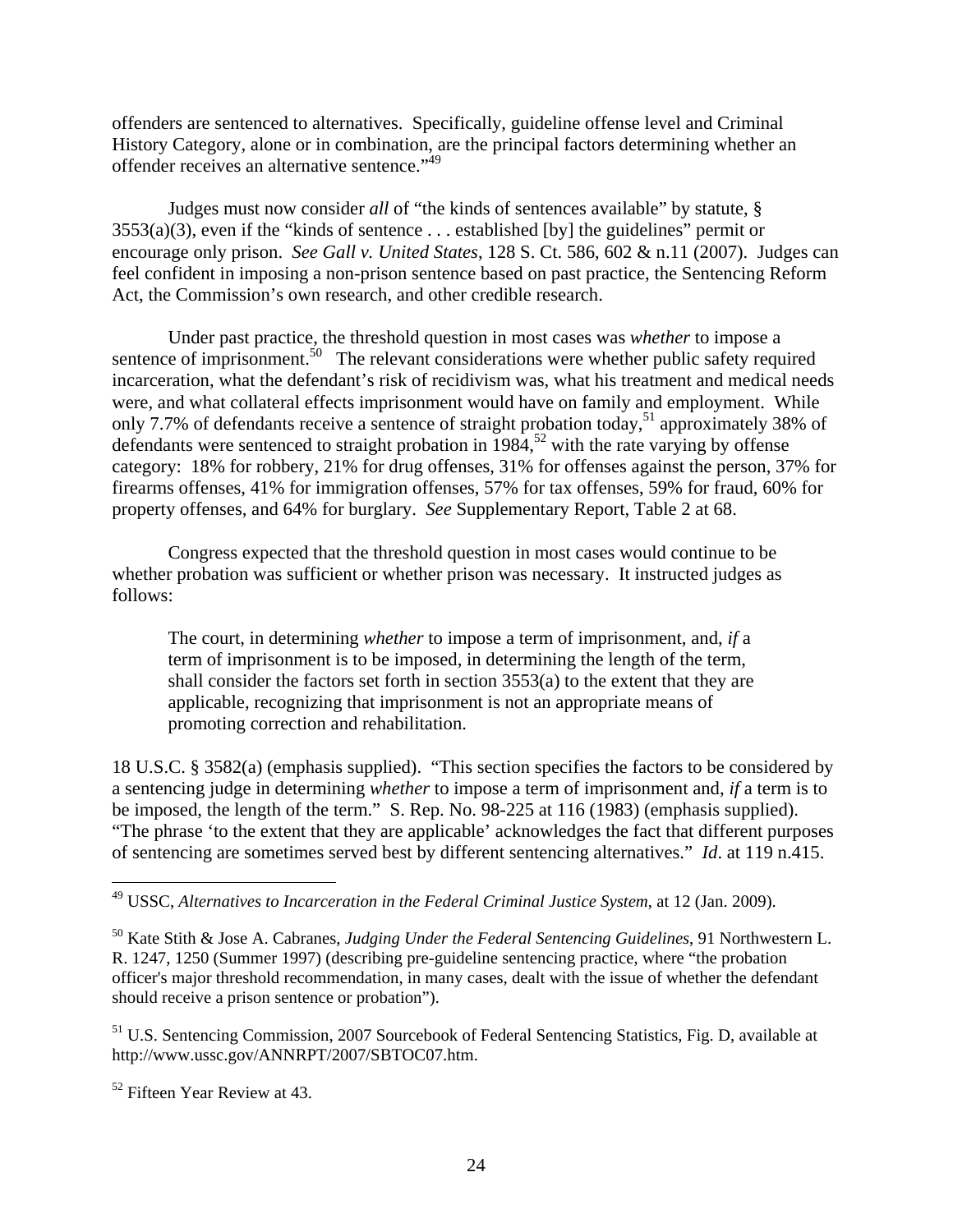offenders are sentenced to alternatives. Specifically, guideline offense level and Criminal History Category, alone or in combination, are the principal factors determining whether an offender receives an alternative sentence."[49]

Judges must now consider *all* of "the kinds of sentences available" by statute, § 3553(a)(3), even if the "kinds of sentence . . . established [by] the guidelines" permit or encourage only prison. *See Gall v. United States*, 128 S. Ct. 586, 602 & n.11 (2007). Judges can feel confident in imposing a non-prison sentence based on past practice, the Sentencing Reform Act, the Commission's own research, and other credible research.

Under past practice, the threshold question in most cases was *whether* to impose a sentence of imprisonment.[50] The relevant considerations were whether public safety required incarceration, what the defendant's risk of recidivism was, what his treatment and medical needs were, and what collateral effects imprisonment would have on family and employment. While only 7.7% of defendants receive a sentence of straight probation today,[51] approximately 38% of defendants were sentenced to straight probation in 1984,[52] with the rate varying by offense category: 18% for robbery, 21% for drug offenses, 31% for offenses against the person, 37% for firearms offenses, 41% for immigration offenses, 57% for tax offenses, 59% for fraud, 60% for property offenses, and 64% for burglary. *See* Supplementary Report, Table 2 at 68.

Congress expected that the threshold question in most cases would continue to be whether probation was sufficient or whether prison was necessary. It instructed judges as follows:

> The court, in determining *whether* to impose a term of imprisonment, and, *if* a term of imprisonment is to be imposed, in determining the length of the term, shall consider the factors set forth in section 3553(a) to the extent that they are applicable, recognizing that imprisonment is not an appropriate means of promoting correction and rehabilitation.

18 U.S.C. § 3582(a) (emphasis supplied). "This section specifies the factors to be considered by a sentencing judge in determining *whether* to impose a term of imprisonment and, *if* a term is to be imposed, the length of the term." S. Rep. No. 98-225 at 116 (1983) (emphasis supplied). "The phrase 'to the extent that they are applicable' acknowledges the fact that different purposes of sentencing are sometimes served best by different sentencing alternatives." *Id*. at 119 n.415.

---

[49] USSC, *Alternatives to Incarceration in the Federal Criminal Justice System*, at 12 (Jan. 2009).

[50] Kate Stith & Jose A. Cabranes, *Judging Under the Federal Sentencing Guidelines*, 91 Northwestern L. R. 1247, 1250 (Summer 1997) (describing pre-guideline sentencing practice, where "the probation officer's major threshold recommendation, in many cases, dealt with the issue of whether the defendant should receive a prison sentence or probation").

[51] U.S. Sentencing Commission, 2007 Sourcebook of Federal Sentencing Statistics, Fig. D, available at http://www.ussc.gov/ANNRPT/2007/SBTOC07.htm.

[52] Fifteen Year Review at 43.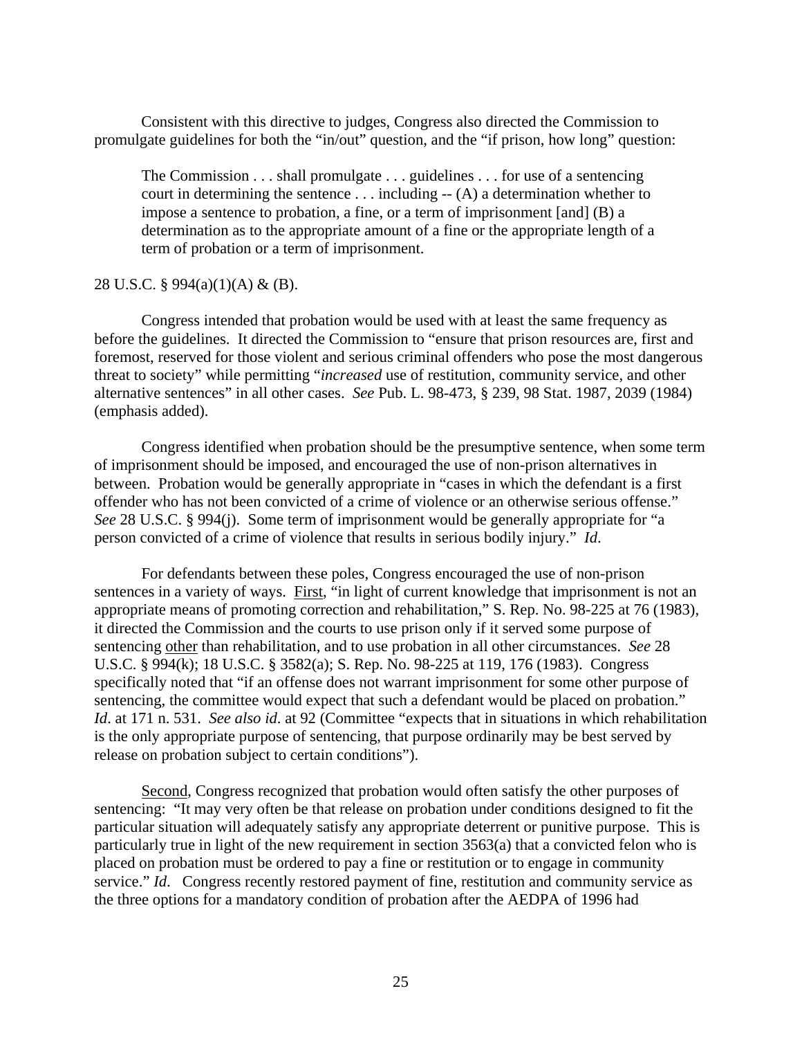Consistent with this directive to judges, Congress also directed the Commission to promulgate guidelines for both the "in/out" question, and the "if prison, how long" question:

> The Commission . . . shall promulgate . . . guidelines . . . for use of a sentencing court in determining the sentence . . . including -- (A) a determination whether to impose a sentence to probation, a fine, or a term of imprisonment [and] (B) a determination as to the appropriate amount of a fine or the appropriate length of a term of probation or a term of imprisonment.

28 U.S.C. § 994(a)(1)(A) & (B).

Congress intended that probation would be used with at least the same frequency as before the guidelines. It directed the Commission to "ensure that prison resources are, first and foremost, reserved for those violent and serious criminal offenders who pose the most dangerous threat to society" while permitting "*increased* use of restitution, community service, and other alternative sentences" in all other cases. *See* Pub. L. 98-473, § 239, 98 Stat. 1987, 2039 (1984) (emphasis added).

Congress identified when probation should be the presumptive sentence, when some term of imprisonment should be imposed, and encouraged the use of non-prison alternatives in between. Probation would be generally appropriate in "cases in which the defendant is a first offender who has not been convicted of a crime of violence or an otherwise serious offense." *See* 28 U.S.C. § 994(j). Some term of imprisonment would be generally appropriate for "a person convicted of a crime of violence that results in serious bodily injury." *Id*.

For defendants between these poles, Congress encouraged the use of non-prison sentences in a variety of ways. <u>First</u>, "in light of current knowledge that imprisonment is not an appropriate means of promoting correction and rehabilitation," S. Rep. No. 98-225 at 76 (1983), it directed the Commission and the courts to use prison only if it served some purpose of sentencing <u>other</u> than rehabilitation, and to use probation in all other circumstances. *See* 28 U.S.C. § 994(k); 18 U.S.C. § 3582(a); S. Rep. No. 98-225 at 119, 176 (1983). Congress specifically noted that "if an offense does not warrant imprisonment for some other purpose of sentencing, the committee would expect that such a defendant would be placed on probation." *Id*. at 171 n. 531. *See also id*. at 92 (Committee "expects that in situations in which rehabilitation is the only appropriate purpose of sentencing, that purpose ordinarily may be best served by release on probation subject to certain conditions").

<u>Second</u>, Congress recognized that probation would often satisfy the other purposes of sentencing: "It may very often be that release on probation under conditions designed to fit the particular situation will adequately satisfy any appropriate deterrent or punitive purpose. This is particularly true in light of the new requirement in section 3563(a) that a convicted felon who is placed on probation must be ordered to pay a fine or restitution or to engage in community service." *Id*. Congress recently restored payment of fine, restitution and community service as the three options for a mandatory condition of probation after the AEDPA of 1996 had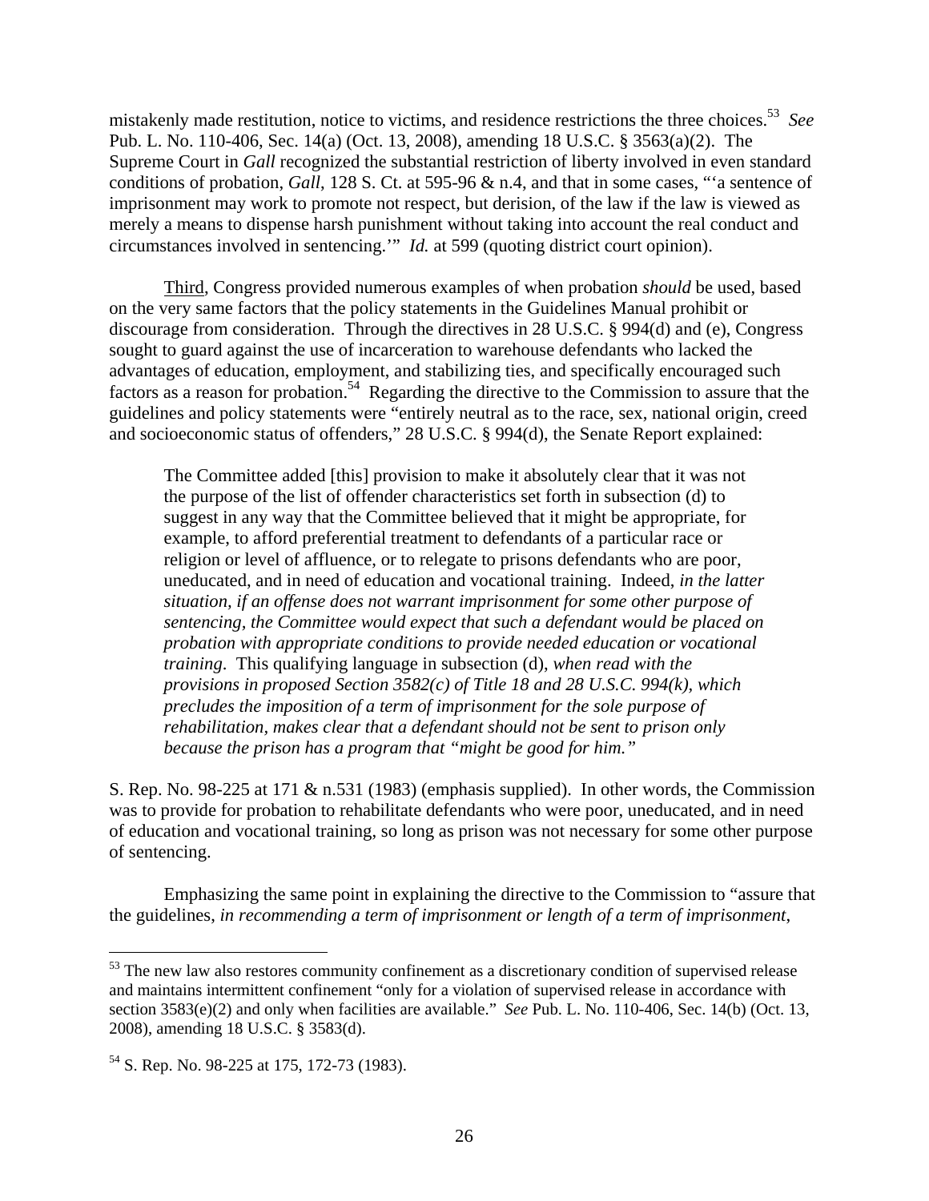mistakenly made restitution, notice to victims, and residence restrictions the three choices.[53] *See* Pub. L. No. 110-406, Sec. 14(a) (Oct. 13, 2008), amending 18 U.S.C. § 3563(a)(2). The Supreme Court in *Gall* recognized the substantial restriction of liberty involved in even standard conditions of probation, *Gall*, 128 S. Ct. at 595-96 & n.4, and that in some cases, "'a sentence of imprisonment may work to promote not respect, but derision, of the law if the law is viewed as merely a means to dispense harsh punishment without taking into account the real conduct and circumstances involved in sentencing.'" *Id.* at 599 (quoting district court opinion).

Third, Congress provided numerous examples of when probation *should* be used, based on the very same factors that the policy statements in the Guidelines Manual prohibit or discourage from consideration. Through the directives in 28 U.S.C. § 994(d) and (e), Congress sought to guard against the use of incarceration to warehouse defendants who lacked the advantages of education, employment, and stabilizing ties, and specifically encouraged such factors as a reason for probation.[54] Regarding the directive to the Commission to assure that the guidelines and policy statements were "entirely neutral as to the race, sex, national origin, creed and socioeconomic status of offenders," 28 U.S.C. § 994(d), the Senate Report explained:

> The Committee added [this] provision to make it absolutely clear that it was not the purpose of the list of offender characteristics set forth in subsection (d) to suggest in any way that the Committee believed that it might be appropriate, for example, to afford preferential treatment to defendants of a particular race or religion or level of affluence, or to relegate to prisons defendants who are poor, uneducated, and in need of education and vocational training. Indeed, *in the latter situation, if an offense does not warrant imprisonment for some other purpose of sentencing, the Committee would expect that such a defendant would be placed on probation with appropriate conditions to provide needed education or vocational training*. This qualifying language in subsection (d), *when read with the provisions in proposed Section 3582(c) of Title 18 and 28 U.S.C. 994(k), which precludes the imposition of a term of imprisonment for the sole purpose of rehabilitation, makes clear that a defendant should not be sent to prison only because the prison has a program that "might be good for him."*

S. Rep. No. 98-225 at 171 & n.531 (1983) (emphasis supplied). In other words, the Commission was to provide for probation to rehabilitate defendants who were poor, uneducated, and in need of education and vocational training, so long as prison was not necessary for some other purpose of sentencing.

Emphasizing the same point in explaining the directive to the Commission to "assure that the guidelines, *in recommending a term of imprisonment or length of a term of imprisonment*,

---

[53] The new law also restores community confinement as a discretionary condition of supervised release and maintains intermittent confinement "only for a violation of supervised release in accordance with section 3583(e)(2) and only when facilities are available." *See* Pub. L. No. 110-406, Sec. 14(b) (Oct. 13, 2008), amending 18 U.S.C. § 3583(d).

[54] S. Rep. No. 98-225 at 175, 172-73 (1983).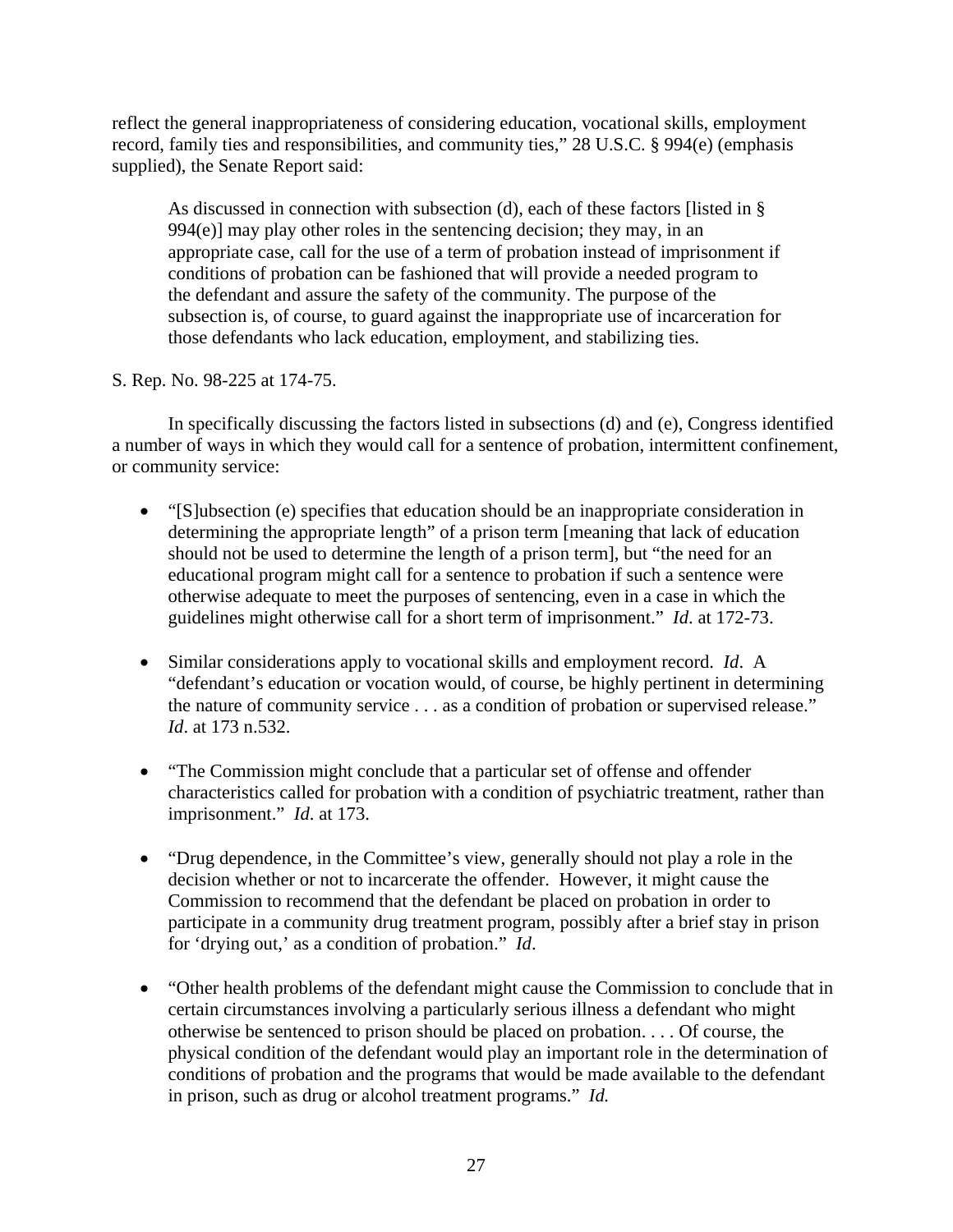reflect the general inappropriateness of considering education, vocational skills, employment record, family ties and responsibilities, and community ties," 28 U.S.C. § 994(e) (emphasis supplied), the Senate Report said:

> As discussed in connection with subsection (d), each of these factors [listed in § 994(e)] may play other roles in the sentencing decision; they may, in an appropriate case, call for the use of a term of probation instead of imprisonment if conditions of probation can be fashioned that will provide a needed program to the defendant and assure the safety of the community. The purpose of the subsection is, of course, to guard against the inappropriate use of incarceration for those defendants who lack education, employment, and stabilizing ties.

S. Rep. No. 98-225 at 174-75.

In specifically discussing the factors listed in subsections (d) and (e), Congress identified a number of ways in which they would call for a sentence of probation, intermittent confinement, or community service:

- "[S]ubsection (e) specifies that education should be an inappropriate consideration in determining the appropriate length" of a prison term [meaning that lack of education should not be used to determine the length of a prison term], but "the need for an educational program might call for a sentence to probation if such a sentence were otherwise adequate to meet the purposes of sentencing, even in a case in which the guidelines might otherwise call for a short term of imprisonment." *Id*. at 172-73.

- Similar considerations apply to vocational skills and employment record. *Id*. A "defendant's education or vocation would, of course, be highly pertinent in determining the nature of community service . . . as a condition of probation or supervised release." *Id*. at 173 n.532.

- "The Commission might conclude that a particular set of offense and offender characteristics called for probation with a condition of psychiatric treatment, rather than imprisonment." *Id*. at 173.

- "Drug dependence, in the Committee's view, generally should not play a role in the decision whether or not to incarcerate the offender. However, it might cause the Commission to recommend that the defendant be placed on probation in order to participate in a community drug treatment program, possibly after a brief stay in prison for 'drying out,' as a condition of probation." *Id*.

- "Other health problems of the defendant might cause the Commission to conclude that in certain circumstances involving a particularly serious illness a defendant who might otherwise be sentenced to prison should be placed on probation. . . . Of course, the physical condition of the defendant would play an important role in the determination of conditions of probation and the programs that would be made available to the defendant in prison, such as drug or alcohol treatment programs." *Id.*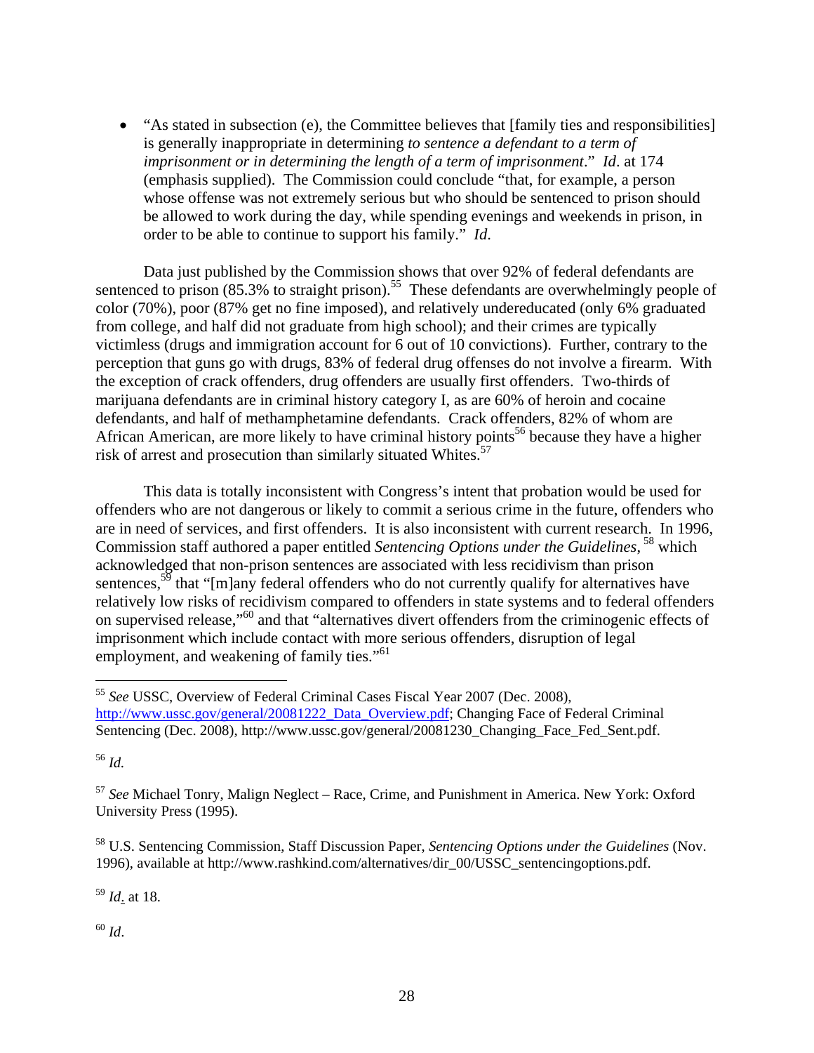- "As stated in subsection (e), the Committee believes that [family ties and responsibilities] is generally inappropriate in determining *to sentence a defendant to a term of imprisonment or in determining the length of a term of imprisonment*." *Id*. at 174 (emphasis supplied). The Commission could conclude "that, for example, a person whose offense was not extremely serious but who should be sentenced to prison should be allowed to work during the day, while spending evenings and weekends in prison, in order to be able to continue to support his family." *Id*.

Data just published by the Commission shows that over 92% of federal defendants are sentenced to prison (85.3% to straight prison).[55] These defendants are overwhelmingly people of color (70%), poor (87% get no fine imposed), and relatively undereducated (only 6% graduated from college, and half did not graduate from high school); and their crimes are typically victimless (drugs and immigration account for 6 out of 10 convictions). Further, contrary to the perception that guns go with drugs, 83% of federal drug offenses do not involve a firearm. With the exception of crack offenders, drug offenders are usually first offenders. Two-thirds of marijuana defendants are in criminal history category I, as are 60% of heroin and cocaine defendants, and half of methamphetamine defendants. Crack offenders, 82% of whom are African American, are more likely to have criminal history points[56] because they have a higher risk of arrest and prosecution than similarly situated Whites.[57]

This data is totally inconsistent with Congress's intent that probation would be used for offenders who are not dangerous or likely to commit a serious crime in the future, offenders who are in need of services, and first offenders. It is also inconsistent with current research. In 1996, Commission staff authored a paper entitled *Sentencing Options under the Guidelines*,[58] which acknowledged that non-prison sentences are associated with less recidivism than prison sentences,[59] that "[m]any federal offenders who do not currently qualify for alternatives have relatively low risks of recidivism compared to offenders in state systems and to federal offenders on supervised release,"[60] and that "alternatives divert offenders from the criminogenic effects of imprisonment which include contact with more serious offenders, disruption of legal employment, and weakening of family ties."[61]

---

[55] *See* USSC, Overview of Federal Criminal Cases Fiscal Year 2007 (Dec. 2008), http://www.ussc.gov/general/20081222_Data_Overview.pdf; Changing Face of Federal Criminal Sentencing (Dec. 2008), http://www.ussc.gov/general/20081230_Changing_Face_Fed_Sent.pdf.

[56] *Id.*

[57] *See* Michael Tonry, Malign Neglect – Race, Crime, and Punishment in America. New York: Oxford University Press (1995).

[58] U.S. Sentencing Commission, Staff Discussion Paper, *Sentencing Options under the Guidelines* (Nov. 1996), available at http://www.rashkind.com/alternatives/dir_00/USSC_sentencingoptions.pdf.

[59] *Id*. at 18.

[60] *Id*.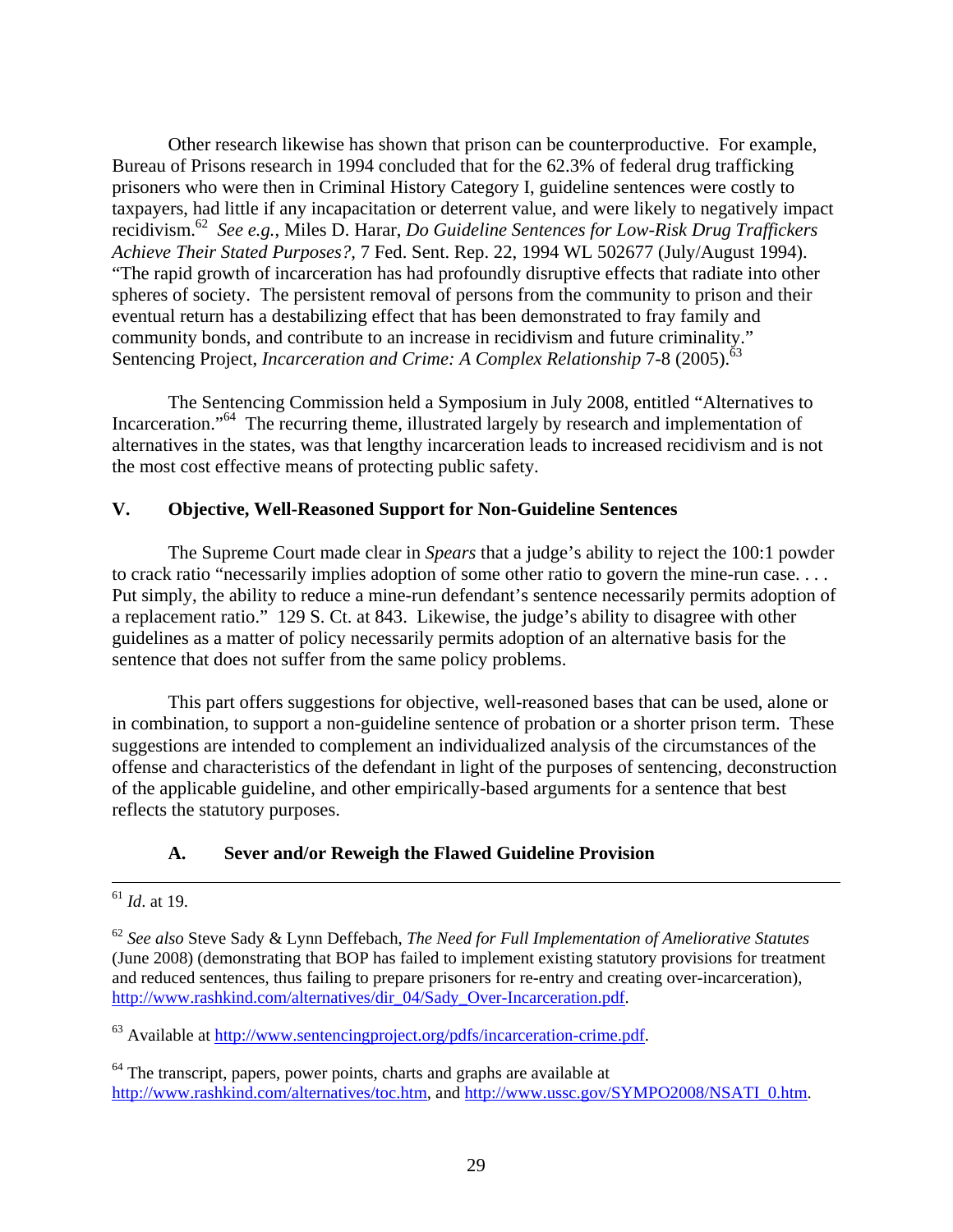Other research likewise has shown that prison can be counterproductive. For example, Bureau of Prisons research in 1994 concluded that for the 62.3% of federal drug trafficking prisoners who were then in Criminal History Category I, guideline sentences were costly to taxpayers, had little if any incapacitation or deterrent value, and were likely to negatively impact recidivism.[62] *See e.g.*, Miles D. Harar, *Do Guideline Sentences for Low-Risk Drug Traffickers Achieve Their Stated Purposes?*, 7 Fed. Sent. Rep. 22, 1994 WL 502677 (July/August 1994). "The rapid growth of incarceration has had profoundly disruptive effects that radiate into other spheres of society. The persistent removal of persons from the community to prison and their eventual return has a destabilizing effect that has been demonstrated to fray family and community bonds, and contribute to an increase in recidivism and future criminality." Sentencing Project, *Incarceration and Crime: A Complex Relationship* 7-8 (2005).[63]

The Sentencing Commission held a Symposium in July 2008, entitled "Alternatives to Incarceration."[64] The recurring theme, illustrated largely by research and implementation of alternatives in the states, was that lengthy incarceration leads to increased recidivism and is not the most cost effective means of protecting public safety.

## V. Objective, Well-Reasoned Support for Non-Guideline Sentences

The Supreme Court made clear in *Spears* that a judge's ability to reject the 100:1 powder to crack ratio "necessarily implies adoption of some other ratio to govern the mine-run case. . . . Put simply, the ability to reduce a mine-run defendant's sentence necessarily permits adoption of a replacement ratio." 129 S. Ct. at 843. Likewise, the judge's ability to disagree with other guidelines as a matter of policy necessarily permits adoption of an alternative basis for the sentence that does not suffer from the same policy problems.

This part offers suggestions for objective, well-reasoned bases that can be used, alone or in combination, to support a non-guideline sentence of probation or a shorter prison term. These suggestions are intended to complement an individualized analysis of the circumstances of the offense and characteristics of the defendant in light of the purposes of sentencing, deconstruction of the applicable guideline, and other empirically-based arguments for a sentence that best reflects the statutory purposes.

### A. Sever and/or Reweigh the Flawed Guideline Provision

---

[61] *Id*. at 19.

[62] *See also* Steve Sady & Lynn Deffebach, *The Need for Full Implementation of Ameliorative Statutes* (June 2008) (demonstrating that BOP has failed to implement existing statutory provisions for treatment and reduced sentences, thus failing to prepare prisoners for re-entry and creating over-incarceration), http://www.rashkind.com/alternatives/dir_04/Sady_Over-Incarceration.pdf.

[63] Available at http://www.sentencingproject.org/pdfs/incarceration-crime.pdf.

[64] The transcript, papers, power points, charts and graphs are available at http://www.rashkind.com/alternatives/toc.htm, and http://www.ussc.gov/SYMPO2008/NSATI_0.htm.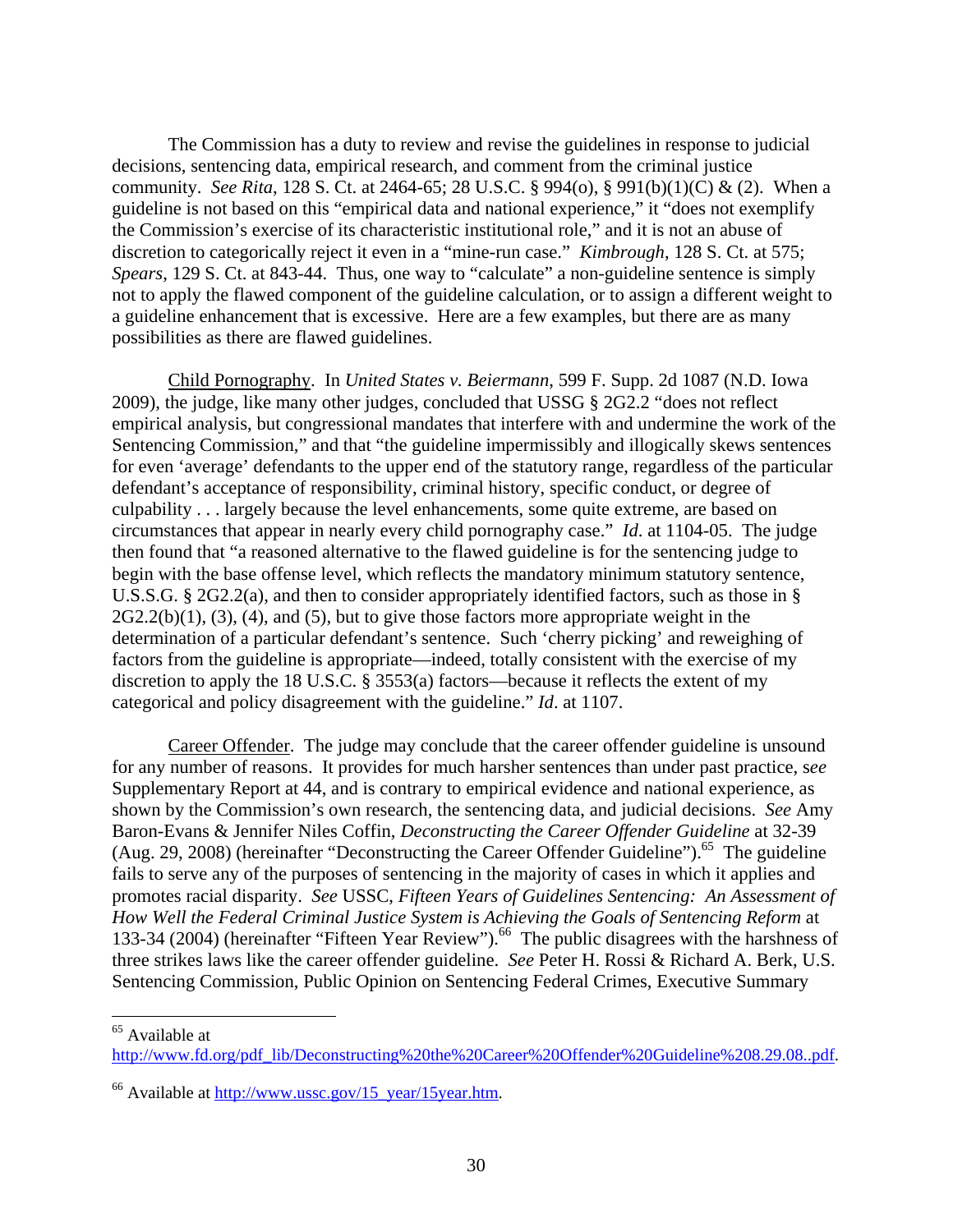The Commission has a duty to review and revise the guidelines in response to judicial decisions, sentencing data, empirical research, and comment from the criminal justice community. *See Rita*, 128 S. Ct. at 2464-65; 28 U.S.C. § 994(o), § 991(b)(1)(C) & (2). When a guideline is not based on this "empirical data and national experience," it "does not exemplify the Commission's exercise of its characteristic institutional role," and it is not an abuse of discretion to categorically reject it even in a "mine-run case." *Kimbrough*, 128 S. Ct. at 575; *Spears*, 129 S. Ct. at 843-44. Thus, one way to "calculate" a non-guideline sentence is simply not to apply the flawed component of the guideline calculation, or to assign a different weight to a guideline enhancement that is excessive. Here are a few examples, but there are as many possibilities as there are flawed guidelines.

Child Pornography. In *United States v. Beiermann*, 599 F. Supp. 2d 1087 (N.D. Iowa 2009), the judge, like many other judges, concluded that USSG § 2G2.2 "does not reflect empirical analysis, but congressional mandates that interfere with and undermine the work of the Sentencing Commission," and that "the guideline impermissibly and illogically skews sentences for even 'average' defendants to the upper end of the statutory range, regardless of the particular defendant's acceptance of responsibility, criminal history, specific conduct, or degree of culpability . . . largely because the level enhancements, some quite extreme, are based on circumstances that appear in nearly every child pornography case." *Id*. at 1104-05. The judge then found that "a reasoned alternative to the flawed guideline is for the sentencing judge to begin with the base offense level, which reflects the mandatory minimum statutory sentence, U.S.S.G. § 2G2.2(a), and then to consider appropriately identified factors, such as those in § 2G2.2(b)(1), (3), (4), and (5), but to give those factors more appropriate weight in the determination of a particular defendant's sentence. Such 'cherry picking' and reweighing of factors from the guideline is appropriate—indeed, totally consistent with the exercise of my discretion to apply the 18 U.S.C. § 3553(a) factors—because it reflects the extent of my categorical and policy disagreement with the guideline." *Id*. at 1107.

Career Offender. The judge may conclude that the career offender guideline is unsound for any number of reasons. It provides for much harsher sentences than under past practice, *see* Supplementary Report at 44, and is contrary to empirical evidence and national experience, as shown by the Commission's own research, the sentencing data, and judicial decisions. *See* Amy Baron-Evans & Jennifer Niles Coffin, *Deconstructing the Career Offender Guideline* at 32-39 (Aug. 29, 2008) (hereinafter "Deconstructing the Career Offender Guideline").[65] The guideline fails to serve any of the purposes of sentencing in the majority of cases in which it applies and promotes racial disparity. *See* USSC, *Fifteen Years of Guidelines Sentencing: An Assessment of How Well the Federal Criminal Justice System is Achieving the Goals of Sentencing Reform* at 133-34 (2004) (hereinafter "Fifteen Year Review").[66] The public disagrees with the harshness of three strikes laws like the career offender guideline. *See* Peter H. Rossi & Richard A. Berk, U.S. Sentencing Commission, Public Opinion on Sentencing Federal Crimes, Executive Summary

---

[65] Available at http://www.fd.org/pdf_lib/Deconstructing%20the%20Career%20Offender%20Guideline%208.29.08..pdf.

[66] Available at http://www.ussc.gov/15_year/15year.htm.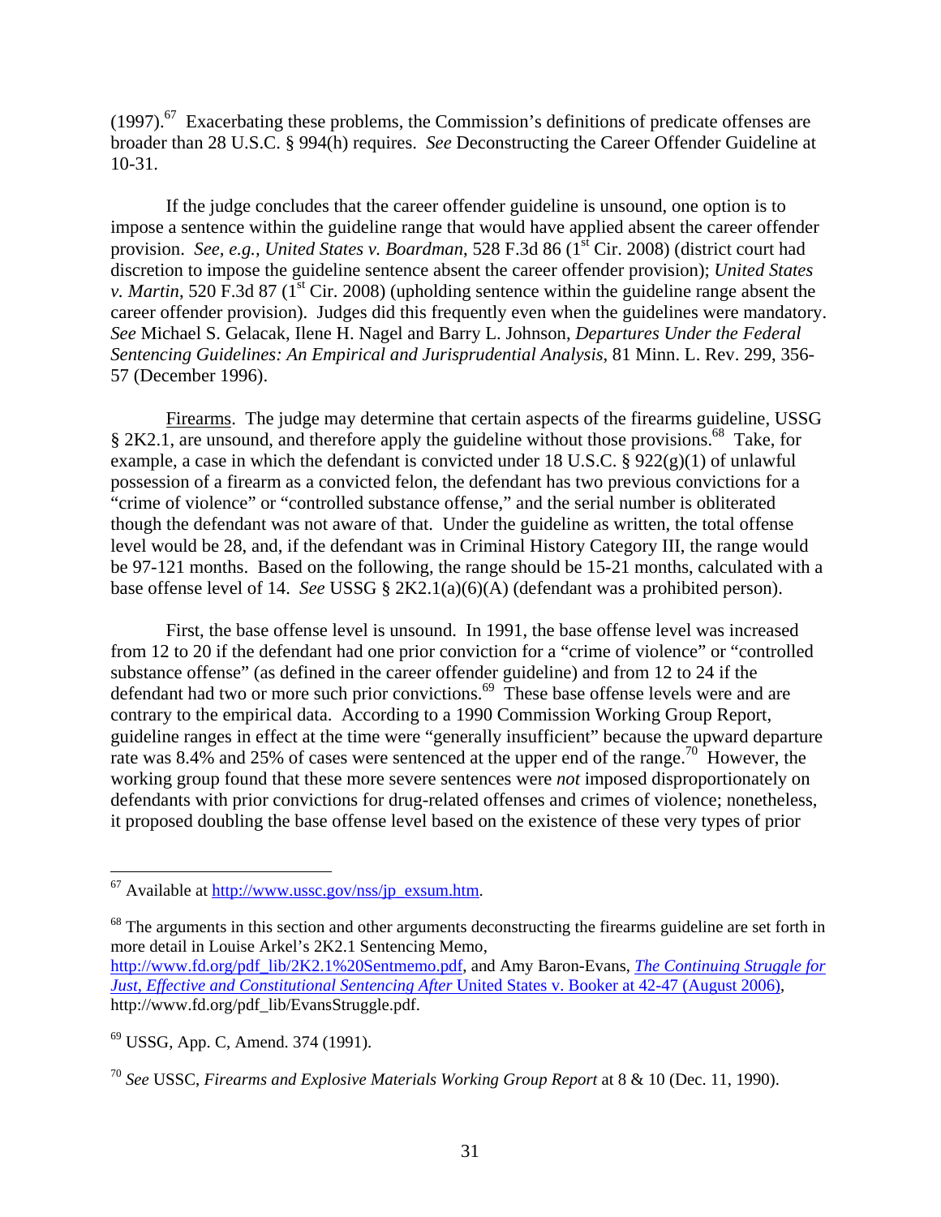(1997).[67] Exacerbating these problems, the Commission's definitions of predicate offenses are broader than 28 U.S.C. § 994(h) requires. *See* Deconstructing the Career Offender Guideline at 10-31.

If the judge concludes that the career offender guideline is unsound, one option is to impose a sentence within the guideline range that would have applied absent the career offender provision. *See, e.g., United States v. Boardman*, 528 F.3d 86 (1st Cir. 2008) (district court had discretion to impose the guideline sentence absent the career offender provision); *United States v. Martin*, 520 F.3d 87 (1st Cir. 2008) (upholding sentence within the guideline range absent the career offender provision). Judges did this frequently even when the guidelines were mandatory. *See* Michael S. Gelacak, Ilene H. Nagel and Barry L. Johnson, *Departures Under the Federal Sentencing Guidelines: An Empirical and Jurisprudential Analysis*, 81 Minn. L. Rev. 299, 356-57 (December 1996).

Firearms. The judge may determine that certain aspects of the firearms guideline, USSG § 2K2.1, are unsound, and therefore apply the guideline without those provisions.[68] Take, for example, a case in which the defendant is convicted under 18 U.S.C. § 922(g)(1) of unlawful possession of a firearm as a convicted felon, the defendant has two previous convictions for a "crime of violence" or "controlled substance offense," and the serial number is obliterated though the defendant was not aware of that. Under the guideline as written, the total offense level would be 28, and, if the defendant was in Criminal History Category III, the range would be 97-121 months. Based on the following, the range should be 15-21 months, calculated with a base offense level of 14. *See* USSG § 2K2.1(a)(6)(A) (defendant was a prohibited person).

First, the base offense level is unsound. In 1991, the base offense level was increased from 12 to 20 if the defendant had one prior conviction for a "crime of violence" or "controlled substance offense" (as defined in the career offender guideline) and from 12 to 24 if the defendant had two or more such prior convictions.[69] These base offense levels were and are contrary to the empirical data. According to a 1990 Commission Working Group Report, guideline ranges in effect at the time were "generally insufficient" because the upward departure rate was 8.4% and 25% of cases were sentenced at the upper end of the range.[70] However, the working group found that these more severe sentences were *not* imposed disproportionately on defendants with prior convictions for drug-related offenses and crimes of violence; nonetheless, it proposed doubling the base offense level based on the existence of these very types of prior

---

[67] Available at http://www.ussc.gov/nss/jp_exsum.htm.

[68] The arguments in this section and other arguments deconstructing the firearms guideline are set forth in more detail in Louise Arkel's 2K2.1 Sentencing Memo, http://www.fd.org/pdf_lib/2K2.1%20Sentmemo.pdf, and Amy Baron-Evans, *The Continuing Struggle for Just, Effective and Constitutional Sentencing After* United States v. Booker at 42-47 (August 2006), http://www.fd.org/pdf_lib/EvansStruggle.pdf.

[69] USSG, App. C, Amend. 374 (1991).

[70] *See* USSC, *Firearms and Explosive Materials Working Group Report* at 8 & 10 (Dec. 11, 1990).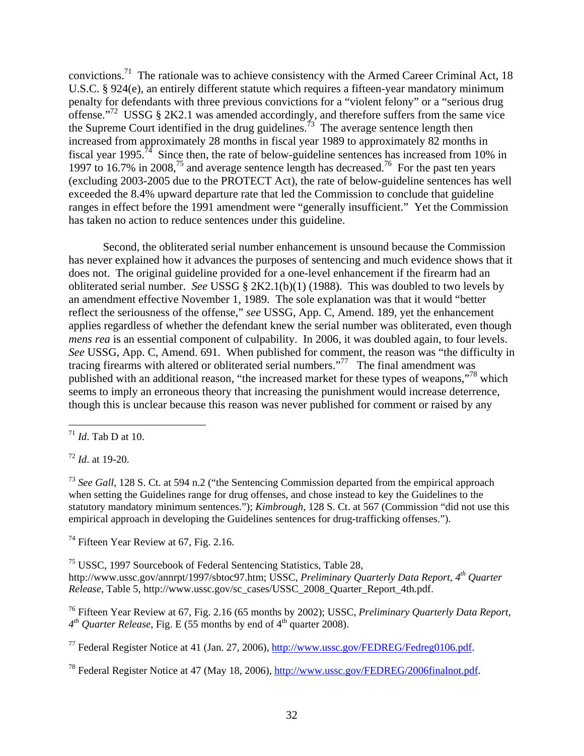convictions.[71] The rationale was to achieve consistency with the Armed Career Criminal Act, 18 U.S.C. § 924(e), an entirely different statute which requires a fifteen-year mandatory minimum penalty for defendants with three previous convictions for a "violent felony" or a "serious drug offense."[72] USSG § 2K2.1 was amended accordingly, and therefore suffers from the same vice the Supreme Court identified in the drug guidelines.[73] The average sentence length then increased from approximately 28 months in fiscal year 1989 to approximately 82 months in fiscal year 1995.[74] Since then, the rate of below-guideline sentences has increased from 10% in 1997 to 16.7% in 2008,[75] and average sentence length has decreased.[76] For the past ten years (excluding 2003-2005 due to the PROTECT Act), the rate of below-guideline sentences has well exceeded the 8.4% upward departure rate that led the Commission to conclude that guideline ranges in effect before the 1991 amendment were "generally insufficient." Yet the Commission has taken no action to reduce sentences under this guideline.

Second, the obliterated serial number enhancement is unsound because the Commission has never explained how it advances the purposes of sentencing and much evidence shows that it does not. The original guideline provided for a one-level enhancement if the firearm had an obliterated serial number. *See* USSG § 2K2.1(b)(1) (1988). This was doubled to two levels by an amendment effective November 1, 1989. The sole explanation was that it would "better reflect the seriousness of the offense," *see* USSG, App. C, Amend. 189, yet the enhancement applies regardless of whether the defendant knew the serial number was obliterated, even though *mens rea* is an essential component of culpability. In 2006, it was doubled again, to four levels. *See* USSG, App. C, Amend. 691. When published for comment, the reason was "the difficulty in tracing firearms with altered or obliterated serial numbers."[77] The final amendment was published with an additional reason, "the increased market for these types of weapons,"[78] which seems to imply an erroneous theory that increasing the punishment would increase deterrence, though this is unclear because this reason was never published for comment or raised by any

---

[71] *Id*. Tab D at 10.

[72] *Id*. at 19-20.

[73] *See Gall*, 128 S. Ct. at 594 n.2 ("the Sentencing Commission departed from the empirical approach when setting the Guidelines range for drug offenses, and chose instead to key the Guidelines to the statutory mandatory minimum sentences."); *Kimbrough*, 128 S. Ct. at 567 (Commission "did not use this empirical approach in developing the Guidelines sentences for drug-trafficking offenses.").

[74] Fifteen Year Review at 67, Fig. 2.16.

[75] USSC, 1997 Sourcebook of Federal Sentencing Statistics, Table 28, http://www.ussc.gov/annrpt/1997/sbtoc97.htm; USSC, *Preliminary Quarterly Data Report, 4th Quarter Release*, Table 5, http://www.ussc.gov/sc_cases/USSC_2008_Quarter_Report_4th.pdf.

[76] Fifteen Year Review at 67, Fig. 2.16 (65 months by 2002); USSC, *Preliminary Quarterly Data Report, 4th Quarter Release*, Fig. E (55 months by end of 4th quarter 2008).

[77] Federal Register Notice at 41 (Jan. 27, 2006), http://www.ussc.gov/FEDREG/Fedreg0106.pdf.

[78] Federal Register Notice at 47 (May 18, 2006), http://www.ussc.gov/FEDREG/2006finalnot.pdf.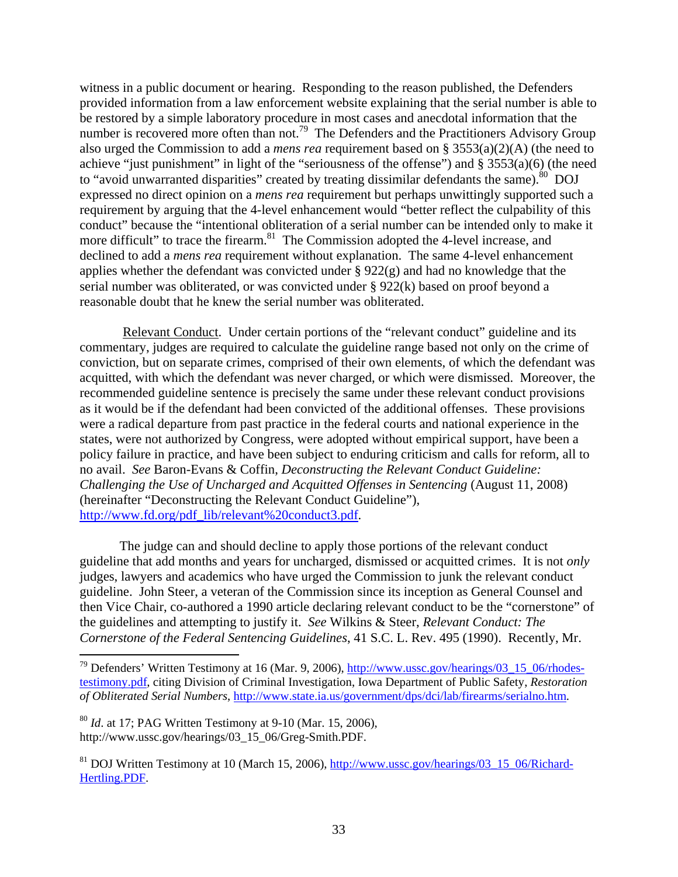witness in a public document or hearing. Responding to the reason published, the Defenders provided information from a law enforcement website explaining that the serial number is able to be restored by a simple laboratory procedure in most cases and anecdotal information that the number is recovered more often than not.[79] The Defenders and the Practitioners Advisory Group also urged the Commission to add a *mens rea* requirement based on § 3553(a)(2)(A) (the need to achieve "just punishment" in light of the "seriousness of the offense") and § 3553(a)(6) (the need to "avoid unwarranted disparities" created by treating dissimilar defendants the same).[80] DOJ expressed no direct opinion on a *mens rea* requirement but perhaps unwittingly supported such a requirement by arguing that the 4-level enhancement would "better reflect the culpability of this conduct" because the "intentional obliteration of a serial number can be intended only to make it more difficult" to trace the firearm.[81] The Commission adopted the 4-level increase, and declined to add a *mens rea* requirement without explanation. The same 4-level enhancement applies whether the defendant was convicted under § 922(g) and had no knowledge that the serial number was obliterated, or was convicted under § 922(k) based on proof beyond a reasonable doubt that he knew the serial number was obliterated.

Relevant Conduct. Under certain portions of the "relevant conduct" guideline and its commentary, judges are required to calculate the guideline range based not only on the crime of conviction, but on separate crimes, comprised of their own elements, of which the defendant was acquitted, with which the defendant was never charged, or which were dismissed. Moreover, the recommended guideline sentence is precisely the same under these relevant conduct provisions as it would be if the defendant had been convicted of the additional offenses. These provisions were a radical departure from past practice in the federal courts and national experience in the states, were not authorized by Congress, were adopted without empirical support, have been a policy failure in practice, and have been subject to enduring criticism and calls for reform, all to no avail. *See* Baron-Evans & Coffin, *Deconstructing the Relevant Conduct Guideline: Challenging the Use of Uncharged and Acquitted Offenses in Sentencing* (August 11, 2008) (hereinafter "Deconstructing the Relevant Conduct Guideline"), http://www.fd.org/pdf_lib/relevant%20conduct3.pdf.

The judge can and should decline to apply those portions of the relevant conduct guideline that add months and years for uncharged, dismissed or acquitted crimes. It is not *only* judges, lawyers and academics who have urged the Commission to junk the relevant conduct guideline. John Steer, a veteran of the Commission since its inception as General Counsel and then Vice Chair, co-authored a 1990 article declaring relevant conduct to be the "cornerstone" of the guidelines and attempting to justify it. *See* Wilkins & Steer, *Relevant Conduct: The Cornerstone of the Federal Sentencing Guidelines*, 41 S.C. L. Rev. 495 (1990). Recently, Mr.

---

[79] Defenders' Written Testimony at 16 (Mar. 9, 2006), http://www.ussc.gov/hearings/03_15_06/rhodes-testimony.pdf, citing Division of Criminal Investigation, Iowa Department of Public Safety, *Restoration of Obliterated Serial Numbers*, http://www.state.ia.us/government/dps/dci/lab/firearms/serialno.htm.

[80] *Id*. at 17; PAG Written Testimony at 9-10 (Mar. 15, 2006), http://www.ussc.gov/hearings/03_15_06/Greg-Smith.PDF.

[81] DOJ Written Testimony at 10 (March 15, 2006), http://www.ussc.gov/hearings/03_15_06/Richard-Hertling.PDF.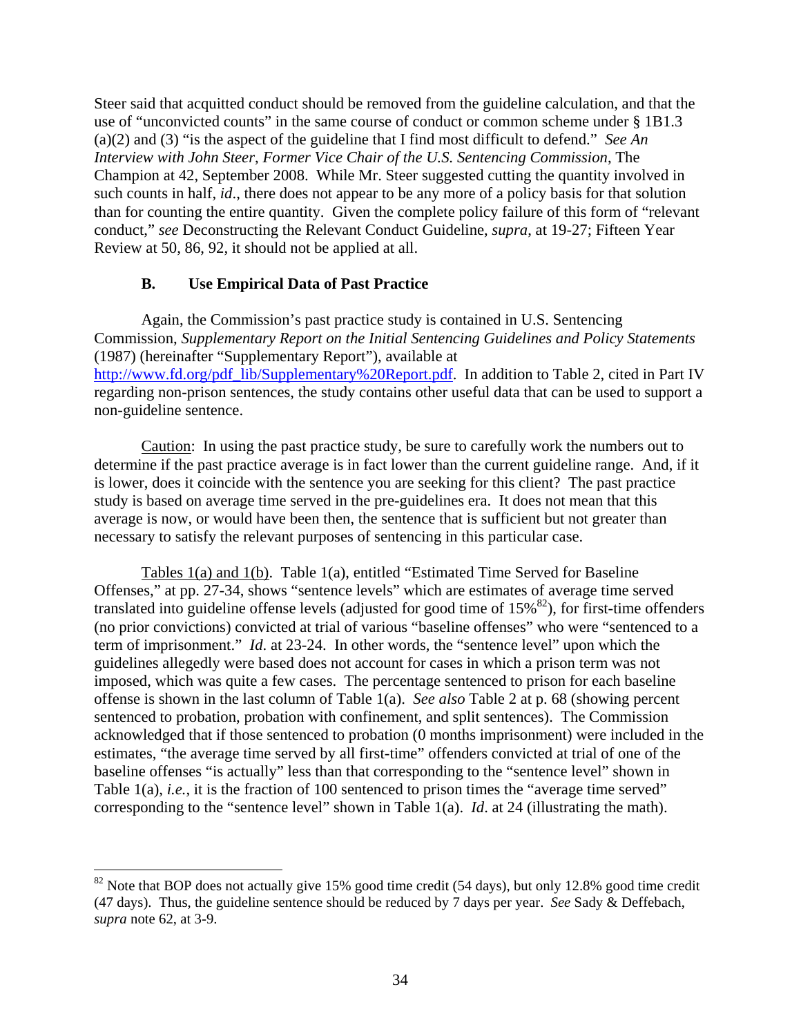Steer said that acquitted conduct should be removed from the guideline calculation, and that the use of "unconvicted counts" in the same course of conduct or common scheme under § 1B1.3 (a)(2) and (3) "is the aspect of the guideline that I find most difficult to defend." *See An Interview with John Steer, Former Vice Chair of the U.S. Sentencing Commission*, The Champion at 42, September 2008. While Mr. Steer suggested cutting the quantity involved in such counts in half, *id*., there does not appear to be any more of a policy basis for that solution than for counting the entire quantity. Given the complete policy failure of this form of "relevant conduct," *see* Deconstructing the Relevant Conduct Guideline, *supra*, at 19-27; Fifteen Year Review at 50, 86, 92, it should not be applied at all.

### B. Use Empirical Data of Past Practice

Again, the Commission's past practice study is contained in U.S. Sentencing Commission, *Supplementary Report on the Initial Sentencing Guidelines and Policy Statements* (1987) (hereinafter "Supplementary Report"), available at [http://www.fd.org/pdf_lib/Supplementary%20Report.pdf](http://www.fd.org/pdf_lib/Supplementary%20Report.pdf). In addition to Table 2, cited in Part IV regarding non-prison sentences, the study contains other useful data that can be used to support a non-guideline sentence.

Caution: In using the past practice study, be sure to carefully work the numbers out to determine if the past practice average is in fact lower than the current guideline range. And, if it is lower, does it coincide with the sentence you are seeking for this client? The past practice study is based on average time served in the pre-guidelines era. It does not mean that this average is now, or would have been then, the sentence that is sufficient but not greater than necessary to satisfy the relevant purposes of sentencing in this particular case.

Tables 1(a) and 1(b). Table 1(a), entitled "Estimated Time Served for Baseline Offenses," at pp. 27-34, shows "sentence levels" which are estimates of average time served translated into guideline offense levels (adjusted for good time of 15%[82]), for first-time offenders (no prior convictions) convicted at trial of various "baseline offenses" who were "sentenced to a term of imprisonment." *Id*. at 23-24. In other words, the "sentence level" upon which the guidelines allegedly were based does not account for cases in which a prison term was not imposed, which was quite a few cases. The percentage sentenced to prison for each baseline offense is shown in the last column of Table 1(a). *See also* Table 2 at p. 68 (showing percent sentenced to probation, probation with confinement, and split sentences). The Commission acknowledged that if those sentenced to probation (0 months imprisonment) were included in the estimates, "the average time served by all first-time" offenders convicted at trial of one of the baseline offenses "is actually" less than that corresponding to the "sentence level" shown in Table 1(a), *i.e.*, it is the fraction of 100 sentenced to prison times the "average time served" corresponding to the "sentence level" shown in Table 1(a). *Id*. at 24 (illustrating the math).

---

[82] Note that BOP does not actually give 15% good time credit (54 days), but only 12.8% good time credit (47 days). Thus, the guideline sentence should be reduced by 7 days per year. *See* Sady & Deffebach, *supra* note 62, at 3-9.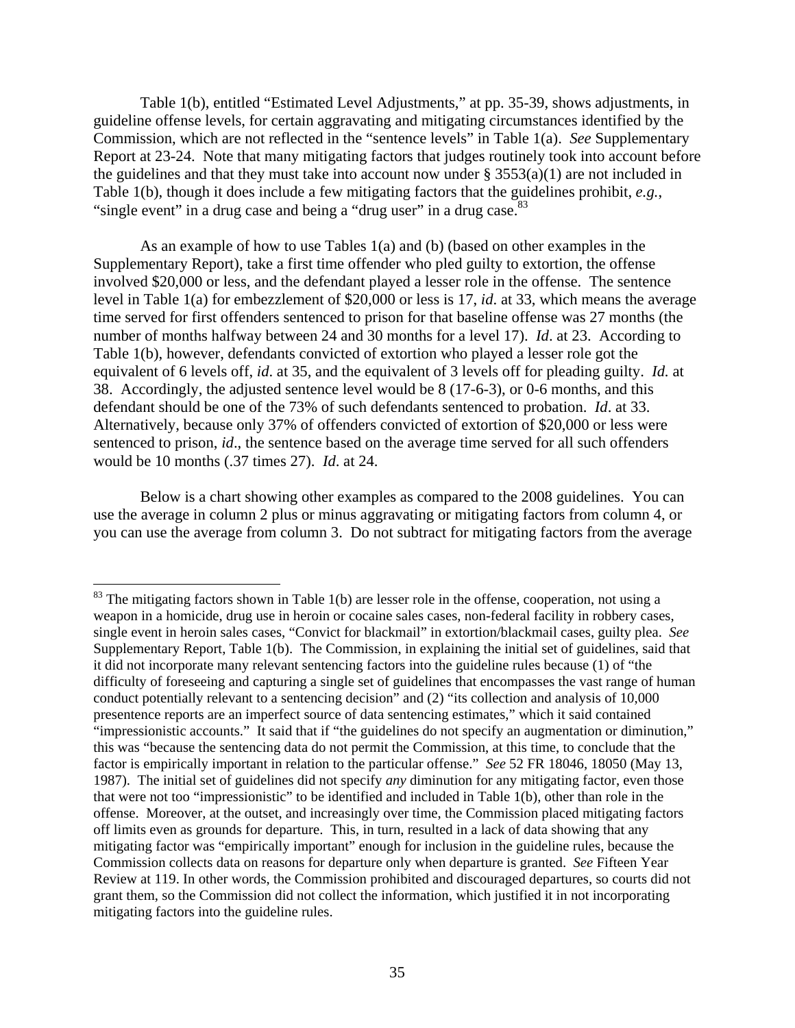Table 1(b), entitled "Estimated Level Adjustments," at pp. 35-39, shows adjustments, in guideline offense levels, for certain aggravating and mitigating circumstances identified by the Commission, which are not reflected in the "sentence levels" in Table 1(a). *See* Supplementary Report at 23-24. Note that many mitigating factors that judges routinely took into account before the guidelines and that they must take into account now under § 3553(a)(1) are not included in Table 1(b), though it does include a few mitigating factors that the guidelines prohibit, *e.g.*, "single event" in a drug case and being a "drug user" in a drug case.[83]

As an example of how to use Tables 1(a) and (b) (based on other examples in the Supplementary Report), take a first time offender who pled guilty to extortion, the offense involved $20,000 or less, and the defendant played a lesser role in the offense. The sentence level in Table 1(a) for embezzlement of $20,000 or less is 17, *id*. at 33, which means the average time served for first offenders sentenced to prison for that baseline offense was 27 months (the number of months halfway between 24 and 30 months for a level 17). *Id*. at 23. According to Table 1(b), however, defendants convicted of extortion who played a lesser role got the equivalent of 6 levels off, *id*. at 35, and the equivalent of 3 levels off for pleading guilty. *Id.* at 38. Accordingly, the adjusted sentence level would be 8 (17-6-3), or 0-6 months, and this defendant should be one of the 73% of such defendants sentenced to probation. *Id*. at 33. Alternatively, because only 37% of offenders convicted of extortion of $20,000 or less were sentenced to prison, *id*., the sentence based on the average time served for all such offenders would be 10 months (.37 times 27). *Id.* at 24.

Below is a chart showing other examples as compared to the 2008 guidelines. You can use the average in column 2 plus or minus aggravating or mitigating factors from column 4, or you can use the average from column 3. Do not subtract for mitigating factors from the average

---

[83] The mitigating factors shown in Table 1(b) are lesser role in the offense, cooperation, not using a weapon in a homicide, drug use in heroin or cocaine sales cases, non-federal facility in robbery cases, single event in heroin sales cases, "Convict for blackmail" in extortion/blackmail cases, guilty plea. *See* Supplementary Report, Table 1(b). The Commission, in explaining the initial set of guidelines, said that it did not incorporate many relevant sentencing factors into the guideline rules because (1) of "the difficulty of foreseeing and capturing a single set of guidelines that encompasses the vast range of human conduct potentially relevant to a sentencing decision" and (2) "its collection and analysis of 10,000 presentence reports are an imperfect source of data sentencing estimates," which it said contained "impressionistic accounts." It said that if "the guidelines do not specify an augmentation or diminution," this was "because the sentencing data do not permit the Commission, at this time, to conclude that the factor is empirically important in relation to the particular offense." *See* 52 FR 18046, 18050 (May 13, 1987). The initial set of guidelines did not specify *any* diminution for any mitigating factor, even those that were not too "impressionistic" to be identified and included in Table 1(b), other than role in the offense. Moreover, at the outset, and increasingly over time, the Commission placed mitigating factors off limits even as grounds for departure. This, in turn, resulted in a lack of data showing that any mitigating factor was "empirically important" enough for inclusion in the guideline rules, because the Commission collects data on reasons for departure only when departure is granted. *See* Fifteen Year Review at 119. In other words, the Commission prohibited and discouraged departures, so courts did not grant them, so the Commission did not collect the information, which justified it in not incorporating mitigating factors into the guideline rules.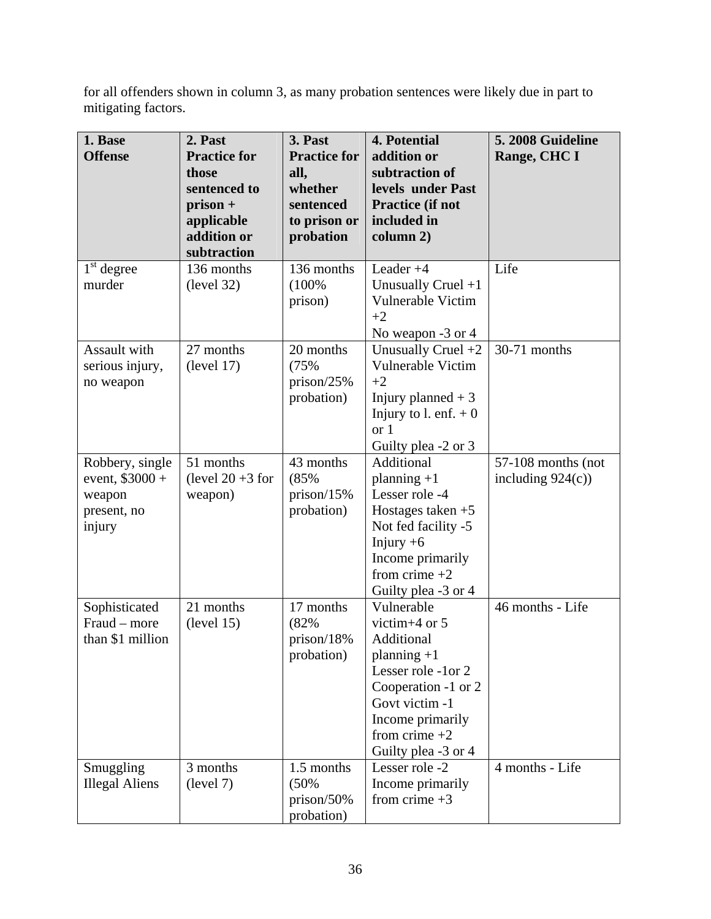for all offenders shown in column 3, as many probation sentences were likely due in part to mitigating factors.

| 1. Base Offense | 2. Past Practice for those sentenced to prison + applicable addition or subtraction | 3. Past Practice for all, whether sentenced to prison or probation | 4. Potential addition or subtraction of levels under Past Practice (if not included in column 2) | 5. 2008 Guideline Range, CHC I |
|---|---|---|---|---|
| 1st degree murder | 136 months (level 32) | 136 months (100% prison) | Leader +4<br>Unusually Cruel +1<br>Vulnerable Victim +2<br>No weapon -3 or 4 | Life |
| Assault with serious injury, no weapon | 27 months (level 17) | 20 months (75% prison/25% probation) | Unusually Cruel +2<br>Vulnerable Victim +2<br>Injury planned + 3<br>Injury to l. enf. + 0 or 1<br>Guilty plea -2 or 3 | 30-71 months |
| Robbery, single event, $3000 + weapon present, no injury | 51 months (level 20 +3 for weapon) | 43 months (85% prison/15% probation) | Additional planning +1<br>Lesser role -4<br>Hostages taken +5<br>Not fed facility -5<br>Injury +6<br>Income primarily from crime +2<br>Guilty plea -3 or 4 | 57-108 months (not including 924(c)) |
| Sophisticated Fraud – more than $1 million | 21 months (level 15) | 17 months (82% prison/18% probation) | Vulnerable victim+4 or 5<br>Additional planning +1<br>Lesser role -1or 2<br>Cooperation -1 or 2<br>Govt victim -1<br>Income primarily from crime +2<br>Guilty plea -3 or 4 | 46 months - Life |
| Smuggling Illegal Aliens | 3 months (level 7) | 1.5 months (50% prison/50% probation) | Lesser role -2<br>Income primarily from crime +3 | 4 months - Life |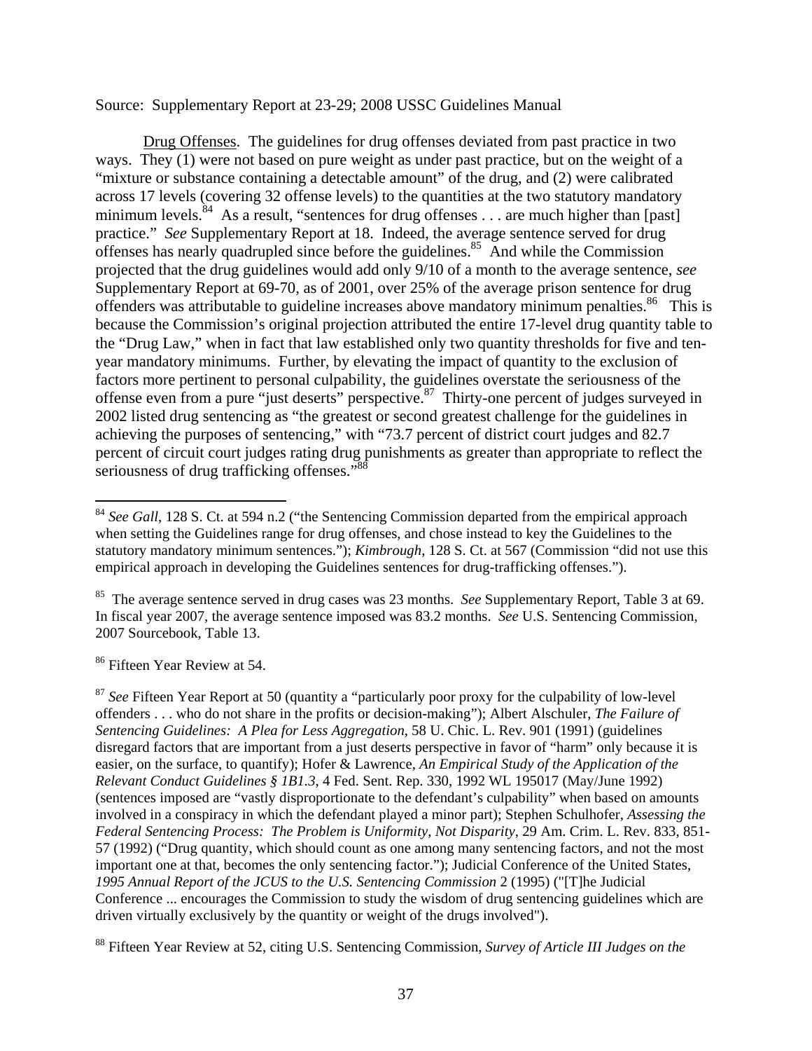Source: Supplementary Report at 23-29; 2008 USSC Guidelines Manual

Drug Offenses. The guidelines for drug offenses deviated from past practice in two ways. They (1) were not based on pure weight as under past practice, but on the weight of a "mixture or substance containing a detectable amount" of the drug, and (2) were calibrated across 17 levels (covering 32 offense levels) to the quantities at the two statutory mandatory minimum levels.[84] As a result, "sentences for drug offenses . . . are much higher than [past] practice." *See* Supplementary Report at 18. Indeed, the average sentence served for drug offenses has nearly quadrupled since before the guidelines.[85] And while the Commission projected that the drug guidelines would add only 9/10 of a month to the average sentence, *see* Supplementary Report at 69-70, as of 2001, over 25% of the average prison sentence for drug offenders was attributable to guideline increases above mandatory minimum penalties.[86] This is because the Commission's original projection attributed the entire 17-level drug quantity table to the "Drug Law," when in fact that law established only two quantity thresholds for five and ten-year mandatory minimums. Further, by elevating the impact of quantity to the exclusion of factors more pertinent to personal culpability, the guidelines overstate the seriousness of the offense even from a pure "just deserts" perspective.[87] Thirty-one percent of judges surveyed in 2002 listed drug sentencing as "the greatest or second greatest challenge for the guidelines in achieving the purposes of sentencing," with "73.7 percent of district court judges and 82.7 percent of circuit court judges rating drug punishments as greater than appropriate to reflect the seriousness of drug trafficking offenses."[88]

---

[84] *See Gall*, 128 S. Ct. at 594 n.2 ("the Sentencing Commission departed from the empirical approach when setting the Guidelines range for drug offenses, and chose instead to key the Guidelines to the statutory mandatory minimum sentences."); *Kimbrough*, 128 S. Ct. at 567 (Commission "did not use this empirical approach in developing the Guidelines sentences for drug-trafficking offenses.").

[85] The average sentence served in drug cases was 23 months. *See* Supplementary Report, Table 3 at 69. In fiscal year 2007, the average sentence imposed was 83.2 months. *See* U.S. Sentencing Commission, 2007 Sourcebook, Table 13.

[86] Fifteen Year Review at 54.

[87] *See* Fifteen Year Report at 50 (quantity a "particularly poor proxy for the culpability of low-level offenders . . . who do not share in the profits or decision-making"); Albert Alschuler, *The Failure of Sentencing Guidelines: A Plea for Less Aggregation*, 58 U. Chic. L. Rev. 901 (1991) (guidelines disregard factors that are important from a just deserts perspective in favor of "harm" only because it is easier, on the surface, to quantify); Hofer & Lawrence, *An Empirical Study of the Application of the Relevant Conduct Guidelines § 1B1.3*, 4 Fed. Sent. Rep. 330, 1992 WL 195017 (May/June 1992) (sentences imposed are "vastly disproportionate to the defendant's culpability" when based on amounts involved in a conspiracy in which the defendant played a minor part); Stephen Schulhofer, *Assessing the Federal Sentencing Process: The Problem is Uniformity, Not Disparity*, 29 Am. Crim. L. Rev. 833, 851-57 (1992) ("Drug quantity, which should count as one among many sentencing factors, and not the most important one at that, becomes the only sentencing factor."); Judicial Conference of the United States, *1995 Annual Report of the JCUS to the U.S. Sentencing Commission* 2 (1995) ("[T]he Judicial Conference ... encourages the Commission to study the wisdom of drug sentencing guidelines which are driven virtually exclusively by the quantity or weight of the drugs involved").

[88] Fifteen Year Review at 52, citing U.S. Sentencing Commission, *Survey of Article III Judges on the*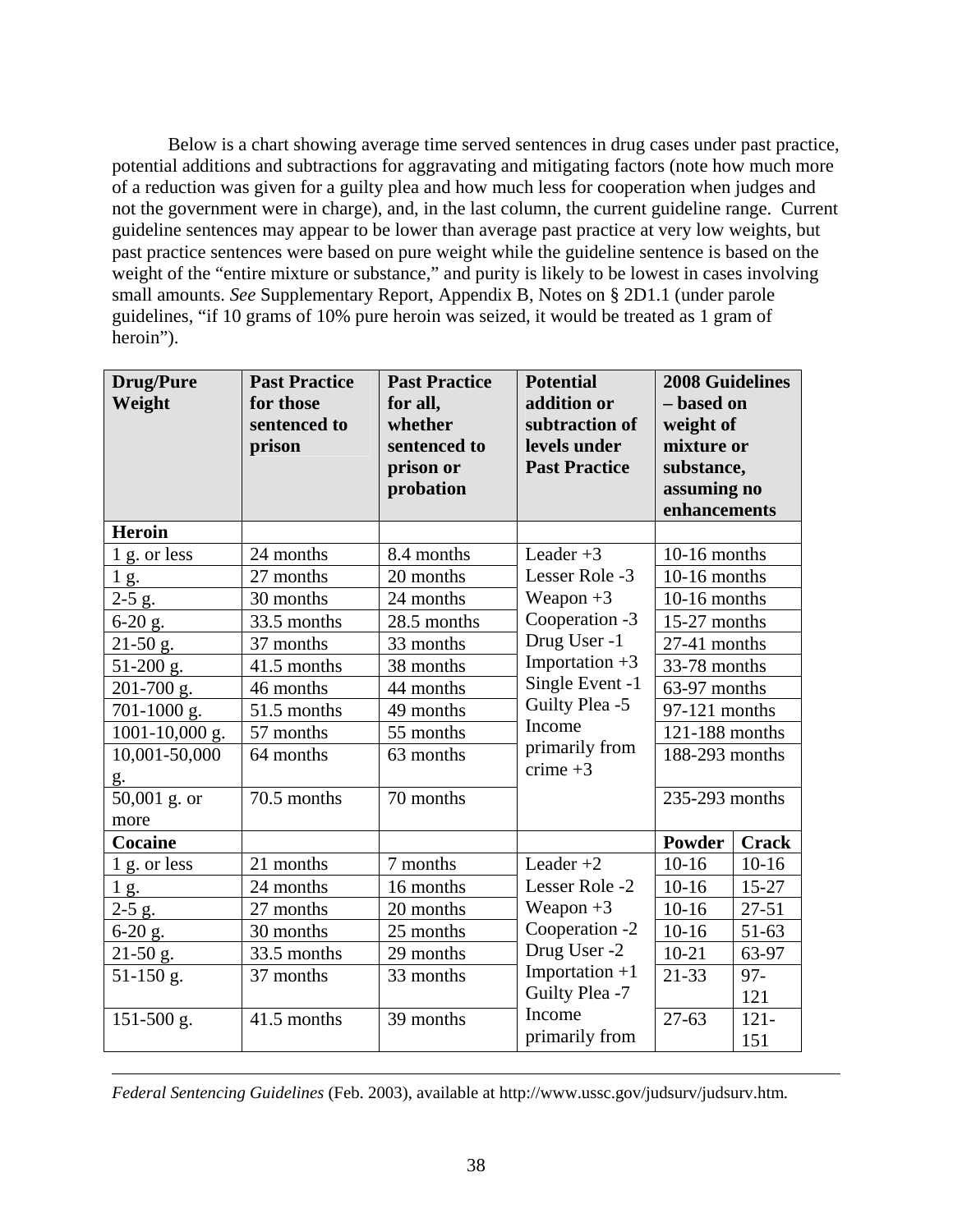Below is a chart showing average time served sentences in drug cases under past practice, potential additions and subtractions for aggravating and mitigating factors (note how much more of a reduction was given for a guilty plea and how much less for cooperation when judges and not the government were in charge), and, in the last column, the current guideline range. Current guideline sentences may appear to be lower than average past practice at very low weights, but past practice sentences were based on pure weight while the guideline sentence is based on the weight of the "entire mixture or substance," and purity is likely to be lowest in cases involving small amounts. *See* Supplementary Report, Appendix B, Notes on § 2D1.1 (under parole guidelines, "if 10 grams of 10% pure heroin was seized, it would be treated as 1 gram of heroin").

| **Drug/Pure Weight** | **Past Practice for those sentenced to prison** | **Past Practice for all, whether sentenced to prison or probation** | **Potential addition or subtraction of levels under Past Practice** | **2008 Guidelines – based on weight of mixture or substance, assuming no enhancements** | |
|---|---|---|---|---|---|
| **Heroin** | | | | | |
| 1 g. or less | 24 months | 8.4 months | Leader +3 | 10-16 months | |
| 1 g. | 27 months | 20 months | Lesser Role -3 | 10-16 months | |
| 2-5 g. | 30 months | 24 months | Weapon +3 | 10-16 months | |
| 6-20 g. | 33.5 months | 28.5 months | Cooperation -3 | 15-27 months | |
| 21-50 g. | 37 months | 33 months | Drug User -1 | 27-41 months | |
| 51-200 g. | 41.5 months | 38 months | Importation +3 | 33-78 months | |
| 201-700 g. | 46 months | 44 months | Single Event -1 | 63-97 months | |
| 701-1000 g. | 51.5 months | 49 months | Guilty Plea -5 | 97-121 months | |
| 1001-10,000 g. | 57 months | 55 months | Income primarily from crime +3 | 121-188 months | |
| 10,001-50,000 g. | 64 months | 63 months | | 188-293 months | |
| 50,001 g. or more | 70.5 months | 70 months | | 235-293 months | |
| **Cocaine** | | | | **Powder** | **Crack** |
| 1 g. or less | 21 months | 7 months | Leader +2 | 10-16 | 10-16 |
| 1 g. | 24 months | 16 months | Lesser Role -2 | 10-16 | 15-27 |
| 2-5 g. | 27 months | 20 months | Weapon +3 | 10-16 | 27-51 |
| 6-20 g. | 30 months | 25 months | Cooperation -2 | 10-16 | 51-63 |
| 21-50 g. | 33.5 months | 29 months | Drug User -2 | 10-21 | 63-97 |
| 51-150 g. | 37 months | 33 months | Importation +1 | 21-33 | 97-121 |
| 151-500 g. | 41.5 months | 39 months | Guilty Plea -7 Income primarily from | 27-63 | 121-151 |

---

*Federal Sentencing Guidelines* (Feb. 2003), available at http://www.ussc.gov/judsurv/judsurv.htm.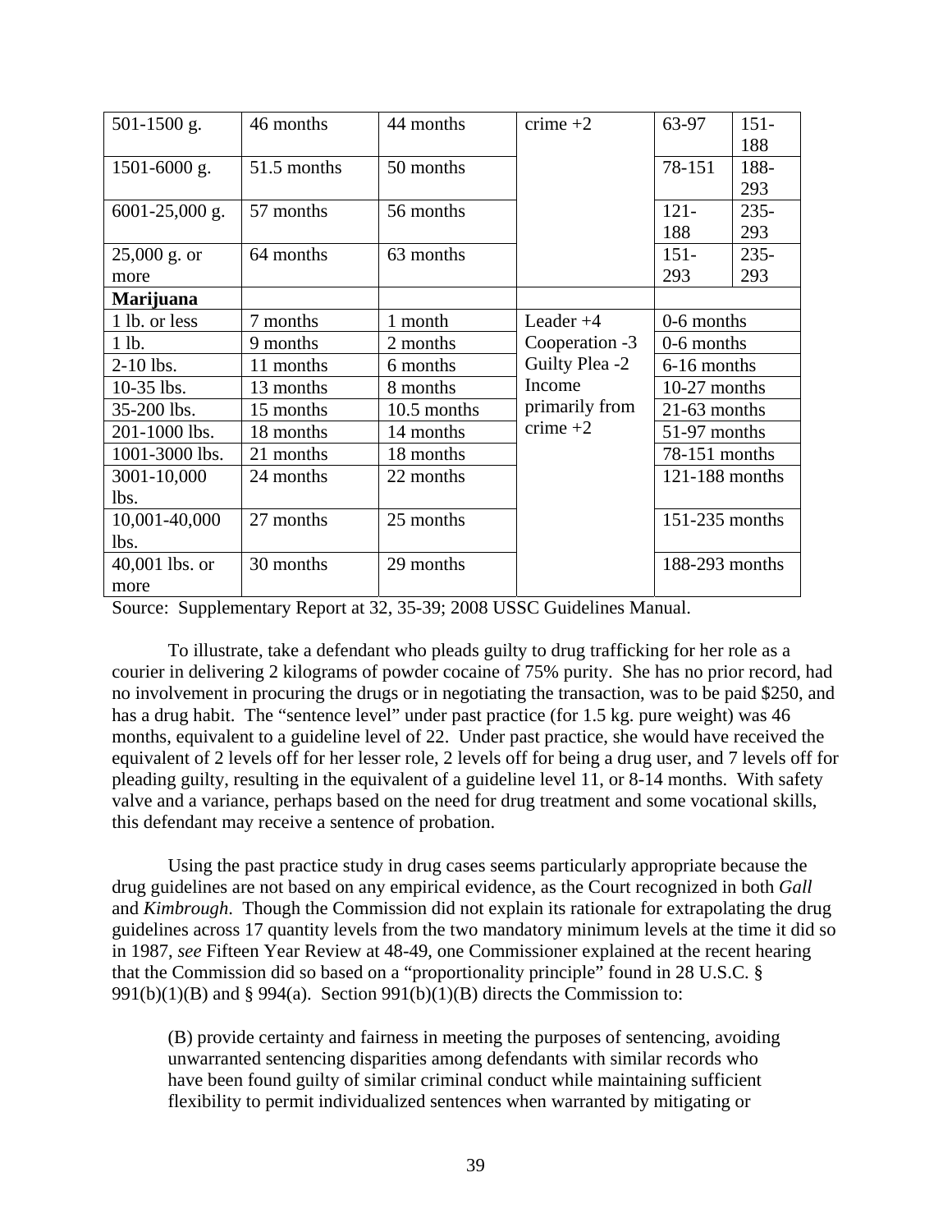| | | | | | |
|---|---|---|---|---|---|
| 501-1500 g. | 46 months | 44 months | crime +2 | 63-97 | 151-188 |
| 1501-6000 g. | 51.5 months | 50 months | | 78-151 | 188-293 |
| 6001-25,000 g. | 57 months | 56 months | | 121-188 | 235-293 |
| 25,000 g. or more | 64 months | 63 months | | 151-293 | 235-293 |
| **Marijuana** | | | | | |
| 1 lb. or less | 7 months | 1 month | Leader +4 | 0-6 months | |
| 1 lb. | 9 months | 2 months | Cooperation -3 | 0-6 months | |
| 2-10 lbs. | 11 months | 6 months | Guilty Plea -2 | 6-16 months | |
| 10-35 lbs. | 13 months | 8 months | Income | 10-27 months | |
| 35-200 lbs. | 15 months | 10.5 months | primarily from | 21-63 months | |
| 201-1000 lbs. | 18 months | 14 months | crime +2 | 51-97 months | |
| 1001-3000 lbs. | 21 months | 18 months | | 78-151 months | |
| 3001-10,000 lbs. | 24 months | 22 months | | 121-188 months | |
| 10,001-40,000 lbs. | 27 months | 25 months | | 151-235 months | |
| 40,001 lbs. or more | 30 months | 29 months | | 188-293 months | |

Source: Supplementary Report at 32, 35-39; 2008 USSC Guidelines Manual.

To illustrate, take a defendant who pleads guilty to drug trafficking for her role as a courier in delivering 2 kilograms of powder cocaine of 75% purity. She has no prior record, had no involvement in procuring the drugs or in negotiating the transaction, was to be paid $250, and has a drug habit. The "sentence level" under past practice (for 1.5 kg. pure weight) was 46 months, equivalent to a guideline level of 22. Under past practice, she would have received the equivalent of 2 levels off for her lesser role, 2 levels off for being a drug user, and 7 levels off for pleading guilty, resulting in the equivalent of a guideline level 11, or 8-14 months. With safety valve and a variance, perhaps based on the need for drug treatment and some vocational skills, this defendant may receive a sentence of probation.

Using the past practice study in drug cases seems particularly appropriate because the drug guidelines are not based on any empirical evidence, as the Court recognized in both *Gall* and *Kimbrough*. Though the Commission did not explain its rationale for extrapolating the drug guidelines across 17 quantity levels from the two mandatory minimum levels at the time it did so in 1987, *see* Fifteen Year Review at 48-49, one Commissioner explained at the recent hearing that the Commission did so based on a "proportionality principle" found in 28 U.S.C. § 991(b)(1)(B) and § 994(a). Section 991(b)(1)(B) directs the Commission to:

> (B) provide certainty and fairness in meeting the purposes of sentencing, avoiding unwarranted sentencing disparities among defendants with similar records who have been found guilty of similar criminal conduct while maintaining sufficient flexibility to permit individualized sentences when warranted by mitigating or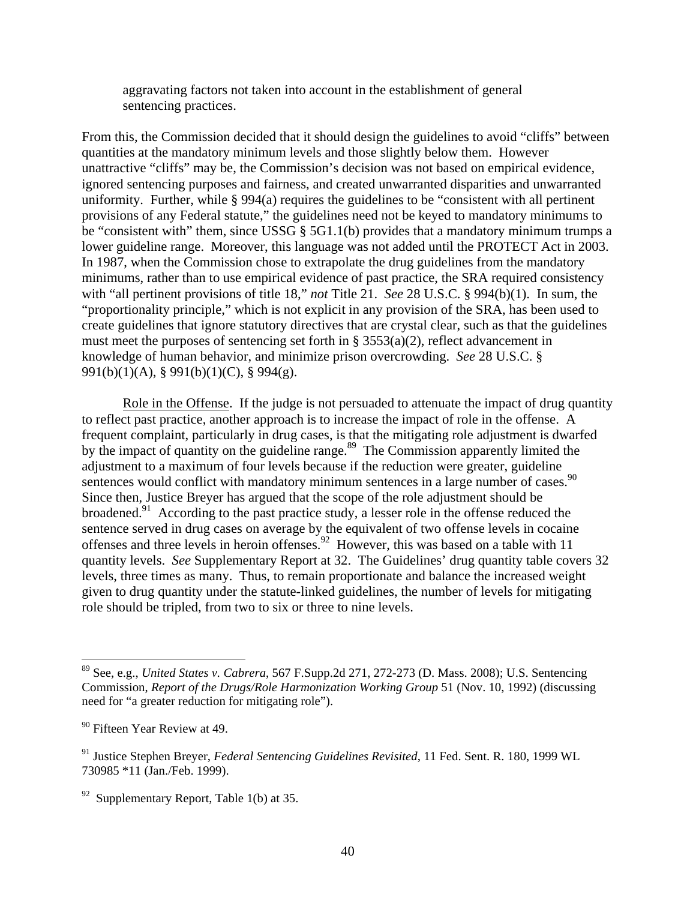> aggravating factors not taken into account in the establishment of general sentencing practices.

From this, the Commission decided that it should design the guidelines to avoid "cliffs" between quantities at the mandatory minimum levels and those slightly below them. However unattractive "cliffs" may be, the Commission's decision was not based on empirical evidence, ignored sentencing purposes and fairness, and created unwarranted disparities and unwarranted uniformity. Further, while § 994(a) requires the guidelines to be "consistent with all pertinent provisions of any Federal statute," the guidelines need not be keyed to mandatory minimums to be "consistent with" them, since USSG § 5G1.1(b) provides that a mandatory minimum trumps a lower guideline range. Moreover, this language was not added until the PROTECT Act in 2003. In 1987, when the Commission chose to extrapolate the drug guidelines from the mandatory minimums, rather than to use empirical evidence of past practice, the SRA required consistency with "all pertinent provisions of title 18," *not* Title 21. *See* 28 U.S.C. § 994(b)(1). In sum, the "proportionality principle," which is not explicit in any provision of the SRA, has been used to create guidelines that ignore statutory directives that are crystal clear, such as that the guidelines must meet the purposes of sentencing set forth in § 3553(a)(2), reflect advancement in knowledge of human behavior, and minimize prison overcrowding. *See* 28 U.S.C. § 991(b)(1)(A), § 991(b)(1)(C), § 994(g).

<u>Role in the Offense</u>. If the judge is not persuaded to attenuate the impact of drug quantity to reflect past practice, another approach is to increase the impact of role in the offense. A frequent complaint, particularly in drug cases, is that the mitigating role adjustment is dwarfed by the impact of quantity on the guideline range.[89] The Commission apparently limited the adjustment to a maximum of four levels because if the reduction were greater, guideline sentences would conflict with mandatory minimum sentences in a large number of cases.[90] Since then, Justice Breyer has argued that the scope of the role adjustment should be broadened.[91] According to the past practice study, a lesser role in the offense reduced the sentence served in drug cases on average by the equivalent of two offense levels in cocaine offenses and three levels in heroin offenses.[92] However, this was based on a table with 11 quantity levels. *See* Supplementary Report at 32. The Guidelines' drug quantity table covers 32 levels, three times as many. Thus, to remain proportionate and balance the increased weight given to drug quantity under the statute-linked guidelines, the number of levels for mitigating role should be tripled, from two to six or three to nine levels.

---

[89] See, e.g., *United States v. Cabrera*, 567 F.Supp.2d 271, 272-273 (D. Mass. 2008); U.S. Sentencing Commission, *Report of the Drugs/Role Harmonization Working Group* 51 (Nov. 10, 1992) (discussing need for "a greater reduction for mitigating role").

[90] Fifteen Year Review at 49.

[91] Justice Stephen Breyer, *Federal Sentencing Guidelines Revisited*, 11 Fed. Sent. R. 180, 1999 WL 730985 *11 (Jan./Feb. 1999).

[92] Supplementary Report, Table 1(b) at 35.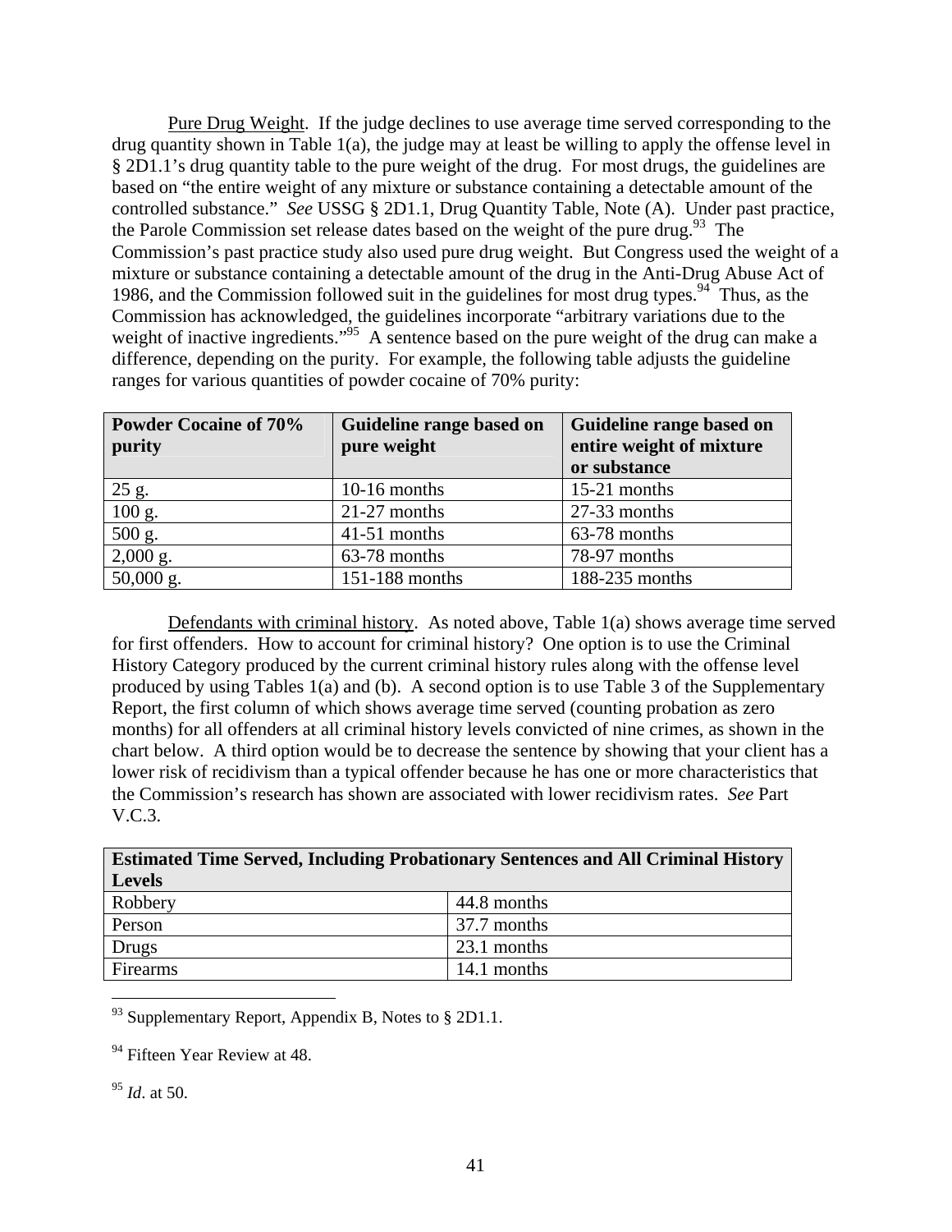Pure Drug Weight. If the judge declines to use average time served corresponding to the drug quantity shown in Table 1(a), the judge may at least be willing to apply the offense level in § 2D1.1's drug quantity table to the pure weight of the drug. For most drugs, the guidelines are based on "the entire weight of any mixture or substance containing a detectable amount of the controlled substance." *See* USSG § 2D1.1, Drug Quantity Table, Note (A). Under past practice, the Parole Commission set release dates based on the weight of the pure drug.[93] The Commission's past practice study also used pure drug weight. But Congress used the weight of a mixture or substance containing a detectable amount of the drug in the Anti-Drug Abuse Act of 1986, and the Commission followed suit in the guidelines for most drug types.[94] Thus, as the Commission has acknowledged, the guidelines incorporate "arbitrary variations due to the weight of inactive ingredients."[95] A sentence based on the pure weight of the drug can make a difference, depending on the purity. For example, the following table adjusts the guideline ranges for various quantities of powder cocaine of 70% purity:

| **Powder Cocaine of 70% purity** | **Guideline range based on pure weight** | **Guideline range based on entire weight of mixture or substance** |
|---|---|---|
| 25 g. | 10-16 months | 15-21 months |
| 100 g. | 21-27 months | 27-33 months |
| 500 g. | 41-51 months | 63-78 months |
| 2,000 g. | 63-78 months | 78-97 months |
| 50,000 g. | 151-188 months | 188-235 months |

Defendants with criminal history. As noted above, Table 1(a) shows average time served for first offenders. How to account for criminal history? One option is to use the Criminal History Category produced by the current criminal history rules along with the offense level produced by using Tables 1(a) and (b). A second option is to use Table 3 of the Supplementary Report, the first column of which shows average time served (counting probation as zero months) for all offenders at all criminal history levels convicted of nine crimes, as shown in the chart below. A third option would be to decrease the sentence by showing that your client has a lower risk of recidivism than a typical offender because he has one or more characteristics that the Commission's research has shown are associated with lower recidivism rates. *See* Part V.C.3.

| **Estimated Time Served, Including Probationary Sentences and All Criminal History Levels** | |
|---|---|
| Robbery | 44.8 months |
| Person | 37.7 months |
| Drugs | 23.1 months |
| Firearms | 14.1 months |

[93] Supplementary Report, Appendix B, Notes to § 2D1.1.

[94] Fifteen Year Review at 48.

[95] *Id*. at 50.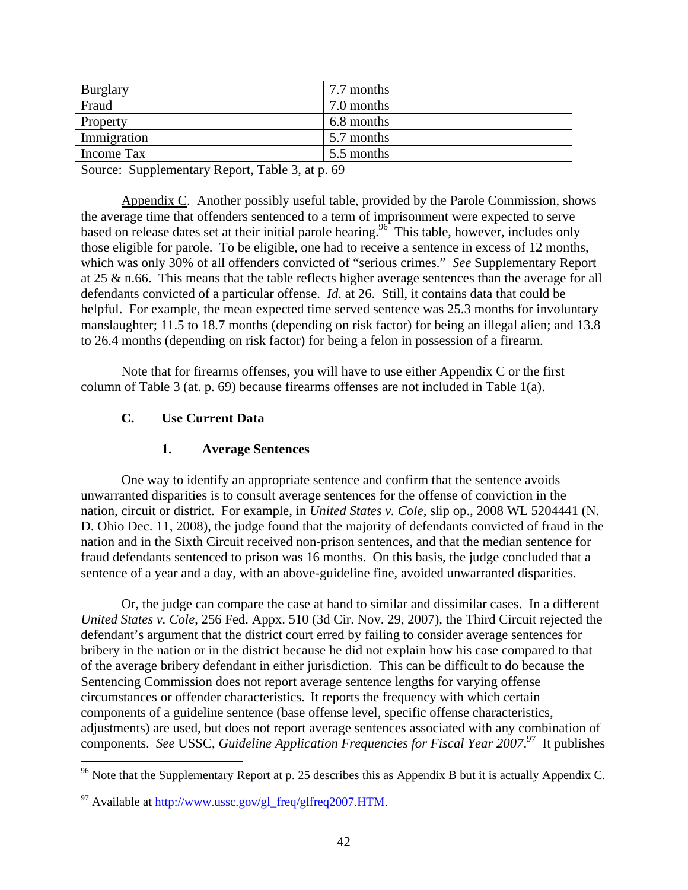| | |
|---|---|
| Burglary | 7.7 months |
| Fraud | 7.0 months |
| Property | 6.8 months |
| Immigration | 5.7 months |
| Income Tax | 5.5 months |

Source: Supplementary Report, Table 3, at p. 69

Appendix C. Another possibly useful table, provided by the Parole Commission, shows the average time that offenders sentenced to a term of imprisonment were expected to serve based on release dates set at their initial parole hearing.[96] This table, however, includes only those eligible for parole. To be eligible, one had to receive a sentence in excess of 12 months, which was only 30% of all offenders convicted of "serious crimes." *See* Supplementary Report at 25 & n.66. This means that the table reflects higher average sentences than the average for all defendants convicted of a particular offense. *Id.* at 26. Still, it contains data that could be helpful. For example, the mean expected time served sentence was 25.3 months for involuntary manslaughter; 11.5 to 18.7 months (depending on risk factor) for being an illegal alien; and 13.8 to 26.4 months (depending on risk factor) for being a felon in possession of a firearm.

Note that for firearms offenses, you will have to use either Appendix C or the first column of Table 3 (at. p. 69) because firearms offenses are not included in Table 1(a).

### C. Use Current Data

#### 1. Average Sentences

One way to identify an appropriate sentence and confirm that the sentence avoids unwarranted disparities is to consult average sentences for the offense of conviction in the nation, circuit or district. For example, in *United States v. Cole*, slip op., 2008 WL 5204441 (N. D. Ohio Dec. 11, 2008), the judge found that the majority of defendants convicted of fraud in the nation and in the Sixth Circuit received non-prison sentences, and that the median sentence for fraud defendants sentenced to prison was 16 months. On this basis, the judge concluded that a sentence of a year and a day, with an above-guideline fine, avoided unwarranted disparities.

Or, the judge can compare the case at hand to similar and dissimilar cases. In a different *United States v. Cole*, 256 Fed. Appx. 510 (3d Cir. Nov. 29, 2007), the Third Circuit rejected the defendant's argument that the district court erred by failing to consider average sentences for bribery in the nation or in the district because he did not explain how his case compared to that of the average bribery defendant in either jurisdiction. This can be difficult to do because the Sentencing Commission does not report average sentence lengths for varying offense circumstances or offender characteristics. It reports the frequency with which certain components of a guideline sentence (base offense level, specific offense characteristics, adjustments) are used, but does not report average sentences associated with any combination of components. *See* USSC, *Guideline Application Frequencies for Fiscal Year 2007*.[97] It publishes

[96] Note that the Supplementary Report at p. 25 describes this as Appendix B but it is actually Appendix C.

[97] Available at http://www.ussc.gov/gl_freq/glfreq2007.HTM.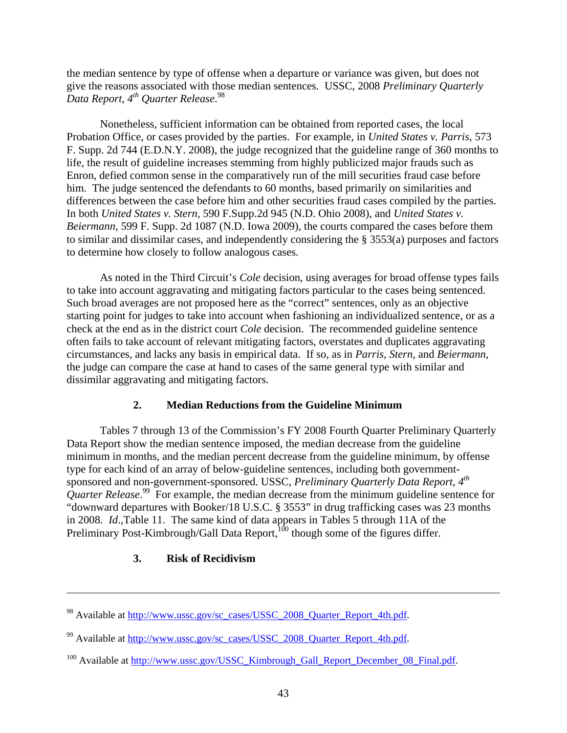the median sentence by type of offense when a departure or variance was given, but does not give the reasons associated with those median sentences. USSC, 2008 *Preliminary Quarterly Data Report, 4th Quarter Release*.[98]

Nonetheless, sufficient information can be obtained from reported cases, the local Probation Office, or cases provided by the parties. For example, in *United States v. Parris*, 573 F. Supp. 2d 744 (E.D.N.Y. 2008), the judge recognized that the guideline range of 360 months to life, the result of guideline increases stemming from highly publicized major frauds such as Enron, defied common sense in the comparatively run of the mill securities fraud case before him. The judge sentenced the defendants to 60 months, based primarily on similarities and differences between the case before him and other securities fraud cases compiled by the parties. In both *United States v. Stern*, 590 F.Supp.2d 945 (N.D. Ohio 2008), and *United States v. Beiermann*, 599 F. Supp. 2d 1087 (N.D. Iowa 2009), the courts compared the cases before them to similar and dissimilar cases, and independently considering the § 3553(a) purposes and factors to determine how closely to follow analogous cases.

As noted in the Third Circuit's *Cole* decision, using averages for broad offense types fails to take into account aggravating and mitigating factors particular to the cases being sentenced. Such broad averages are not proposed here as the "correct" sentences, only as an objective starting point for judges to take into account when fashioning an individualized sentence, or as a check at the end as in the district court *Cole* decision. The recommended guideline sentence often fails to take account of relevant mitigating factors, overstates and duplicates aggravating circumstances, and lacks any basis in empirical data. If so, as in *Parris*, *Stern*, and *Beiermann*, the judge can compare the case at hand to cases of the same general type with similar and dissimilar aggravating and mitigating factors.

### 2. Median Reductions from the Guideline Minimum

Tables 7 through 13 of the Commission's FY 2008 Fourth Quarter Preliminary Quarterly Data Report show the median sentence imposed, the median decrease from the guideline minimum in months, and the median percent decrease from the guideline minimum, by offense type for each kind of an array of below-guideline sentences, including both government-sponsored and non-government-sponsored. USSC, *Preliminary Quarterly Data Report, 4th Quarter Release*.[99] For example, the median decrease from the minimum guideline sentence for "downward departures with Booker/18 U.S.C. § 3553" in drug trafficking cases was 23 months in 2008. *Id*.,Table 11. The same kind of data appears in Tables 5 through 11A of the Preliminary Post-Kimbrough/Gall Data Report,[100] though some of the figures differ.

### 3. Risk of Recidivism

---

[98] Available at http://www.ussc.gov/sc_cases/USSC_2008_Quarter_Report_4th.pdf.

[99] Available at http://www.ussc.gov/sc_cases/USSC_2008_Quarter_Report_4th.pdf.

[100] Available at http://www.ussc.gov/USSC_Kimbrough_Gall_Report_December_08_Final.pdf.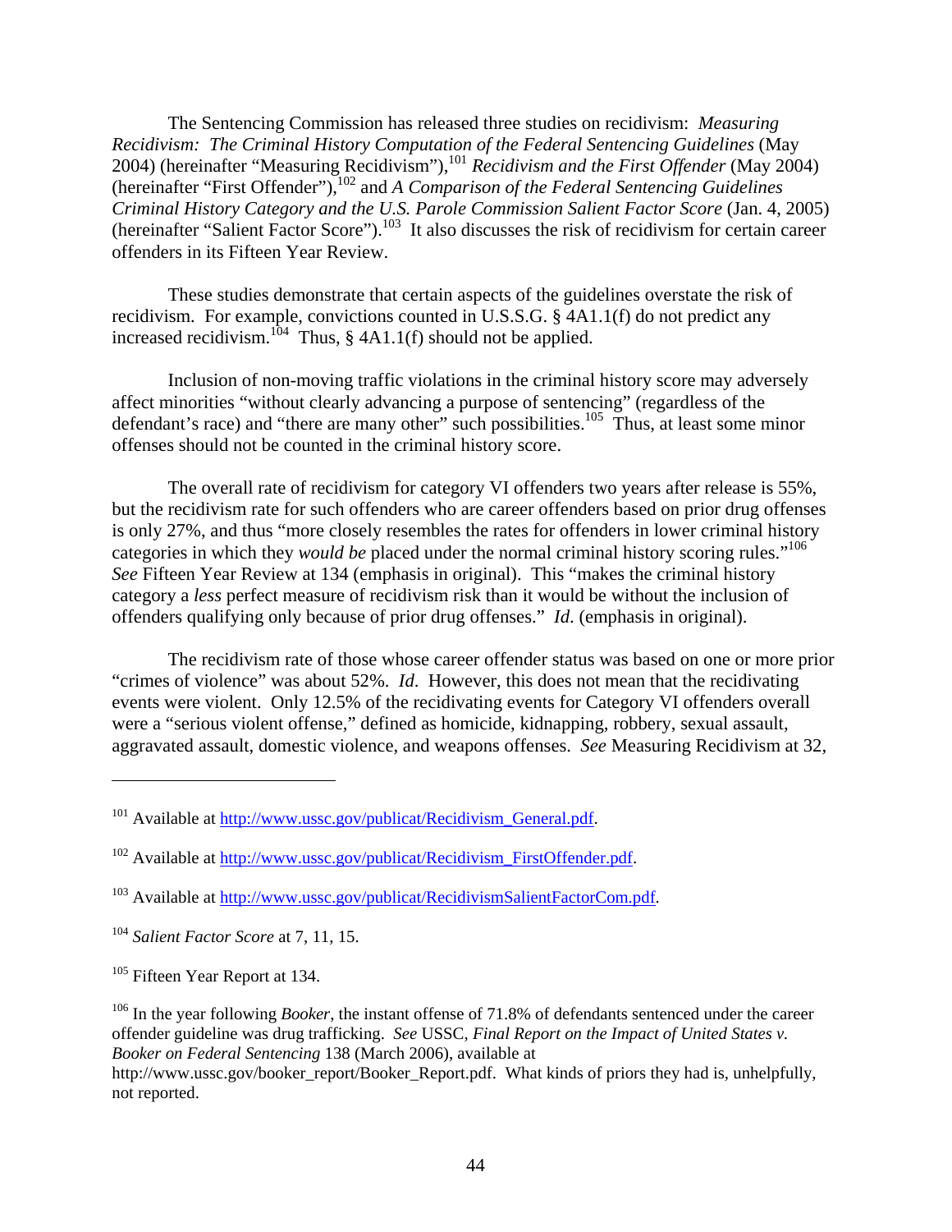The Sentencing Commission has released three studies on recidivism: *Measuring Recidivism: The Criminal History Computation of the Federal Sentencing Guidelines* (May 2004) (hereinafter "Measuring Recidivism"),[101] *Recidivism and the First Offender* (May 2004) (hereinafter "First Offender"),[102] and *A Comparison of the Federal Sentencing Guidelines Criminal History Category and the U.S. Parole Commission Salient Factor Score* (Jan. 4, 2005) (hereinafter "Salient Factor Score").[103] It also discusses the risk of recidivism for certain career offenders in its Fifteen Year Review.

These studies demonstrate that certain aspects of the guidelines overstate the risk of recidivism. For example, convictions counted in U.S.S.G. § 4A1.1(f) do not predict any increased recidivism.[104] Thus, § 4A1.1(f) should not be applied.

Inclusion of non-moving traffic violations in the criminal history score may adversely affect minorities "without clearly advancing a purpose of sentencing" (regardless of the defendant's race) and "there are many other" such possibilities.[105] Thus, at least some minor offenses should not be counted in the criminal history score.

The overall rate of recidivism for category VI offenders two years after release is 55%, but the recidivism rate for such offenders who are career offenders based on prior drug offenses is only 27%, and thus "more closely resembles the rates for offenders in lower criminal history categories in which they *would be* placed under the normal criminal history scoring rules."[106] *See* Fifteen Year Review at 134 (emphasis in original). This "makes the criminal history category a *less* perfect measure of recidivism risk than it would be without the inclusion of offenders qualifying only because of prior drug offenses." *Id*. (emphasis in original).

The recidivism rate of those whose career offender status was based on one or more prior "crimes of violence" was about 52%. *Id.* However, this does not mean that the recidivating events were violent. Only 12.5% of the recidivating events for Category VI offenders overall were a "serious violent offense," defined as homicide, kidnapping, robbery, sexual assault, aggravated assault, domestic violence, and weapons offenses. *See* Measuring Recidivism at 32,

---

[101] Available at http://www.ussc.gov/publicat/Recidivism_General.pdf.

[102] Available at http://www.ussc.gov/publicat/Recidivism_FirstOffender.pdf.

[103] Available at http://www.ussc.gov/publicat/RecidivismSalientFactorCom.pdf.

[104] *Salient Factor Score* at 7, 11, 15.

[105] Fifteen Year Report at 134.

[106] In the year following *Booker*, the instant offense of 71.8% of defendants sentenced under the career offender guideline was drug trafficking. *See* USSC, *Final Report on the Impact of United States v. Booker on Federal Sentencing* 138 (March 2006), available at http://www.ussc.gov/booker_report/Booker_Report.pdf. What kinds of priors they had is, unhelpfully, not reported.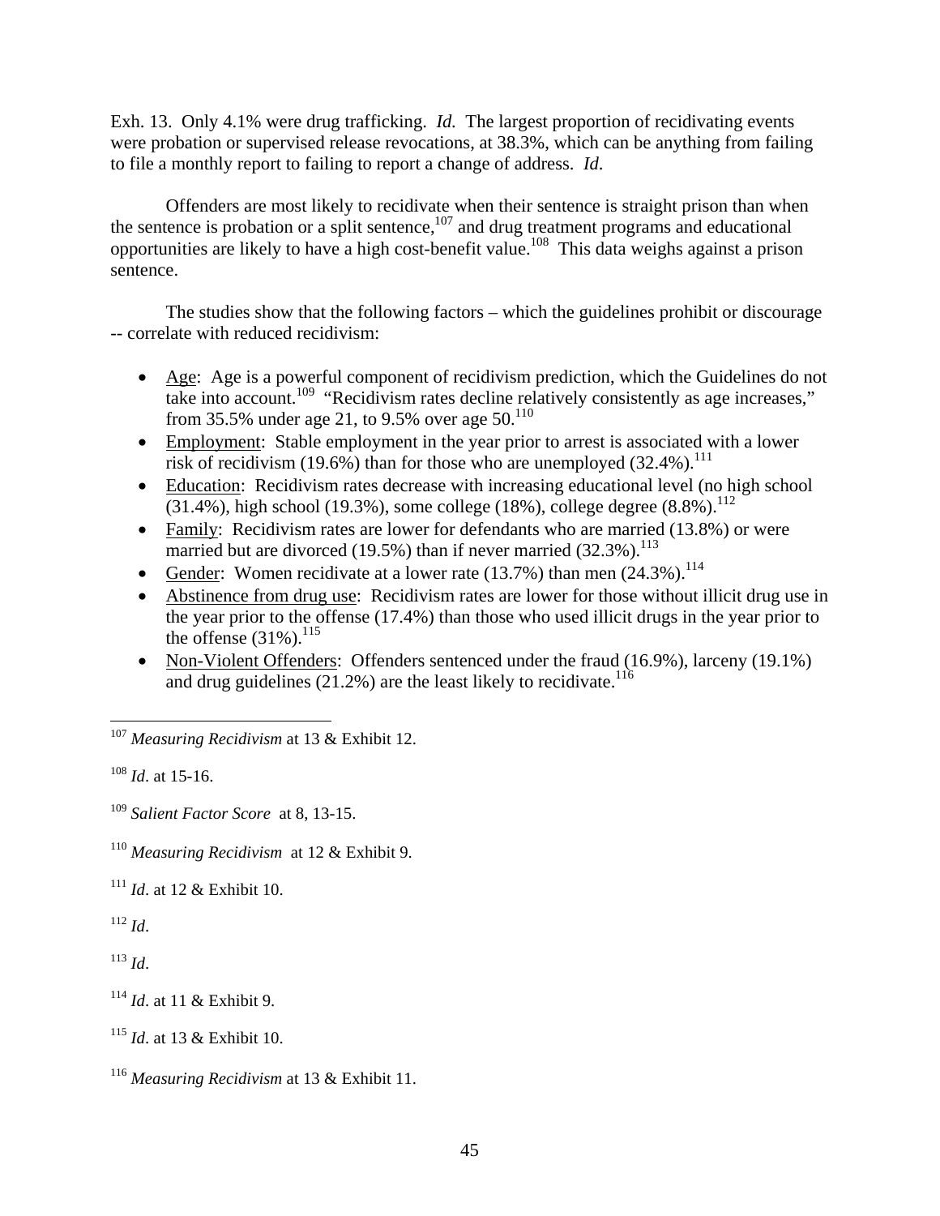Exh. 13. Only 4.1% were drug trafficking. *Id*. The largest proportion of recidivating events were probation or supervised release revocations, at 38.3%, which can be anything from failing to file a monthly report to failing to report a change of address. *Id*.

Offenders are most likely to recidivate when their sentence is straight prison than when the sentence is probation or a split sentence,[107] and drug treatment programs and educational opportunities are likely to have a high cost-benefit value.[108] This data weighs against a prison sentence.

The studies show that the following factors – which the guidelines prohibit or discourage -- correlate with reduced recidivism:

- Age: Age is a powerful component of recidivism prediction, which the Guidelines do not take into account.[109] "Recidivism rates decline relatively consistently as age increases," from 35.5% under age 21, to 9.5% over age 50.[110]
- Employment: Stable employment in the year prior to arrest is associated with a lower risk of recidivism (19.6%) than for those who are unemployed (32.4%).[111]
- Education: Recidivism rates decrease with increasing educational level (no high school (31.4%), high school (19.3%), some college (18%), college degree (8.8%).[112]
- Family: Recidivism rates are lower for defendants who are married (13.8%) or were married but are divorced (19.5%) than if never married (32.3%).[113]
- Gender: Women recidivate at a lower rate (13.7%) than men (24.3%).[114]
- Abstinence from drug use: Recidivism rates are lower for those without illicit drug use in the year prior to the offense (17.4%) than those who used illicit drugs in the year prior to the offense (31%).[115]
- Non-Violent Offenders: Offenders sentenced under the fraud (16.9%), larceny (19.1%) and drug guidelines (21.2%) are the least likely to recidivate.[116]

---

[107] *Measuring Recidivism* at 13 & Exhibit 12.

[108] *Id*. at 15-16.

[109] *Salient Factor Score* at 8, 13-15.

[110] *Measuring Recidivism* at 12 & Exhibit 9.

[111] *Id*. at 12 & Exhibit 10.

[112] *Id*.

[113] *Id*.

[114] *Id*. at 11 & Exhibit 9.

[115] *Id*. at 13 & Exhibit 10.

[116] *Measuring Recidivism* at 13 & Exhibit 11.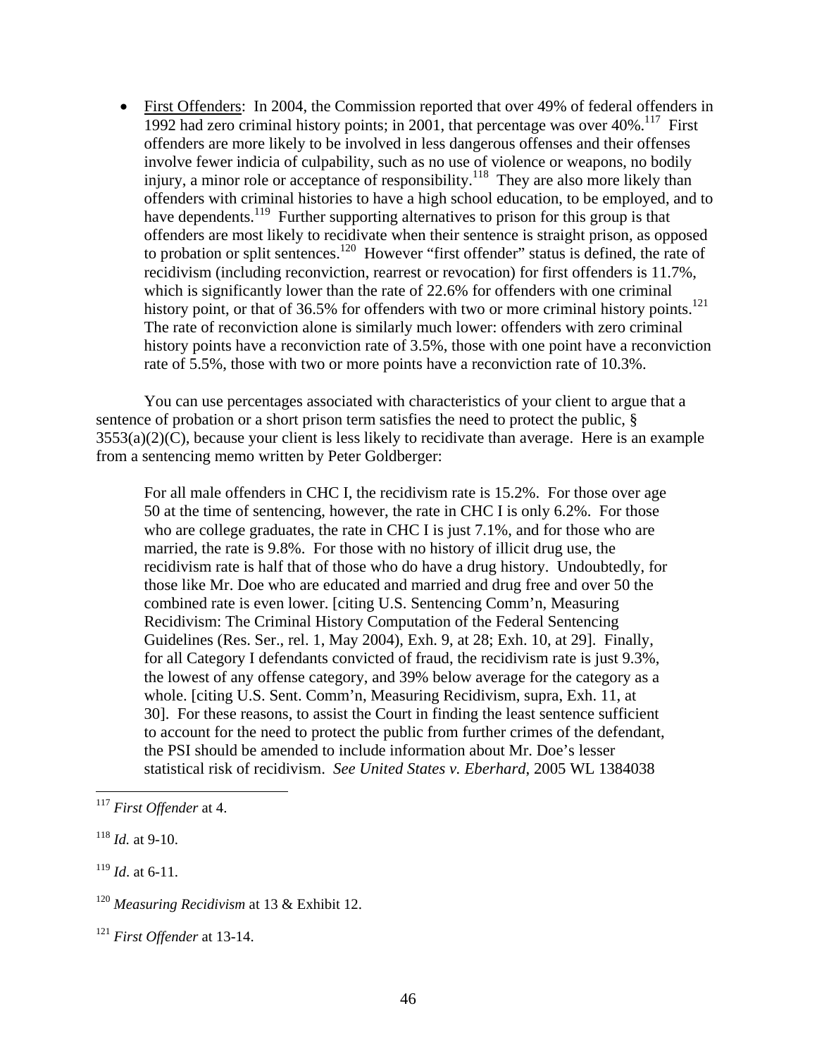- First Offenders: In 2004, the Commission reported that over 49% of federal offenders in 1992 had zero criminal history points; in 2001, that percentage was over 40%.[117] First offenders are more likely to be involved in less dangerous offenses and their offenses involve fewer indicia of culpability, such as no use of violence or weapons, no bodily injury, a minor role or acceptance of responsibility.[118] They are also more likely than offenders with criminal histories to have a high school education, to be employed, and to have dependents.[119] Further supporting alternatives to prison for this group is that offenders are most likely to recidivate when their sentence is straight prison, as opposed to probation or split sentences.[120] However "first offender" status is defined, the rate of recidivism (including reconviction, rearrest or revocation) for first offenders is 11.7%, which is significantly lower than the rate of 22.6% for offenders with one criminal history point, or that of 36.5% for offenders with two or more criminal history points.[121] The rate of reconviction alone is similarly much lower: offenders with zero criminal history points have a reconviction rate of 3.5%, those with one point have a reconviction rate of 5.5%, those with two or more points have a reconviction rate of 10.3%.

You can use percentages associated with characteristics of your client to argue that a sentence of probation or a short prison term satisfies the need to protect the public, § 3553(a)(2)(C), because your client is less likely to recidivate than average. Here is an example from a sentencing memo written by Peter Goldberger:

> For all male offenders in CHC I, the recidivism rate is 15.2%. For those over age 50 at the time of sentencing, however, the rate in CHC I is only 6.2%. For those who are college graduates, the rate in CHC I is just 7.1%, and for those who are married, the rate is 9.8%. For those with no history of illicit drug use, the recidivism rate is half that of those who do have a drug history. Undoubtedly, for those like Mr. Doe who are educated and married and drug free and over 50 the combined rate is even lower. [citing U.S. Sentencing Comm'n, Measuring Recidivism: The Criminal History Computation of the Federal Sentencing Guidelines (Res. Ser., rel. 1, May 2004), Exh. 9, at 28; Exh. 10, at 29]. Finally, for all Category I defendants convicted of fraud, the recidivism rate is just 9.3%, the lowest of any offense category, and 39% below average for the category as a whole. [citing U.S. Sent. Comm'n, Measuring Recidivism, supra, Exh. 11, at 30]. For these reasons, to assist the Court in finding the least sentence sufficient to account for the need to protect the public from further crimes of the defendant, the PSI should be amended to include information about Mr. Doe's lesser statistical risk of recidivism. *See United States v. Eberhard*, 2005 WL 1384038

---

[117] *First Offender* at 4.

[118] *Id.* at 9-10.

[119] *Id*. at 6-11.

[120] *Measuring Recidivism* at 13 & Exhibit 12.

[121] *First Offender* at 13-14.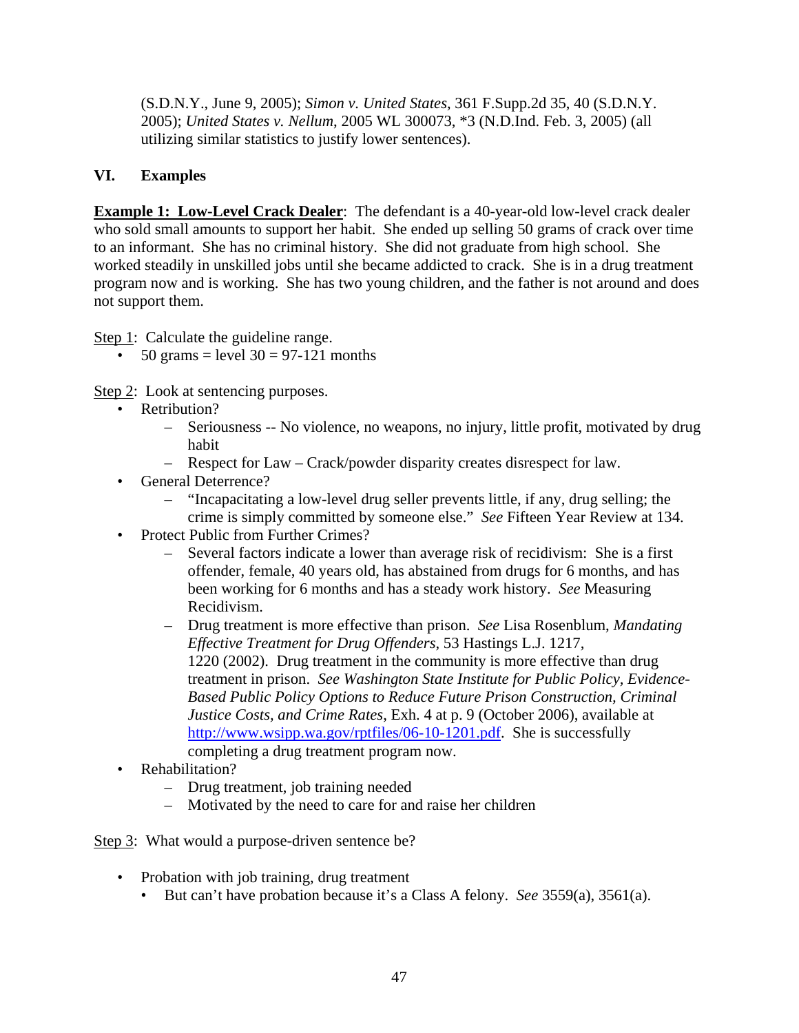(S.D.N.Y., June 9, 2005); *Simon v. United States*, 361 F.Supp.2d 35, 40 (S.D.N.Y. 2005); *United States v. Nellum*, 2005 WL 300073, *3 (N.D.Ind. Feb. 3, 2005) (all utilizing similar statistics to justify lower sentences).

## VI. Examples

**Example 1: Low-Level Crack Dealer**: The defendant is a 40-year-old low-level crack dealer who sold small amounts to support her habit. She ended up selling 50 grams of crack over time to an informant. She has no criminal history. She did not graduate from high school. She worked steadily in unskilled jobs until she became addicted to crack. She is in a drug treatment program now and is working. She has two young children, and the father is not around and does not support them.

Step 1: Calculate the guideline range.

- 50 grams = level 30 = 97-121 months

Step 2: Look at sentencing purposes.

- Retribution?
  - Seriousness -- No violence, no weapons, no injury, little profit, motivated by drug habit
  - Respect for Law – Crack/powder disparity creates disrespect for law.
- General Deterrence?
  - "Incapacitating a low-level drug seller prevents little, if any, drug selling; the crime is simply committed by someone else." *See* Fifteen Year Review at 134.
- Protect Public from Further Crimes?
  - Several factors indicate a lower than average risk of recidivism: She is a first offender, female, 40 years old, has abstained from drugs for 6 months, and has been working for 6 months and has a steady work history. *See* Measuring Recidivism.
  - Drug treatment is more effective than prison. *See* Lisa Rosenblum, *Mandating Effective Treatment for Drug Offenders*, 53 Hastings L.J. 1217, 1220 (2002). Drug treatment in the community is more effective than drug treatment in prison. *See Washington State Institute for Public Policy, Evidence-Based Public Policy Options to Reduce Future Prison Construction, Criminal Justice Costs, and Crime Rates*, Exh. 4 at p. 9 (October 2006), available at http://www.wsipp.wa.gov/rptfiles/06-10-1201.pdf. She is successfully completing a drug treatment program now.
- Rehabilitation?
  - Drug treatment, job training needed
  - Motivated by the need to care for and raise her children

Step 3: What would a purpose-driven sentence be?

- Probation with job training, drug treatment
  - But can't have probation because it's a Class A felony. *See* 3559(a), 3561(a).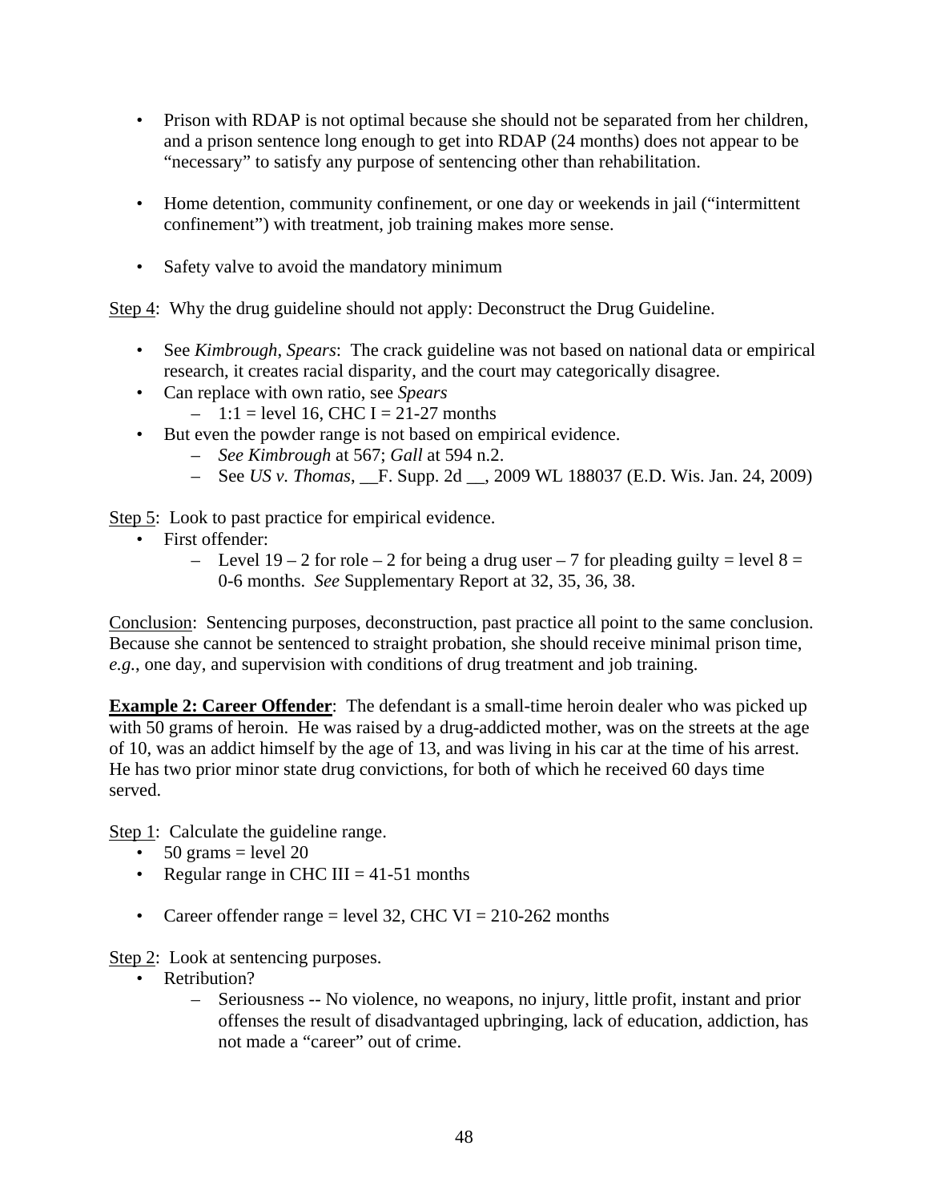- Prison with RDAP is not optimal because she should not be separated from her children, and a prison sentence long enough to get into RDAP (24 months) does not appear to be "necessary" to satisfy any purpose of sentencing other than rehabilitation.

- Home detention, community confinement, or one day or weekends in jail ("intermittent confinement") with treatment, job training makes more sense.

- Safety valve to avoid the mandatory minimum

Step 4: Why the drug guideline should not apply: Deconstruct the Drug Guideline.

- See *Kimbrough*, *Spears*: The crack guideline was not based on national data or empirical research, it creates racial disparity, and the court may categorically disagree.
- Can replace with own ratio, see *Spears*
  - 1:1 = level 16, CHC I = 21-27 months
- But even the powder range is not based on empirical evidence.
  - *See Kimbrough* at 567; *Gall* at 594 n.2.
  - See *US v. Thomas*, __F. Supp. 2d __, 2009 WL 188037 (E.D. Wis. Jan. 24, 2009)

Step 5: Look to past practice for empirical evidence.

- First offender:
  - Level 19 – 2 for role – 2 for being a drug user – 7 for pleading guilty = level 8 = 0-6 months. *See* Supplementary Report at 32, 35, 36, 38.

Conclusion: Sentencing purposes, deconstruction, past practice all point to the same conclusion. Because she cannot be sentenced to straight probation, she should receive minimal prison time, *e.g.*, one day, and supervision with conditions of drug treatment and job training.

**Example 2: Career Offender**: The defendant is a small-time heroin dealer who was picked up with 50 grams of heroin. He was raised by a drug-addicted mother, was on the streets at the age of 10, was an addict himself by the age of 13, and was living in his car at the time of his arrest. He has two prior minor state drug convictions, for both of which he received 60 days time served.

Step 1: Calculate the guideline range.

- 50 grams = level 20
- Regular range in CHC III = 41-51 months

- Career offender range = level 32, CHC VI = 210-262 months

Step 2: Look at sentencing purposes.

- Retribution?
  - Seriousness -- No violence, no weapons, no injury, little profit, instant and prior offenses the result of disadvantaged upbringing, lack of education, addiction, has not made a "career" out of crime.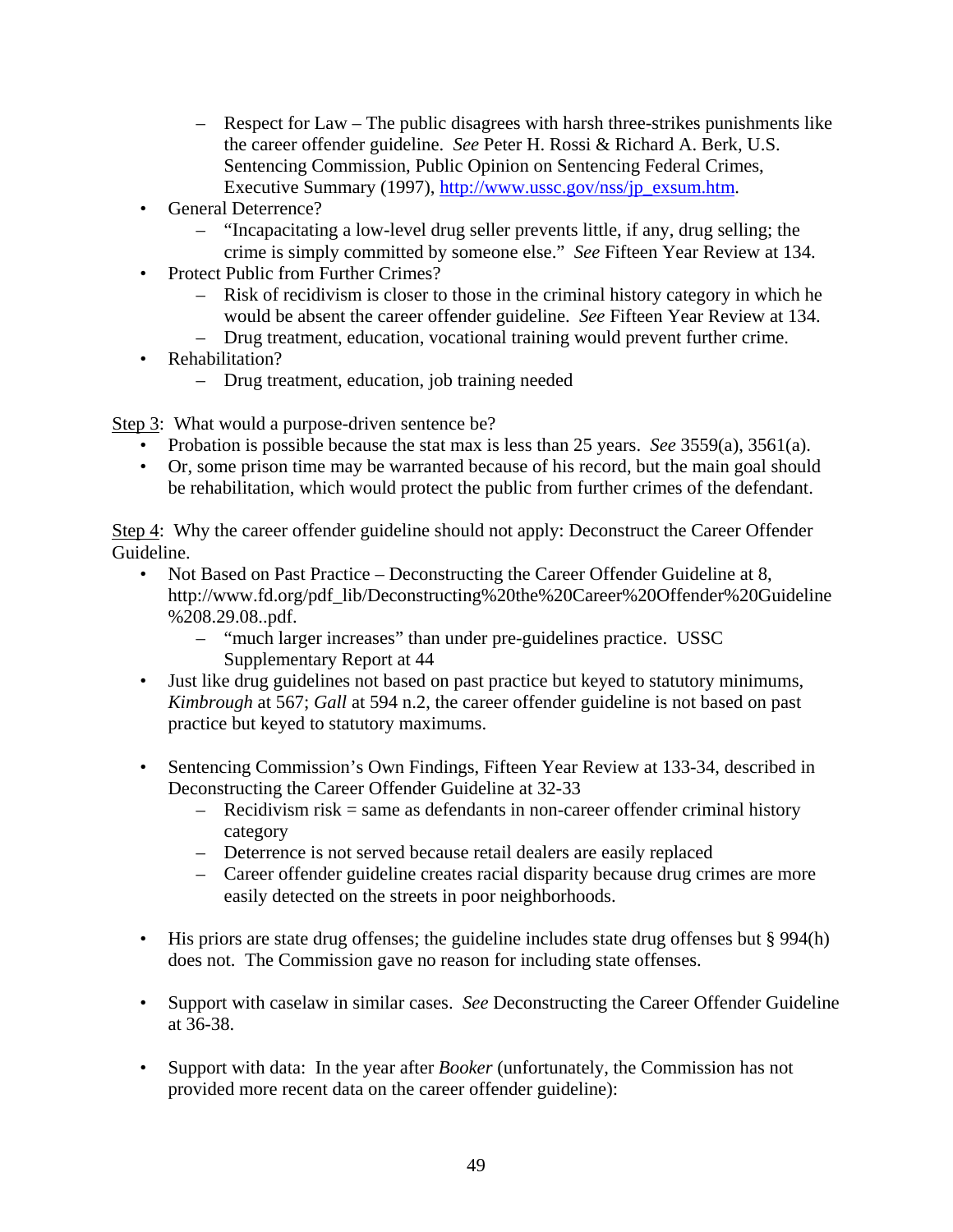- Respect for Law – The public disagrees with harsh three-strikes punishments like the career offender guideline. *See* Peter H. Rossi & Richard A. Berk, U.S. Sentencing Commission, Public Opinion on Sentencing Federal Crimes, Executive Summary (1997), [http://www.ussc.gov/nss/jp_exsum.htm](http://www.ussc.gov/nss/jp_exsum.htm).
- General Deterrence?
  - "Incapacitating a low-level drug seller prevents little, if any, drug selling; the crime is simply committed by someone else." *See* Fifteen Year Review at 134.
- Protect Public from Further Crimes?
  - Risk of recidivism is closer to those in the criminal history category in which he would be absent the career offender guideline. *See* Fifteen Year Review at 134.
  - Drug treatment, education, vocational training would prevent further crime.
- Rehabilitation?
  - Drug treatment, education, job training needed

<u>Step 3</u>: What would a purpose-driven sentence be?

- Probation is possible because the stat max is less than 25 years. *See* 3559(a), 3561(a).
- Or, some prison time may be warranted because of his record, but the main goal should be rehabilitation, which would protect the public from further crimes of the defendant.

<u>Step 4</u>: Why the career offender guideline should not apply: Deconstruct the Career Offender Guideline.

- Not Based on Past Practice – Deconstructing the Career Offender Guideline at 8, http://www.fd.org/pdf_lib/Deconstructing%20the%20Career%20Offender%20Guideline%208.29.08..pdf.
  - "much larger increases" than under pre-guidelines practice. USSC Supplementary Report at 44
- Just like drug guidelines not based on past practice but keyed to statutory minimums, *Kimbrough* at 567; *Gall* at 594 n.2, the career offender guideline is not based on past practice but keyed to statutory maximums.

- Sentencing Commission's Own Findings, Fifteen Year Review at 133-34, described in Deconstructing the Career Offender Guideline at 32-33
  - Recidivism risk = same as defendants in non-career offender criminal history category
  - Deterrence is not served because retail dealers are easily replaced
  - Career offender guideline creates racial disparity because drug crimes are more easily detected on the streets in poor neighborhoods.

- His priors are state drug offenses; the guideline includes state drug offenses but § 994(h) does not. The Commission gave no reason for including state offenses.

- Support with caselaw in similar cases. *See* Deconstructing the Career Offender Guideline at 36-38.

- Support with data: In the year after *Booker* (unfortunately, the Commission has not provided more recent data on the career offender guideline):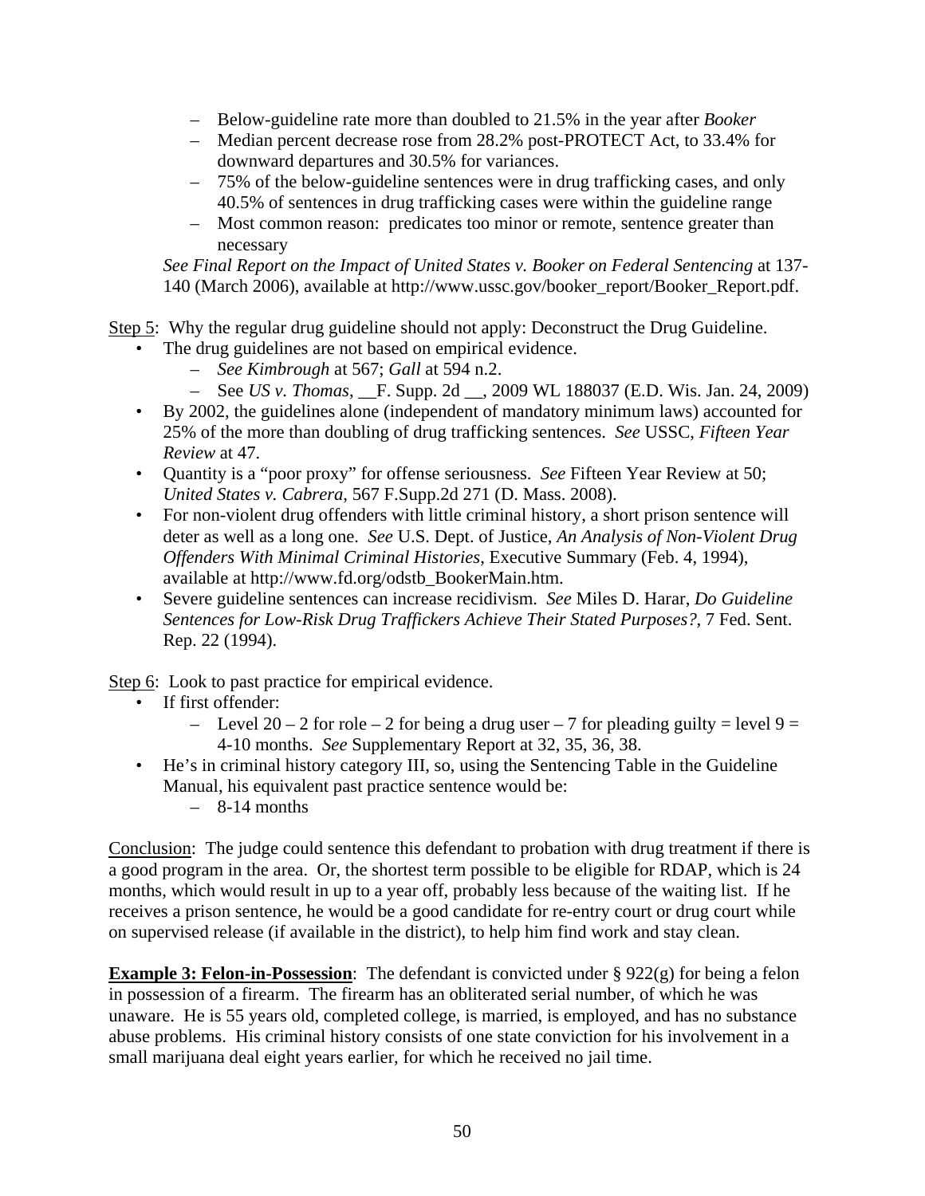- Below-guideline rate more than doubled to 21.5% in the year after *Booker*
- Median percent decrease rose from 28.2% post-PROTECT Act, to 33.4% for downward departures and 30.5% for variances.
- 75% of the below-guideline sentences were in drug trafficking cases, and only 40.5% of sentences in drug trafficking cases were within the guideline range
- Most common reason: predicates too minor or remote, sentence greater than necessary

*See Final Report on the Impact of United States v. Booker on Federal Sentencing* at 137-140 (March 2006), available at http://www.ussc.gov/booker_report/Booker_Report.pdf.

Step 5: Why the regular drug guideline should not apply: Deconstruct the Drug Guideline.

- The drug guidelines are not based on empirical evidence.
  - *See Kimbrough* at 567; *Gall* at 594 n.2.
  - See *US v. Thomas*, __F. Supp. 2d __, 2009 WL 188037 (E.D. Wis. Jan. 24, 2009)
- By 2002, the guidelines alone (independent of mandatory minimum laws) accounted for 25% of the more than doubling of drug trafficking sentences. *See* USSC, *Fifteen Year Review* at 47.
- Quantity is a "poor proxy" for offense seriousness. *See* Fifteen Year Review at 50; *United States v. Cabrera*, 567 F.Supp.2d 271 (D. Mass. 2008).
- For non-violent drug offenders with little criminal history, a short prison sentence will deter as well as a long one. *See* U.S. Dept. of Justice, *An Analysis of Non-Violent Drug Offenders With Minimal Criminal Histories*, Executive Summary (Feb. 4, 1994), available at http://www.fd.org/odstb_BookerMain.htm.
- Severe guideline sentences can increase recidivism. *See* Miles D. Harar, *Do Guideline Sentences for Low-Risk Drug Traffickers Achieve Their Stated Purposes?*, 7 Fed. Sent. Rep. 22 (1994).

Step 6: Look to past practice for empirical evidence.

- If first offender:
  - Level 20 – 2 for role – 2 for being a drug user – 7 for pleading guilty = level 9 = 4-10 months. *See* Supplementary Report at 32, 35, 36, 38.
- He's in criminal history category III, so, using the Sentencing Table in the Guideline Manual, his equivalent past practice sentence would be:
  - 8-14 months

Conclusion: The judge could sentence this defendant to probation with drug treatment if there is a good program in the area. Or, the shortest term possible to be eligible for RDAP, which is 24 months, which would result in up to a year off, probably less because of the waiting list. If he receives a prison sentence, he would be a good candidate for re-entry court or drug court while on supervised release (if available in the district), to help him find work and stay clean.

**Example 3: Felon-in-Possession**: The defendant is convicted under § 922(g) for being a felon in possession of a firearm. The firearm has an obliterated serial number, of which he was unaware. He is 55 years old, completed college, is married, is employed, and has no substance abuse problems. His criminal history consists of one state conviction for his involvement in a small marijuana deal eight years earlier, for which he received no jail time.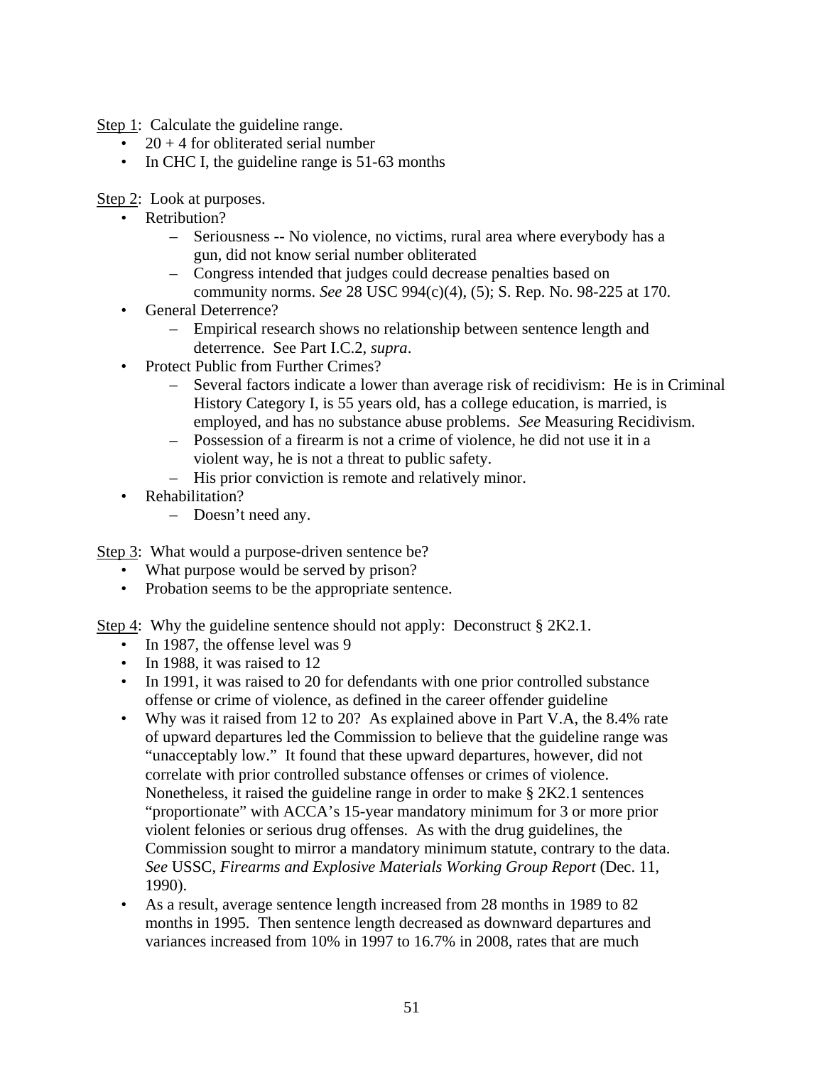Step 1: Calculate the guideline range.

- 20 + 4 for obliterated serial number
- In CHC I, the guideline range is 51-63 months

Step 2: Look at purposes.

- Retribution?
  - Seriousness -- No violence, no victims, rural area where everybody has a gun, did not know serial number obliterated
  - Congress intended that judges could decrease penalties based on community norms. *See* 28 USC 994(c)(4), (5); S. Rep. No. 98-225 at 170.
- General Deterrence?
  - Empirical research shows no relationship between sentence length and deterrence. See Part I.C.2, *supra*.
- Protect Public from Further Crimes?
  - Several factors indicate a lower than average risk of recidivism: He is in Criminal History Category I, is 55 years old, has a college education, is married, is employed, and has no substance abuse problems. *See* Measuring Recidivism.
  - Possession of a firearm is not a crime of violence, he did not use it in a violent way, he is not a threat to public safety.
  - His prior conviction is remote and relatively minor.
- Rehabilitation?
  - Doesn't need any.

Step 3: What would a purpose-driven sentence be?

- What purpose would be served by prison?
- Probation seems to be the appropriate sentence.

Step 4: Why the guideline sentence should not apply: Deconstruct § 2K2.1.

- In 1987, the offense level was 9
- In 1988, it was raised to 12
- In 1991, it was raised to 20 for defendants with one prior controlled substance offense or crime of violence, as defined in the career offender guideline
- Why was it raised from 12 to 20? As explained above in Part V.A, the 8.4% rate of upward departures led the Commission to believe that the guideline range was "unacceptably low." It found that these upward departures, however, did not correlate with prior controlled substance offenses or crimes of violence. Nonetheless, it raised the guideline range in order to make § 2K2.1 sentences "proportionate" with ACCA's 15-year mandatory minimum for 3 or more prior violent felonies or serious drug offenses. As with the drug guidelines, the Commission sought to mirror a mandatory minimum statute, contrary to the data. *See* USSC, *Firearms and Explosive Materials Working Group Report* (Dec. 11, 1990).
- As a result, average sentence length increased from 28 months in 1989 to 82 months in 1995. Then sentence length decreased as downward departures and variances increased from 10% in 1997 to 16.7% in 2008, rates that are much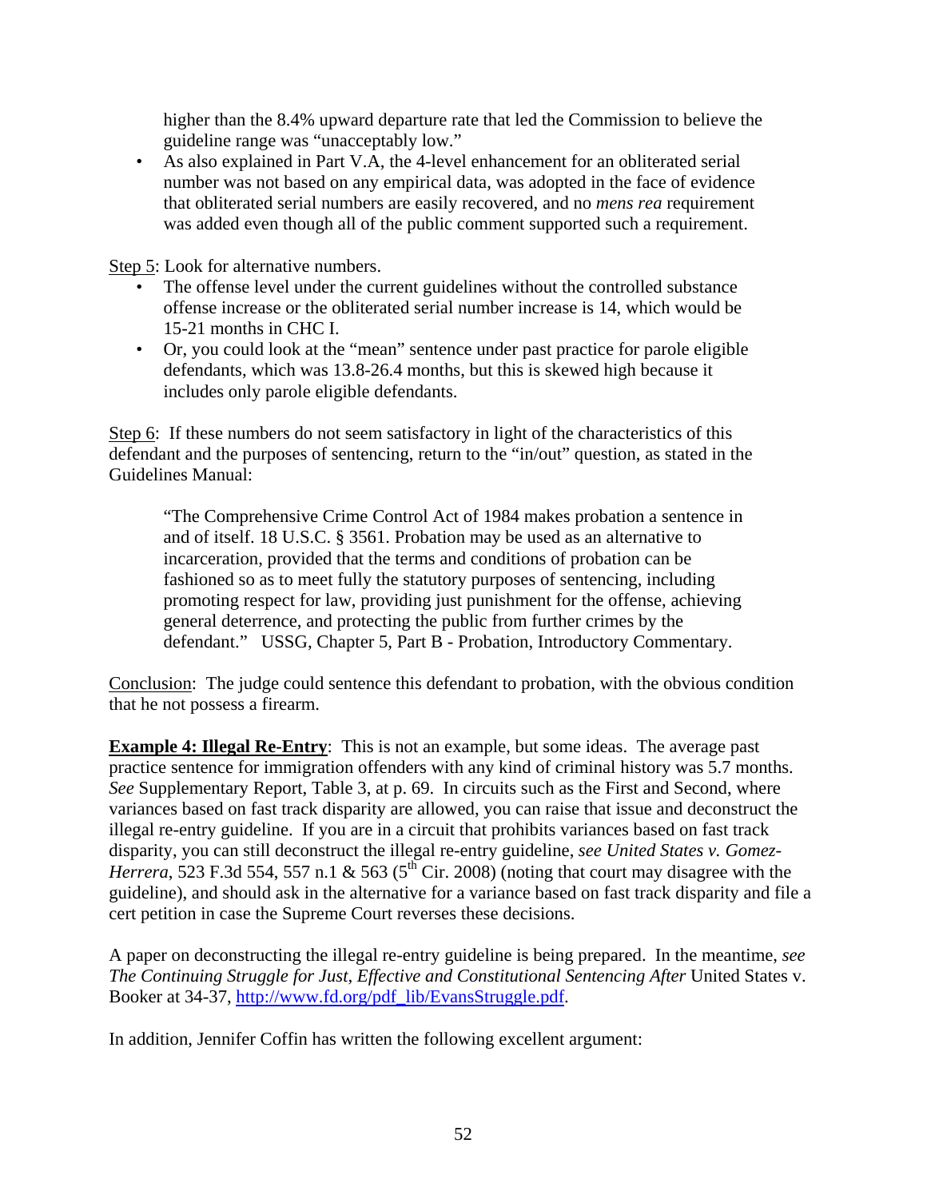higher than the 8.4% upward departure rate that led the Commission to believe the guideline range was "unacceptably low."

- As also explained in Part V.A, the 4-level enhancement for an obliterated serial number was not based on any empirical data, was adopted in the face of evidence that obliterated serial numbers are easily recovered, and no *mens rea* requirement was added even though all of the public comment supported such a requirement.

Step 5: Look for alternative numbers.

- The offense level under the current guidelines without the controlled substance offense increase or the obliterated serial number increase is 14, which would be 15-21 months in CHC I.
- Or, you could look at the "mean" sentence under past practice for parole eligible defendants, which was 13.8-26.4 months, but this is skewed high because it includes only parole eligible defendants.

Step 6: If these numbers do not seem satisfactory in light of the characteristics of this defendant and the purposes of sentencing, return to the "in/out" question, as stated in the Guidelines Manual:

> "The Comprehensive Crime Control Act of 1984 makes probation a sentence in and of itself. 18 U.S.C. § 3561. Probation may be used as an alternative to incarceration, provided that the terms and conditions of probation can be fashioned so as to meet fully the statutory purposes of sentencing, including promoting respect for law, providing just punishment for the offense, achieving general deterrence, and protecting the public from further crimes by the defendant." USSG, Chapter 5, Part B - Probation, Introductory Commentary.

Conclusion: The judge could sentence this defendant to probation, with the obvious condition that he not possess a firearm.

**Example 4: Illegal Re-Entry**: This is not an example, but some ideas. The average past practice sentence for immigration offenders with any kind of criminal history was 5.7 months. *See* Supplementary Report, Table 3, at p. 69. In circuits such as the First and Second, where variances based on fast track disparity are allowed, you can raise that issue and deconstruct the illegal re-entry guideline. If you are in a circuit that prohibits variances based on fast track disparity, you can still deconstruct the illegal re-entry guideline, *see United States v. Gomez-Herrera*, 523 F.3d 554, 557 n.1 & 563 (5th Cir. 2008) (noting that court may disagree with the guideline), and should ask in the alternative for a variance based on fast track disparity and file a cert petition in case the Supreme Court reverses these decisions.

A paper on deconstructing the illegal re-entry guideline is being prepared. In the meantime, *see The Continuing Struggle for Just, Effective and Constitutional Sentencing After* United States v. Booker at 34-37, http://www.fd.org/pdf_lib/EvansStruggle.pdf.

In addition, Jennifer Coffin has written the following excellent argument: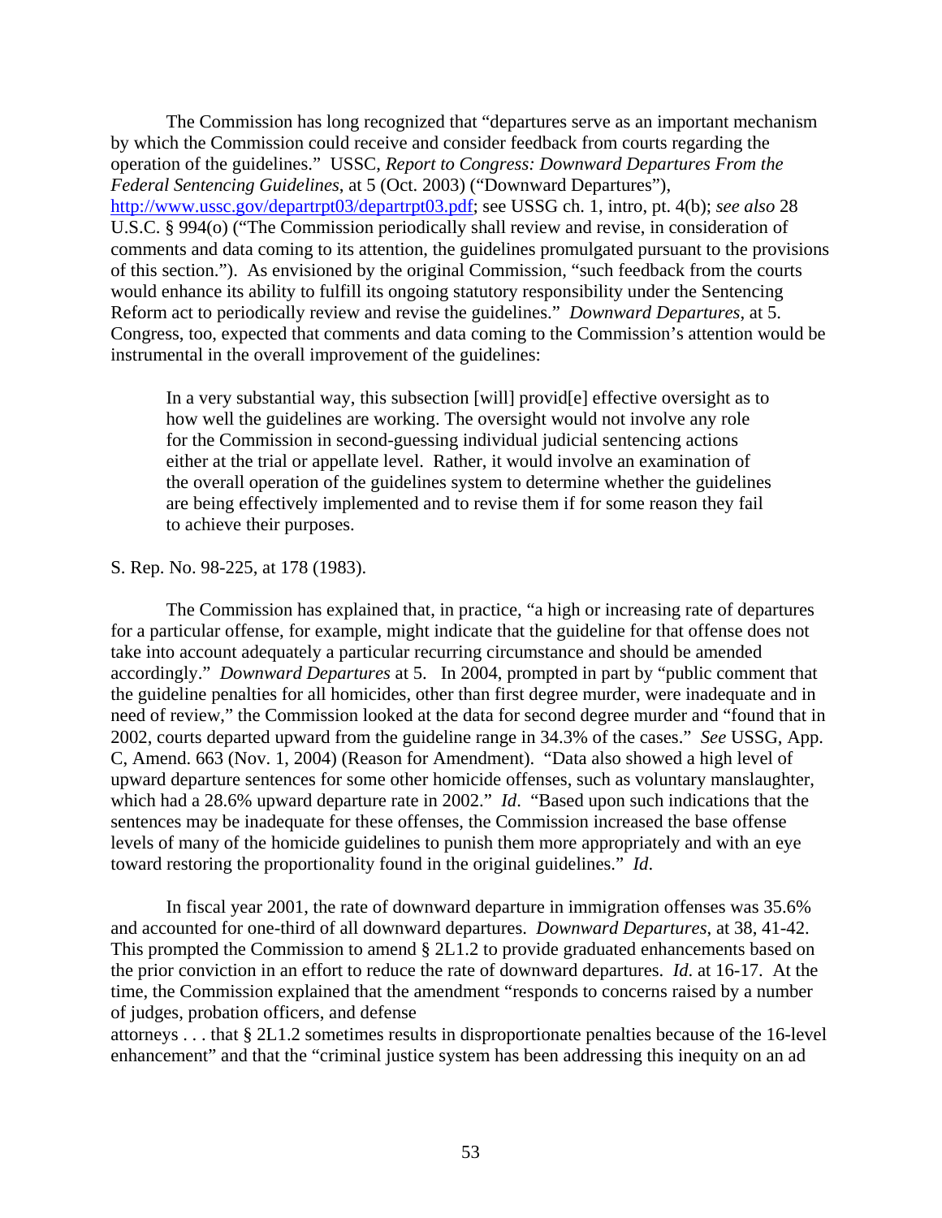The Commission has long recognized that "departures serve as an important mechanism by which the Commission could receive and consider feedback from courts regarding the operation of the guidelines." USSC, *Report to Congress: Downward Departures From the Federal Sentencing Guidelines*, at 5 (Oct. 2003) ("Downward Departures"), [http://www.ussc.gov/departrpt03/departrpt03.pdf](http://www.ussc.gov/departrpt03/departrpt03.pdf); see USSG ch. 1, intro, pt. 4(b); *see also* 28 U.S.C. § 994(o) ("The Commission periodically shall review and revise, in consideration of comments and data coming to its attention, the guidelines promulgated pursuant to the provisions of this section."). As envisioned by the original Commission, "such feedback from the courts would enhance its ability to fulfill its ongoing statutory responsibility under the Sentencing Reform act to periodically review and revise the guidelines." *Downward Departures*, at 5. Congress, too, expected that comments and data coming to the Commission's attention would be instrumental in the overall improvement of the guidelines:

> In a very substantial way, this subsection [will] provid[e] effective oversight as to how well the guidelines are working. The oversight would not involve any role for the Commission in second-guessing individual judicial sentencing actions either at the trial or appellate level. Rather, it would involve an examination of the overall operation of the guidelines system to determine whether the guidelines are being effectively implemented and to revise them if for some reason they fail to achieve their purposes.

S. Rep. No. 98-225, at 178 (1983).

The Commission has explained that, in practice, "a high or increasing rate of departures for a particular offense, for example, might indicate that the guideline for that offense does not take into account adequately a particular recurring circumstance and should be amended accordingly." *Downward Departures* at 5. In 2004, prompted in part by "public comment that the guideline penalties for all homicides, other than first degree murder, were inadequate and in need of review," the Commission looked at the data for second degree murder and "found that in 2002, courts departed upward from the guideline range in 34.3% of the cases." *See* USSG, App. C, Amend. 663 (Nov. 1, 2004) (Reason for Amendment). "Data also showed a high level of upward departure sentences for some other homicide offenses, such as voluntary manslaughter, which had a 28.6% upward departure rate in 2002." *Id*. "Based upon such indications that the sentences may be inadequate for these offenses, the Commission increased the base offense levels of many of the homicide guidelines to punish them more appropriately and with an eye toward restoring the proportionality found in the original guidelines." *Id*.

In fiscal year 2001, the rate of downward departure in immigration offenses was 35.6% and accounted for one-third of all downward departures. *Downward Departures*, at 38, 41-42. This prompted the Commission to amend § 2L1.2 to provide graduated enhancements based on the prior conviction in an effort to reduce the rate of downward departures. *Id*. at 16-17. At the time, the Commission explained that the amendment "responds to concerns raised by a number of judges, probation officers, and defense attorneys . . . that § 2L1.2 sometimes results in disproportionate penalties because of the 16-level enhancement" and that the "criminal justice system has been addressing this inequity on an ad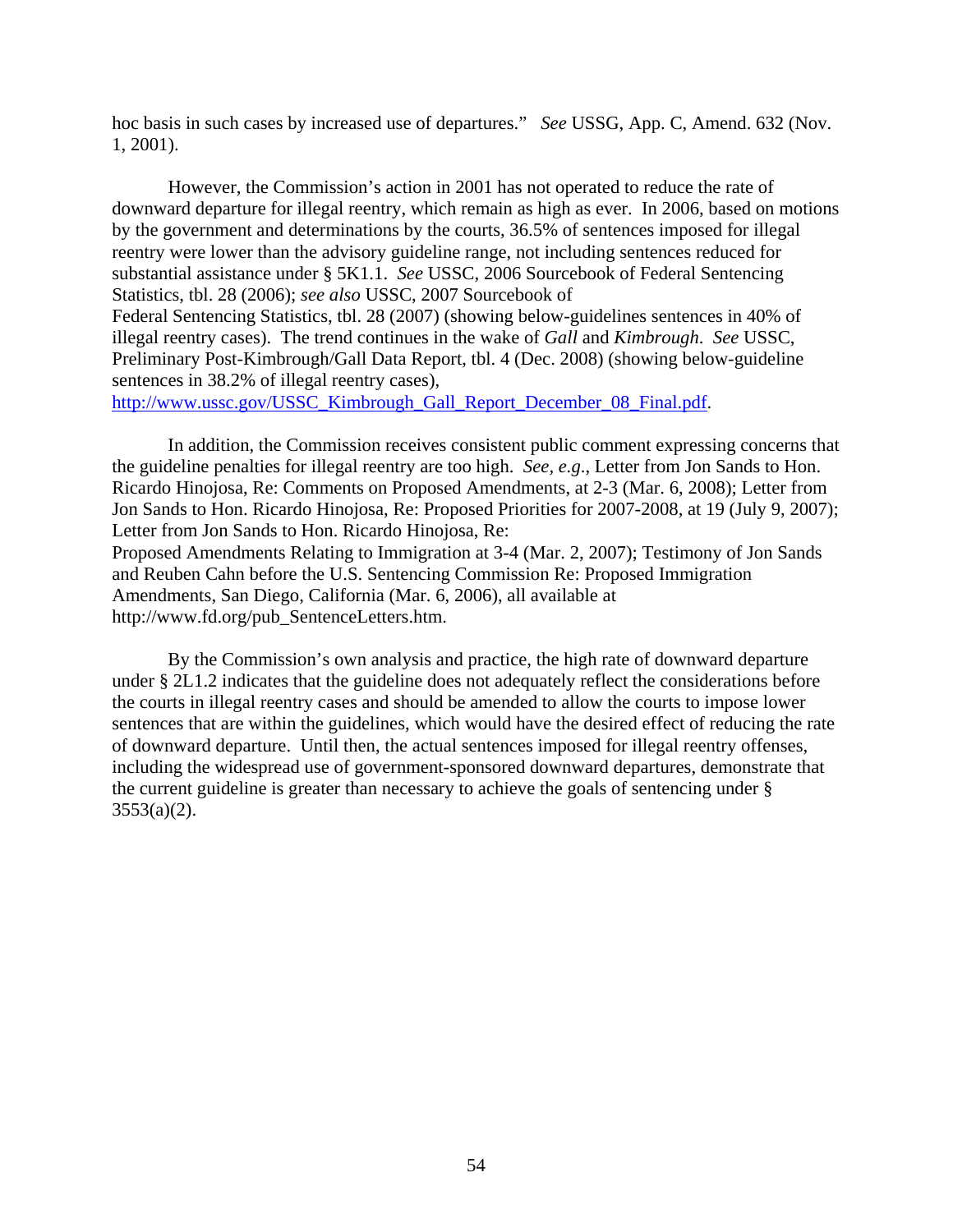hoc basis in such cases by increased use of departures." *See* USSG, App. C, Amend. 632 (Nov. 1, 2001).

However, the Commission's action in 2001 has not operated to reduce the rate of downward departure for illegal reentry, which remain as high as ever. In 2006, based on motions by the government and determinations by the courts, 36.5% of sentences imposed for illegal reentry were lower than the advisory guideline range, not including sentences reduced for substantial assistance under § 5K1.1. *See* USSC, 2006 Sourcebook of Federal Sentencing Statistics, tbl. 28 (2006); *see also* USSC, 2007 Sourcebook of Federal Sentencing Statistics, tbl. 28 (2007) (showing below-guidelines sentences in 40% of illegal reentry cases). The trend continues in the wake of *Gall* and *Kimbrough*. *See* USSC, Preliminary Post-Kimbrough/Gall Data Report, tbl. 4 (Dec. 2008) (showing below-guideline sentences in 38.2% of illegal reentry cases), http://www.ussc.gov/USSC_Kimbrough_Gall_Report_December_08_Final.pdf.

In addition, the Commission receives consistent public comment expressing concerns that the guideline penalties for illegal reentry are too high. *See, e.g*., Letter from Jon Sands to Hon. Ricardo Hinojosa, Re: Comments on Proposed Amendments, at 2-3 (Mar. 6, 2008); Letter from Jon Sands to Hon. Ricardo Hinojosa, Re: Proposed Priorities for 2007-2008, at 19 (July 9, 2007); Letter from Jon Sands to Hon. Ricardo Hinojosa, Re: Proposed Amendments Relating to Immigration at 3-4 (Mar. 2, 2007); Testimony of Jon Sands and Reuben Cahn before the U.S. Sentencing Commission Re: Proposed Immigration Amendments, San Diego, California (Mar. 6, 2006), all available at http://www.fd.org/pub_SentenceLetters.htm.

By the Commission's own analysis and practice, the high rate of downward departure under § 2L1.2 indicates that the guideline does not adequately reflect the considerations before the courts in illegal reentry cases and should be amended to allow the courts to impose lower sentences that are within the guidelines, which would have the desired effect of reducing the rate of downward departure. Until then, the actual sentences imposed for illegal reentry offenses, including the widespread use of government-sponsored downward departures, demonstrate that the current guideline is greater than necessary to achieve the goals of sentencing under § 3553(a)(2).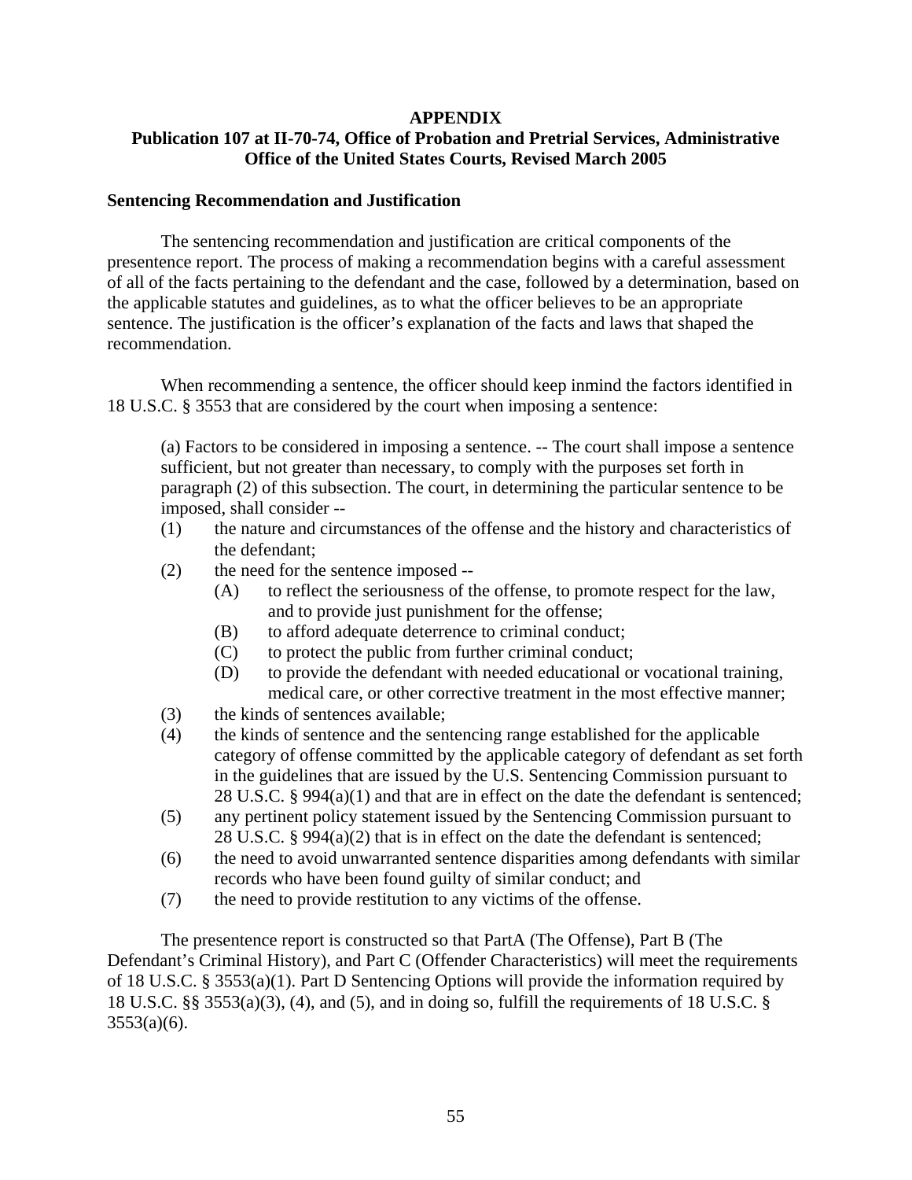## APPENDIX

## Publication 107 at II-70-74, Office of Probation and Pretrial Services, Administrative Office of the United States Courts, Revised March 2005

### Sentencing Recommendation and Justification

The sentencing recommendation and justification are critical components of the presentence report. The process of making a recommendation begins with a careful assessment of all of the facts pertaining to the defendant and the case, followed by a determination, based on the applicable statutes and guidelines, as to what the officer believes to be an appropriate sentence. The justification is the officer's explanation of the facts and laws that shaped the recommendation.

When recommending a sentence, the officer should keep inmind the factors identified in 18 U.S.C. § 3553 that are considered by the court when imposing a sentence:

> (a) Factors to be considered in imposing a sentence. -- The court shall impose a sentence sufficient, but not greater than necessary, to comply with the purposes set forth in paragraph (2) of this subsection. The court, in determining the particular sentence to be imposed, shall consider --
>
> (1) the nature and circumstances of the offense and the history and characteristics of the defendant;
>
> (2) the need for the sentence imposed --
>    - (A) to reflect the seriousness of the offense, to promote respect for the law, and to provide just punishment for the offense;
>    - (B) to afford adequate deterrence to criminal conduct;
>    - (C) to protect the public from further criminal conduct;
>    - (D) to provide the defendant with needed educational or vocational training, medical care, or other corrective treatment in the most effective manner;
>
> (3) the kinds of sentences available;
>
> (4) the kinds of sentence and the sentencing range established for the applicable category of offense committed by the applicable category of defendant as set forth in the guidelines that are issued by the U.S. Sentencing Commission pursuant to 28 U.S.C. § 994(a)(1) and that are in effect on the date the defendant is sentenced;
>
> (5) any pertinent policy statement issued by the Sentencing Commission pursuant to 28 U.S.C. § 994(a)(2) that is in effect on the date the defendant is sentenced;
>
> (6) the need to avoid unwarranted sentence disparities among defendants with similar records who have been found guilty of similar conduct; and
>
> (7) the need to provide restitution to any victims of the offense.

The presentence report is constructed so that PartA (The Offense), Part B (The Defendant's Criminal History), and Part C (Offender Characteristics) will meet the requirements of 18 U.S.C. § 3553(a)(1). Part D Sentencing Options will provide the information required by 18 U.S.C. §§ 3553(a)(3), (4), and (5), and in doing so, fulfill the requirements of 18 U.S.C. § 3553(a)(6).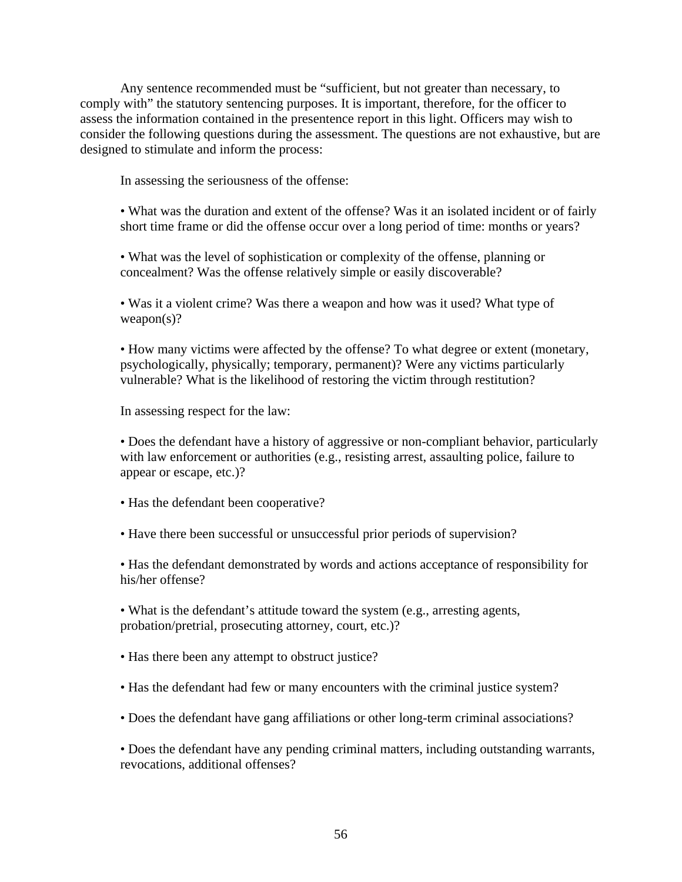Any sentence recommended must be "sufficient, but not greater than necessary, to comply with" the statutory sentencing purposes. It is important, therefore, for the officer to assess the information contained in the presentence report in this light. Officers may wish to consider the following questions during the assessment. The questions are not exhaustive, but are designed to stimulate and inform the process:

In assessing the seriousness of the offense:

- What was the duration and extent of the offense? Was it an isolated incident or of fairly short time frame or did the offense occur over a long period of time: months or years?
- What was the level of sophistication or complexity of the offense, planning or concealment? Was the offense relatively simple or easily discoverable?
- Was it a violent crime? Was there a weapon and how was it used? What type of weapon(s)?
- How many victims were affected by the offense? To what degree or extent (monetary, psychologically, physically; temporary, permanent)? Were any victims particularly vulnerable? What is the likelihood of restoring the victim through restitution?

In assessing respect for the law:

- Does the defendant have a history of aggressive or non-compliant behavior, particularly with law enforcement or authorities (e.g., resisting arrest, assaulting police, failure to appear or escape, etc.)?
- Has the defendant been cooperative?
- Have there been successful or unsuccessful prior periods of supervision?
- Has the defendant demonstrated by words and actions acceptance of responsibility for his/her offense?
- What is the defendant's attitude toward the system (e.g., arresting agents, probation/pretrial, prosecuting attorney, court, etc.)?
- Has there been any attempt to obstruct justice?
- Has the defendant had few or many encounters with the criminal justice system?
- Does the defendant have gang affiliations or other long-term criminal associations?
- Does the defendant have any pending criminal matters, including outstanding warrants, revocations, additional offenses?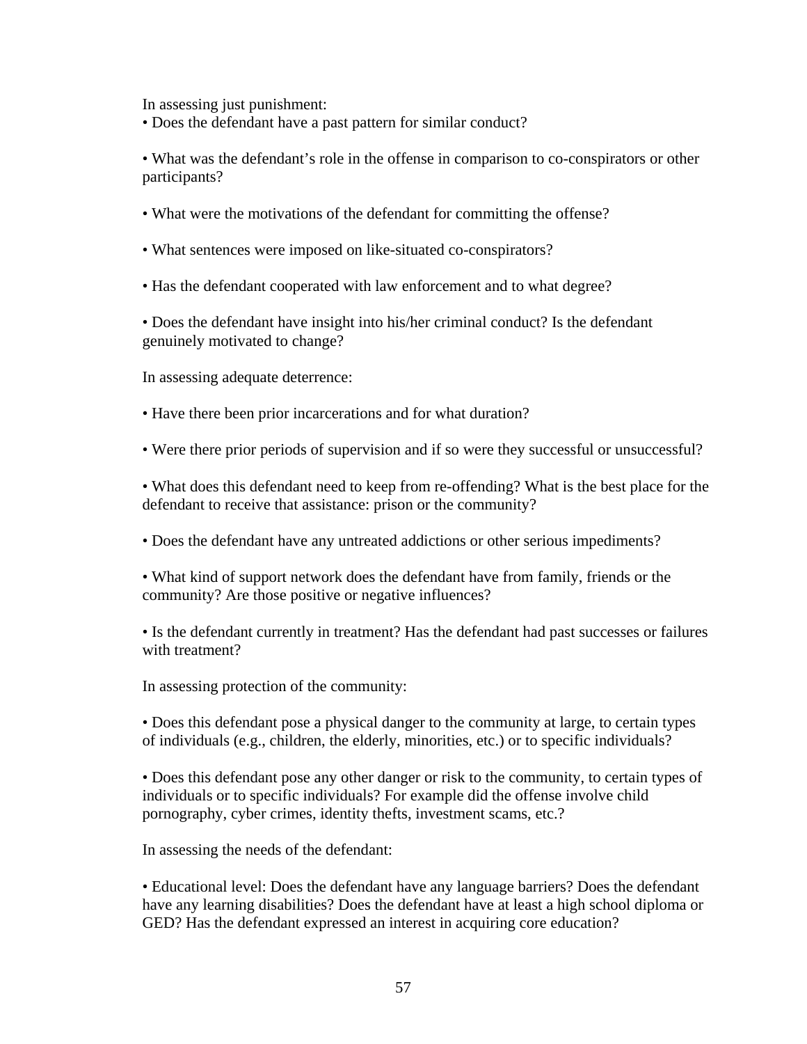In assessing just punishment:

- Does the defendant have a past pattern for similar conduct?

- What was the defendant's role in the offense in comparison to co-conspirators or other participants?

- What were the motivations of the defendant for committing the offense?

- What sentences were imposed on like-situated co-conspirators?

- Has the defendant cooperated with law enforcement and to what degree?

- Does the defendant have insight into his/her criminal conduct? Is the defendant genuinely motivated to change?

In assessing adequate deterrence:

- Have there been prior incarcerations and for what duration?

- Were there prior periods of supervision and if so were they successful or unsuccessful?

- What does this defendant need to keep from re-offending? What is the best place for the defendant to receive that assistance: prison or the community?

- Does the defendant have any untreated addictions or other serious impediments?

- What kind of support network does the defendant have from family, friends or the community? Are those positive or negative influences?

- Is the defendant currently in treatment? Has the defendant had past successes or failures with treatment?

In assessing protection of the community:

- Does this defendant pose a physical danger to the community at large, to certain types of individuals (e.g., children, the elderly, minorities, etc.) or to specific individuals?

- Does this defendant pose any other danger or risk to the community, to certain types of individuals or to specific individuals? For example did the offense involve child pornography, cyber crimes, identity thefts, investment scams, etc.?

In assessing the needs of the defendant:

- Educational level: Does the defendant have any language barriers? Does the defendant have any learning disabilities? Does the defendant have at least a high school diploma or GED? Has the defendant expressed an interest in acquiring core education?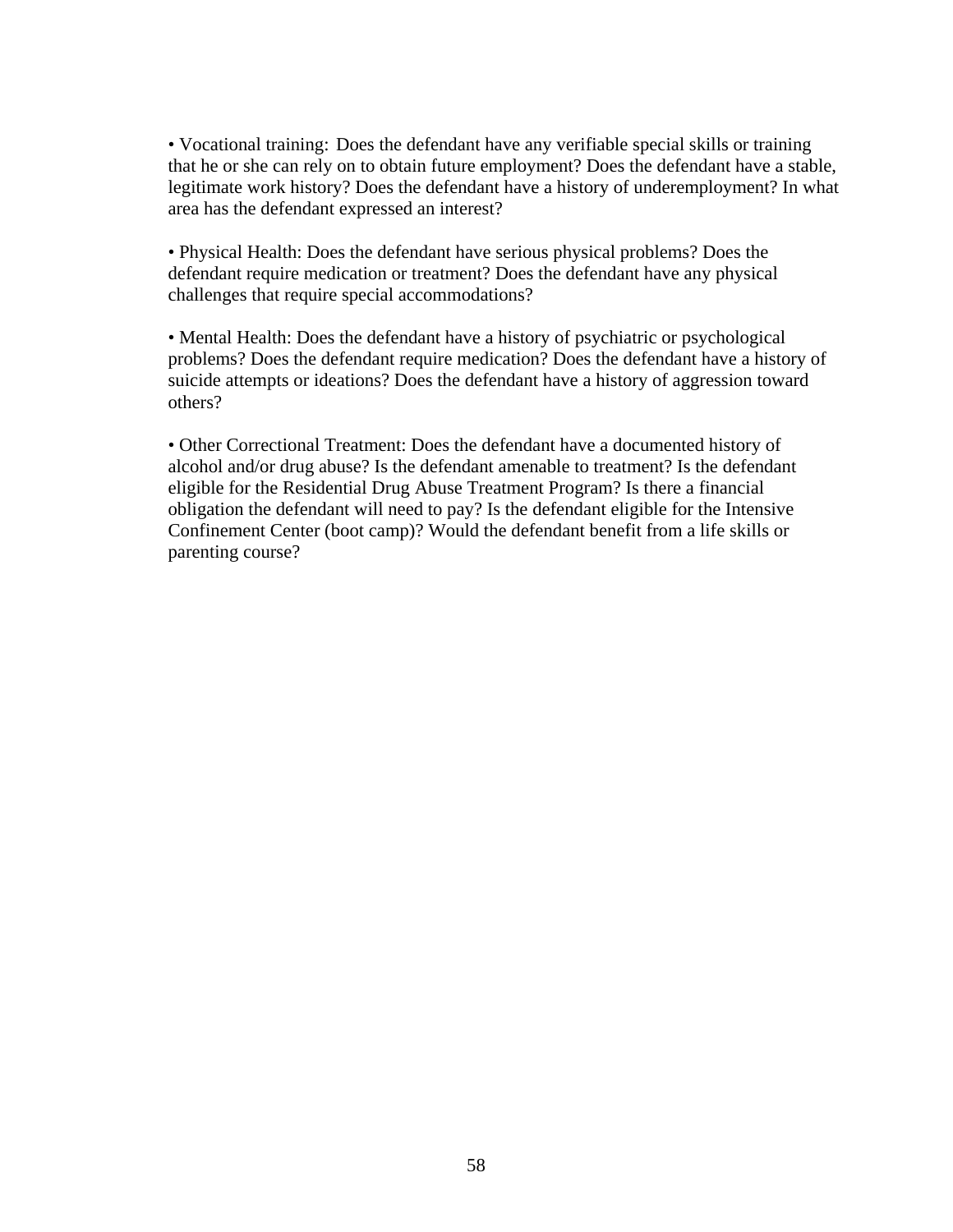- Vocational training: Does the defendant have any verifiable special skills or training that he or she can rely on to obtain future employment? Does the defendant have a stable, legitimate work history? Does the defendant have a history of underemployment? In what area has the defendant expressed an interest?

- Physical Health: Does the defendant have serious physical problems? Does the defendant require medication or treatment? Does the defendant have any physical challenges that require special accommodations?

- Mental Health: Does the defendant have a history of psychiatric or psychological problems? Does the defendant require medication? Does the defendant have a history of suicide attempts or ideations? Does the defendant have a history of aggression toward others?

- Other Correctional Treatment: Does the defendant have a documented history of alcohol and/or drug abuse? Is the defendant amenable to treatment? Is the defendant eligible for the Residential Drug Abuse Treatment Program? Is there a financial obligation the defendant will need to pay? Is the defendant eligible for the Intensive Confinement Center (boot camp)? Would the defendant benefit from a life skills or parenting course?